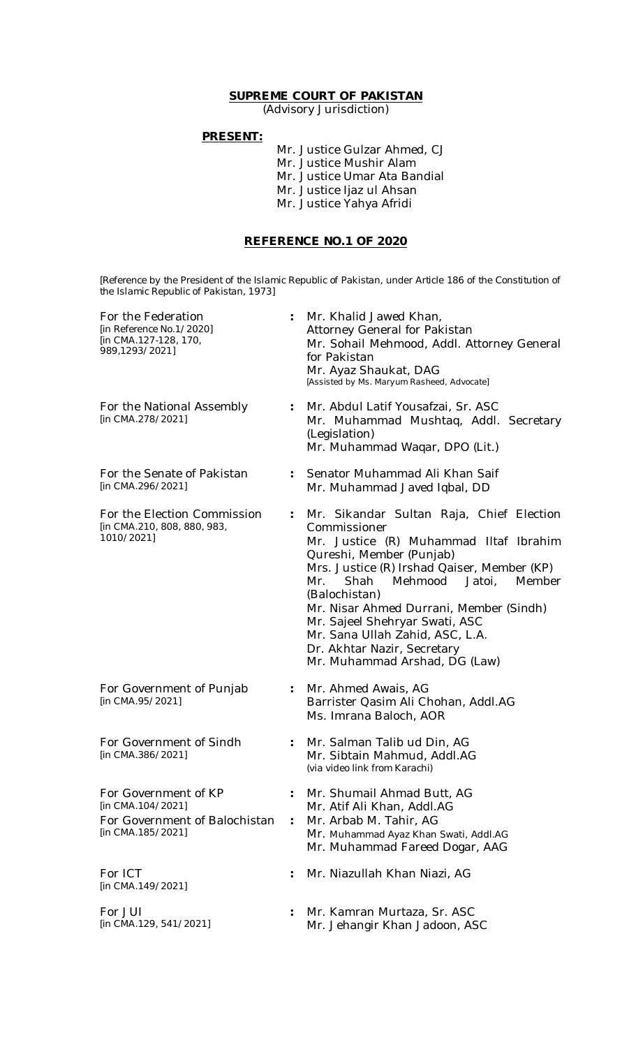**SUPREME COURT OF PAKISTAN**
(Advisory Jurisdiction)

**PRESENT:**

Mr. Justice Gulzar Ahmed, CJ
Mr. Justice Mushir Alam
Mr. Justice Umar Ata Bandial
Mr. Justice Ijaz ul Ahsan
Mr. Justice Yahya Afridi

**REFERENCE NO.1 OF 2020**

[Reference by the President of the Islamic Republic of Pakistan, under Article 186 of the Constitution of the Islamic Republic of Pakistan, 1973]

| | | |
|---|---|---|
| For the Federation [in Reference No.1/2020] [in CMA.127-128, 170, 989,1293/2021] | : | Mr. Khalid Jawed Khan, Attorney General for Pakistan<br>Mr. Sohail Mehmood, Addl. Attorney General for Pakistan<br>Mr. Ayaz Shaukat, DAG<br>[Assisted by Ms. Maryum Rasheed, Advocate] |
| For the National Assembly [in CMA.278/2021] | : | Mr. Abdul Latif Yousafzai, Sr. ASC<br>Mr. Muhammad Mushtaq, Addl. Secretary (Legislation)<br>Mr. Muhammad Waqar, DPO (Lit.) |
| For the Senate of Pakistan [in CMA.296/2021] | : | Senator Muhammad Ali Khan Saif<br>Mr. Muhammad Javed Iqbal, DD |
| For the Election Commission [in CMA.210, 808, 880, 983, 1010/2021] | : | Mr. Sikandar Sultan Raja, Chief Election Commissioner<br>Mr. Justice (R) Muhammad Iltaf Ibrahim Qureshi, Member (Punjab)<br>Mrs. Justice (R) Irshad Qaiser, Member (KP)<br>Mr. Shah Mehmood Jatoi, Member (Balochistan)<br>Mr. Nisar Ahmed Durrani, Member (Sindh)<br>Mr. Sajeel Shehryar Swati, ASC<br>Mr. Sana Ullah Zahid, ASC, L.A.<br>Dr. Akhtar Nazir, Secretary<br>Mr. Muhammad Arshad, DG (Law) |
| For Government of Punjab [in CMA.95/2021] | : | Mr. Ahmed Awais, AG<br>Barrister Qasim Ali Chohan, Addl.AG<br>Ms. Imrana Baloch, AOR |
| For Government of Sindh [in CMA.386/2021] | : | Mr. Salman Talib ud Din, AG<br>Mr. Sibtain Mahmud, Addl.AG<br>(via video link from Karachi) |
| For Government of KP [in CMA.104/2021] | : | Mr. Shumail Ahmad Butt, AG<br>Mr. Atif Ali Khan, Addl.AG |
| For Government of Balochistan [in CMA.185/2021] | : | Mr. Arbab M. Tahir, AG<br>Mr. Muhammad Ayaz Khan Swati, Addl.AG<br>Mr. Muhammad Fareed Dogar, AAG |
| For ICT [in CMA.149/2021] | : | Mr. Niazullah Khan Niazi, AG |
| For JUI [in CMA.129, 541/2021] | : | Mr. Kamran Murtaza, Sr. ASC<br>Mr. Jehangir Khan Jadoon, ASC |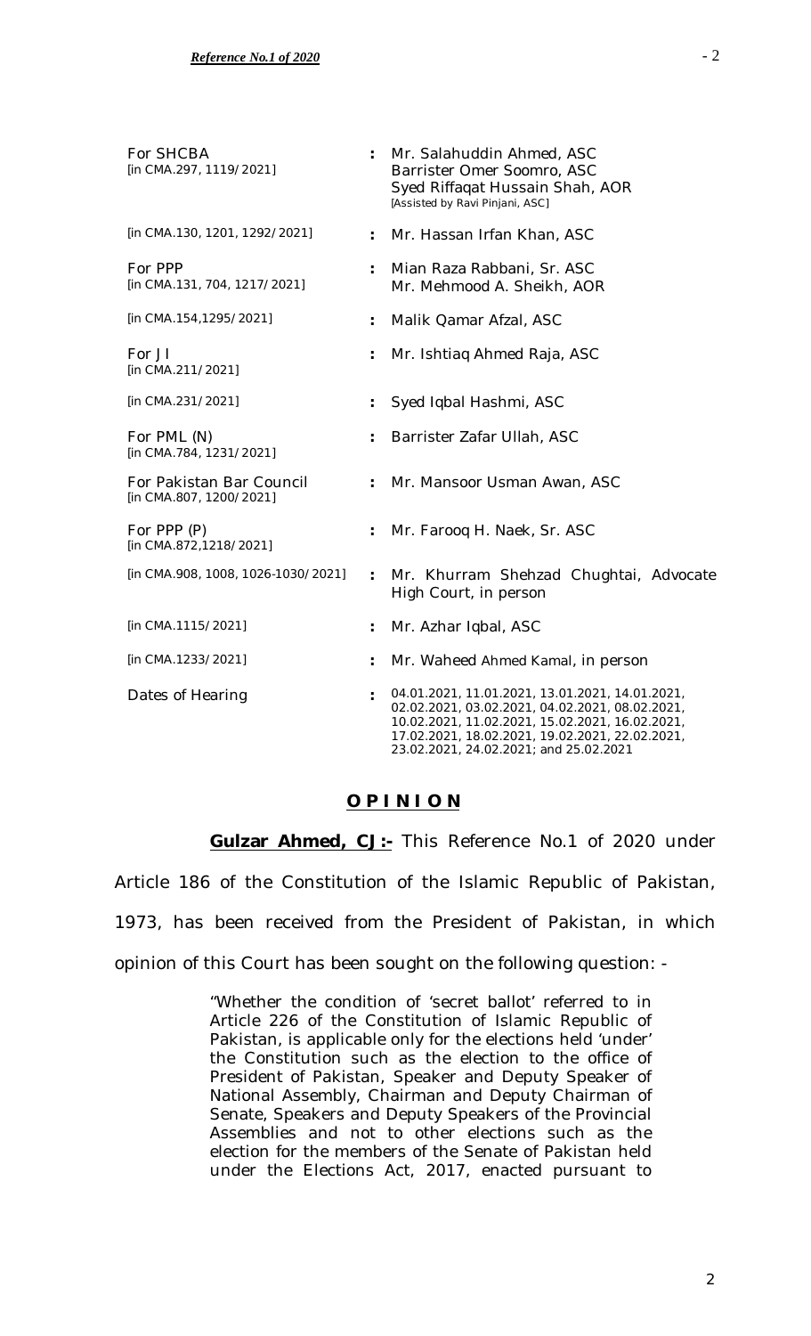| | | |
|---|---|---|
| For SHCBA [in CMA.297, 1119/2021] | : | Mr. Salahuddin Ahmed, ASC<br>Barrister Omer Soomro, ASC<br>Syed Riffaqat Hussain Shah, AOR<br>[Assisted by Ravi Pinjani, ASC] |
| [in CMA.130, 1201, 1292/2021] | : | Mr. Hassan Irfan Khan, ASC |
| For PPP [in CMA.131, 704, 1217/2021] | : | Mian Raza Rabbani, Sr. ASC<br>Mr. Mehmood A. Sheikh, AOR |
| [in CMA.154,1295/2021] | : | Malik Qamar Afzal, ASC |
| For JI [in CMA.211/2021] | : | Mr. Ishtiaq Ahmed Raja, ASC |
| [in CMA.231/2021] | : | Syed Iqbal Hashmi, ASC |
| For PML (N) [in CMA.784, 1231/2021] | : | Barrister Zafar Ullah, ASC |
| For Pakistan Bar Council [in CMA.807, 1200/2021] | : | Mr. Mansoor Usman Awan, ASC |
| For PPP (P) [in CMA.872,1218/2021] | : | Mr. Farooq H. Naek, Sr. ASC |
| [in CMA.908, 1008, 1026-1030/2021] | : | Mr. Khurram Shehzad Chughtai, Advocate High Court, in person |
| [in CMA.1115/2021] | : | Mr. Azhar Iqbal, ASC |
| [in CMA.1233/2021] | : | Mr. Waheed Ahmed Kamal, in person |
| Dates of Hearing | : | 04.01.2021, 11.01.2021, 13.01.2021, 14.01.2021, 02.02.2021, 03.02.2021, 04.02.2021, 08.02.2021, 10.02.2021, 11.02.2021, 15.02.2021, 16.02.2021, 17.02.2021, 18.02.2021, 19.02.2021, 22.02.2021, 23.02.2021, 24.02.2021; and 25.02.2021 |

## OPINION

**Gulzar Ahmed, CJ:-** This Reference No.1 of 2020 under Article 186 of the Constitution of the Islamic Republic of Pakistan, 1973, has been received from the President of Pakistan, in which opinion of this Court has been sought on the following question: -

> "Whether the condition of 'secret ballot' referred to in Article 226 of the Constitution of Islamic Republic of Pakistan, is applicable only for the elections held 'under' the Constitution such as the election to the office of President of Pakistan, Speaker and Deputy Speaker of National Assembly, Chairman and Deputy Chairman of Senate, Speakers and Deputy Speakers of the Provincial Assemblies and not to other elections such as the election for the members of the Senate of Pakistan held under the Elections Act, 2017, enacted pursuant to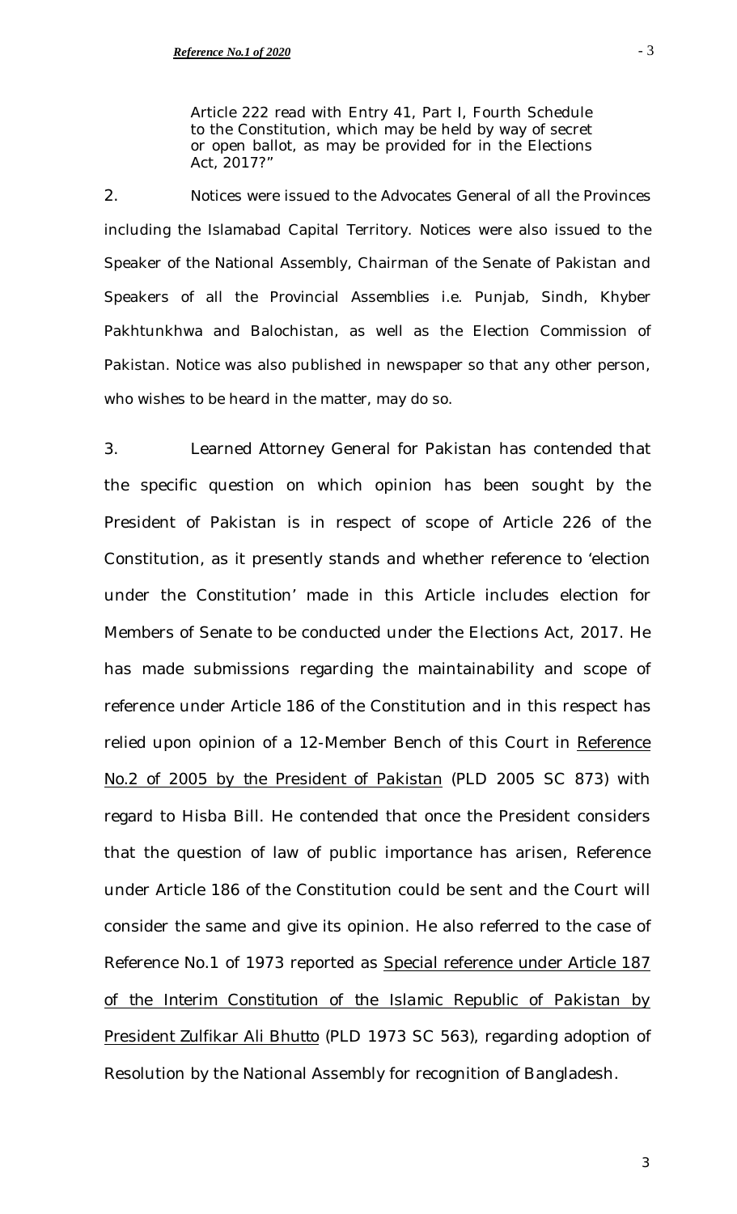Article 222 read with Entry 41, Part I, Fourth Schedule to the Constitution, which may be held by way of secret or open ballot, as may be provided for in the Elections Act, 2017?"

2. Notices were issued to the Advocates General of all the Provinces including the Islamabad Capital Territory. Notices were also issued to the Speaker of the National Assembly, Chairman of the Senate of Pakistan and Speakers of all the Provincial Assemblies i.e. Punjab, Sindh, Khyber Pakhtunkhwa and Balochistan, as well as the Election Commission of Pakistan. Notice was also published in newspaper so that any other person, who wishes to be heard in the matter, may do so.

3. Learned Attorney General for Pakistan has contended that the specific question on which opinion has been sought by the President of Pakistan is in respect of scope of Article 226 of the Constitution, as it presently stands and whether reference to 'election under the Constitution' made in this Article includes election for Members of Senate to be conducted under the Elections Act, 2017. He has made submissions regarding the maintainability and scope of reference under Article 186 of the Constitution and in this respect has relied upon opinion of a 12-Member Bench of this Court in Reference No.2 of 2005 by the President of Pakistan (PLD 2005 SC 873) with regard to Hisba Bill. He contended that once the President considers that the question of law of public importance has arisen, Reference under Article 186 of the Constitution could be sent and the Court will consider the same and give its opinion. He also referred to the case of Reference No.1 of 1973 reported as Special reference under Article 187 of the Interim Constitution of the Islamic Republic of Pakistan by President Zulfikar Ali Bhutto (PLD 1973 SC 563), regarding adoption of Resolution by the National Assembly for recognition of Bangladesh.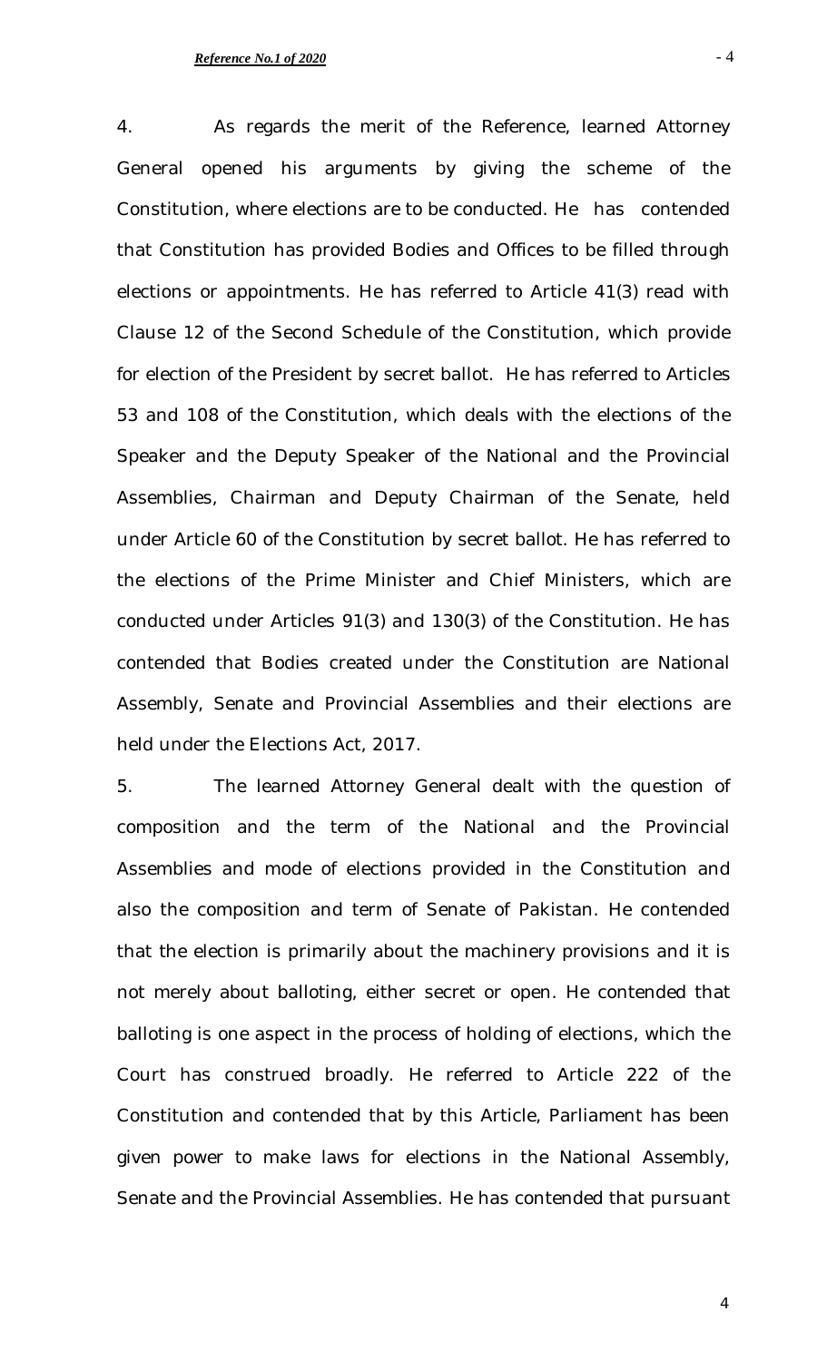4. As regards the merit of the Reference, learned Attorney General opened his arguments by giving the scheme of the Constitution, where elections are to be conducted. He has contended that Constitution has provided Bodies and Offices to be filled through elections or appointments. He has referred to Article 41(3) read with Clause 12 of the Second Schedule of the Constitution, which provide for election of the President by secret ballot. He has referred to Articles 53 and 108 of the Constitution, which deals with the elections of the Speaker and the Deputy Speaker of the National and the Provincial Assemblies, Chairman and Deputy Chairman of the Senate, held under Article 60 of the Constitution by secret ballot. He has referred to the elections of the Prime Minister and Chief Ministers, which are conducted under Articles 91(3) and 130(3) of the Constitution. He has contended that Bodies created under the Constitution are National Assembly, Senate and Provincial Assemblies and their elections are held under the Elections Act, 2017.

5. The learned Attorney General dealt with the question of composition and the term of the National and the Provincial Assemblies and mode of elections provided in the Constitution and also the composition and term of Senate of Pakistan. He contended that the election is primarily about the machinery provisions and it is not merely about balloting, either secret or open. He contended that balloting is one aspect in the process of holding of elections, which the Court has construed broadly. He referred to Article 222 of the Constitution and contended that by this Article, Parliament has been given power to make laws for elections in the National Assembly, Senate and the Provincial Assemblies. He has contended that pursuant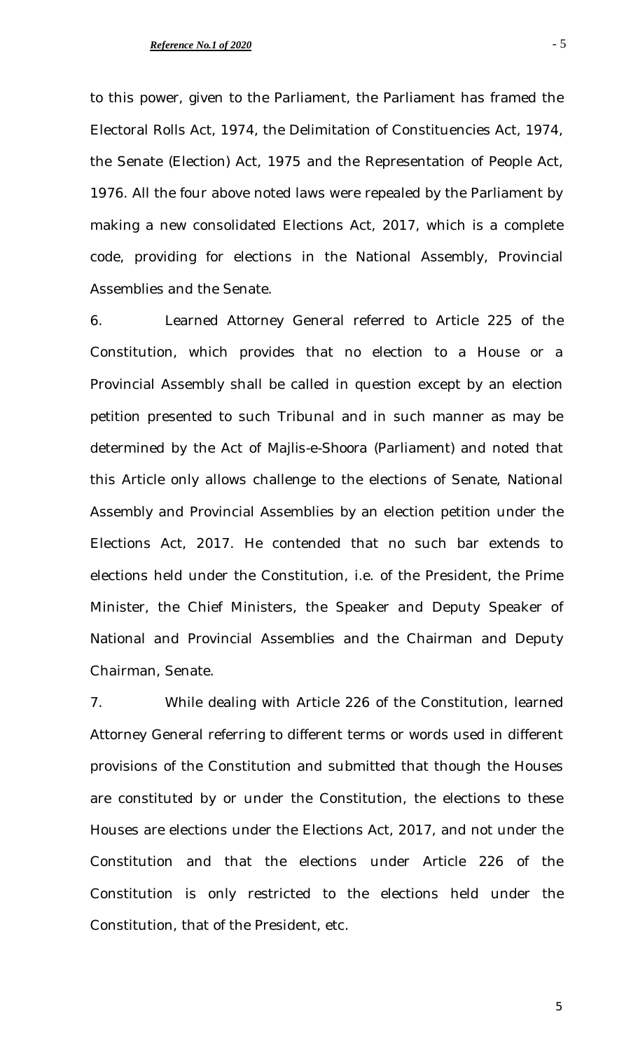to this power, given to the Parliament, the Parliament has framed the Electoral Rolls Act, 1974, the Delimitation of Constituencies Act, 1974, the Senate (Election) Act, 1975 and the Representation of People Act, 1976. All the four above noted laws were repealed by the Parliament by making a new consolidated Elections Act, 2017, which is a complete code, providing for elections in the National Assembly, Provincial Assemblies and the Senate.

6. Learned Attorney General referred to Article 225 of the Constitution, which provides that no election to a House or a Provincial Assembly shall be called in question except by an election petition presented to such Tribunal and in such manner as may be determined by the Act of Majlis-e-Shoora (Parliament) and noted that this Article only allows challenge to the elections of Senate, National Assembly and Provincial Assemblies by an election petition under the Elections Act, 2017. He contended that no such bar extends to elections held under the Constitution, i.e. of the President, the Prime Minister, the Chief Ministers, the Speaker and Deputy Speaker of National and Provincial Assemblies and the Chairman and Deputy Chairman, Senate.

7. While dealing with Article 226 of the Constitution, learned Attorney General referring to different terms or words used in different provisions of the Constitution and submitted that though the Houses are constituted by or under the Constitution, the elections to these Houses are elections under the Elections Act, 2017, and not under the Constitution and that the elections under Article 226 of the Constitution is only restricted to the elections held under the Constitution, that of the President, etc.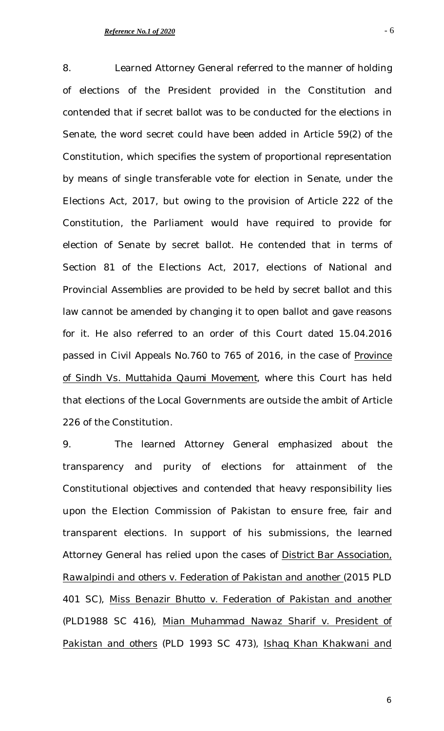8. Learned Attorney General referred to the manner of holding of elections of the President provided in the Constitution and contended that if secret ballot was to be conducted for the elections in Senate, the word secret could have been added in Article 59(2) of the Constitution, which specifies the system of proportional representation by means of single transferable vote for election in Senate, under the Elections Act, 2017, but owing to the provision of Article 222 of the Constitution, the Parliament would have required to provide for election of Senate by secret ballot. He contended that in terms of Section 81 of the Elections Act, 2017, elections of National and Provincial Assemblies are provided to be held by secret ballot and this law cannot be amended by changing it to open ballot and gave reasons for it. He also referred to an order of this Court dated 15.04.2016 passed in Civil Appeals No.760 to 765 of 2016, in the case of Province of Sindh Vs. Muttahida Qaumi Movement, where this Court has held that elections of the Local Governments are outside the ambit of Article 226 of the Constitution.

9. The learned Attorney General emphasized about the transparency and purity of elections for attainment of the Constitutional objectives and contended that heavy responsibility lies upon the Election Commission of Pakistan to ensure free, fair and transparent elections. In support of his submissions, the learned Attorney General has relied upon the cases of District Bar Association, Rawalpindi and others v. Federation of Pakistan and another (2015 PLD 401 SC), Miss Benazir Bhutto v. Federation of Pakistan and another (PLD1988 SC 416), Mian Muhammad Nawaz Sharif v. President of Pakistan and others (PLD 1993 SC 473), Ishaq Khan Khakwani and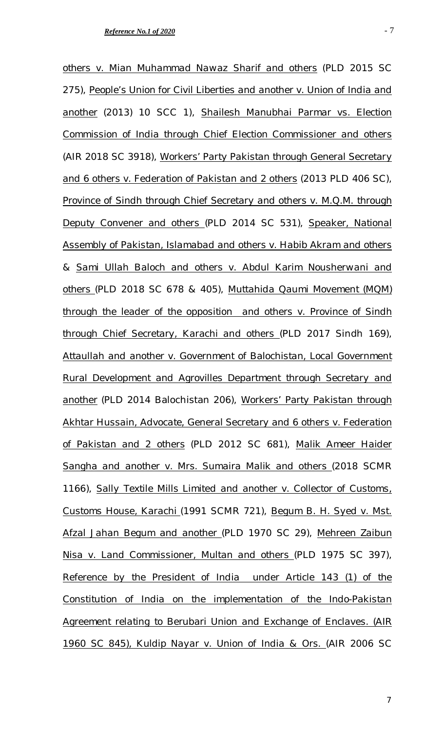others v. Mian Muhammad Nawaz Sharif and others (PLD 2015 SC 275), People's Union for Civil Liberties and another v. Union of India and another (2013) 10 SCC 1), Shailesh Manubhai Parmar vs. Election Commission of India through Chief Election Commissioner and others (AIR 2018 SC 3918), Workers' Party Pakistan through General Secretary and 6 others v. Federation of Pakistan and 2 others (2013 PLD 406 SC), Province of Sindh through Chief Secretary and others v. M.Q.M. through Deputy Convener and others (PLD 2014 SC 531), Speaker, National Assembly of Pakistan, Islamabad and others v. Habib Akram and others & Sami Ullah Baloch and others v. Abdul Karim Nousherwani and others (PLD 2018 SC 678 & 405), Muttahida Qaumi Movement (MQM) through the leader of the opposition and others v. Province of Sindh through Chief Secretary, Karachi and others (PLD 2017 Sindh 169), Attaullah and another v. Government of Balochistan, Local Government Rural Development and Agrovilles Department through Secretary and another (PLD 2014 Balochistan 206), Workers' Party Pakistan through Akhtar Hussain, Advocate, General Secretary and 6 others v. Federation of Pakistan and 2 others (PLD 2012 SC 681), Malik Ameer Haider Sangha and another v. Mrs. Sumaira Malik and others (2018 SCMR 1166), Sally Textile Mills Limited and another v. Collector of Customs, Customs House, Karachi (1991 SCMR 721), Begum B. H. Syed v. Mst. Afzal Jahan Begum and another (PLD 1970 SC 29), Mehreen Zaibun Nisa v. Land Commissioner, Multan and others (PLD 1975 SC 397), Reference by the President of India under Article 143 (1) of the Constitution of India on the implementation of the Indo-Pakistan Agreement relating to Berubari Union and Exchange of Enclaves. (AIR 1960 SC 845), Kuldip Nayar v. Union of India & Ors. (AIR 2006 SC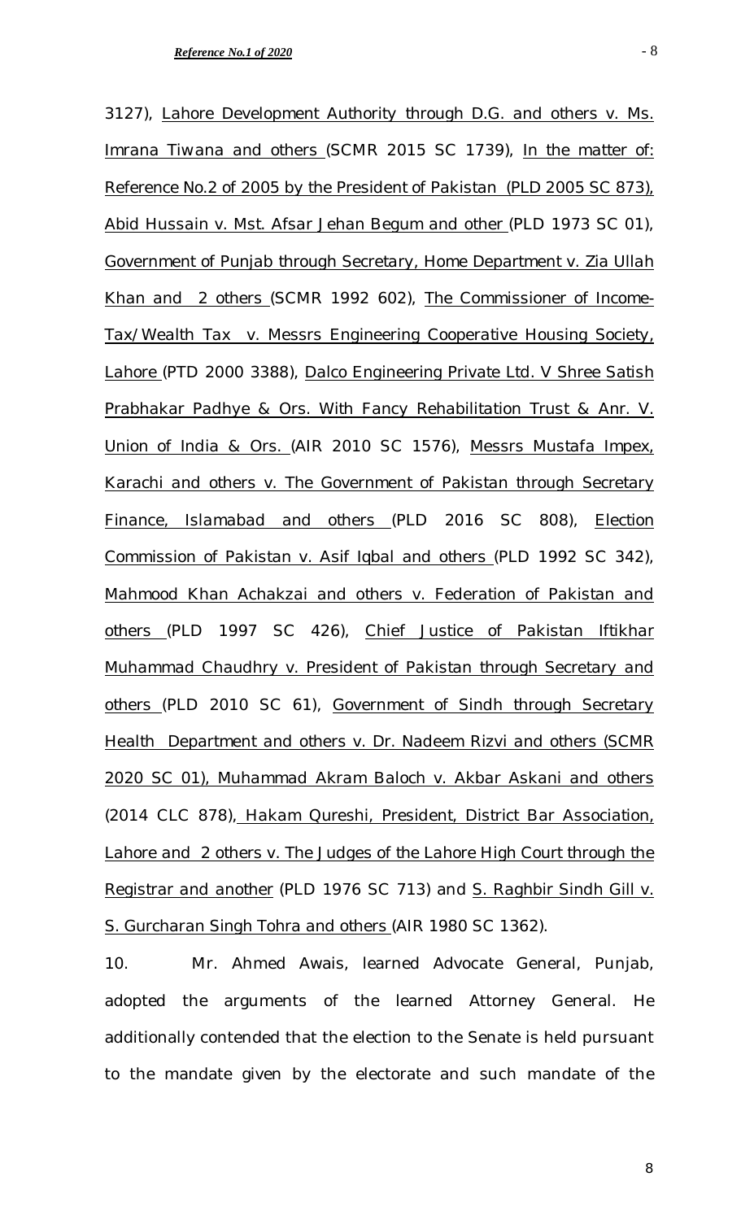3127), Lahore Development Authority through D.G. and others v. Ms. Imrana Tiwana and others (SCMR 2015 SC 1739), In the matter of: Reference No.2 of 2005 by the President of Pakistan (PLD 2005 SC 873), Abid Hussain v. Mst. Afsar Jehan Begum and other (PLD 1973 SC 01), Government of Punjab through Secretary, Home Department v. Zia Ullah Khan and 2 others (SCMR 1992 602), The Commissioner of Income-Tax/Wealth Tax v. Messrs Engineering Cooperative Housing Society, Lahore (PTD 2000 3388), Dalco Engineering Private Ltd. V Shree Satish Prabhakar Padhye & Ors. With Fancy Rehabilitation Trust & Anr. V. Union of India & Ors. (AIR 2010 SC 1576), Messrs Mustafa Impex, Karachi and others v. The Government of Pakistan through Secretary Finance, Islamabad and others (PLD 2016 SC 808), Election Commission of Pakistan v. Asif Iqbal and others (PLD 1992 SC 342), Mahmood Khan Achakzai and others v. Federation of Pakistan and others (PLD 1997 SC 426), Chief Justice of Pakistan Iftikhar Muhammad Chaudhry v. President of Pakistan through Secretary and others (PLD 2010 SC 61), Government of Sindh through Secretary Health Department and others v. Dr. Nadeem Rizvi and others (SCMR 2020 SC 01), Muhammad Akram Baloch v. Akbar Askani and others (2014 CLC 878), Hakam Qureshi, President, District Bar Association, Lahore and 2 others v. The Judges of the Lahore High Court through the Registrar and another (PLD 1976 SC 713) and S. Raghbir Sindh Gill v. S. Gurcharan Singh Tohra and others (AIR 1980 SC 1362).

10. Mr. Ahmed Awais, learned Advocate General, Punjab, adopted the arguments of the learned Attorney General. He additionally contended that the election to the Senate is held pursuant to the mandate given by the electorate and such mandate of the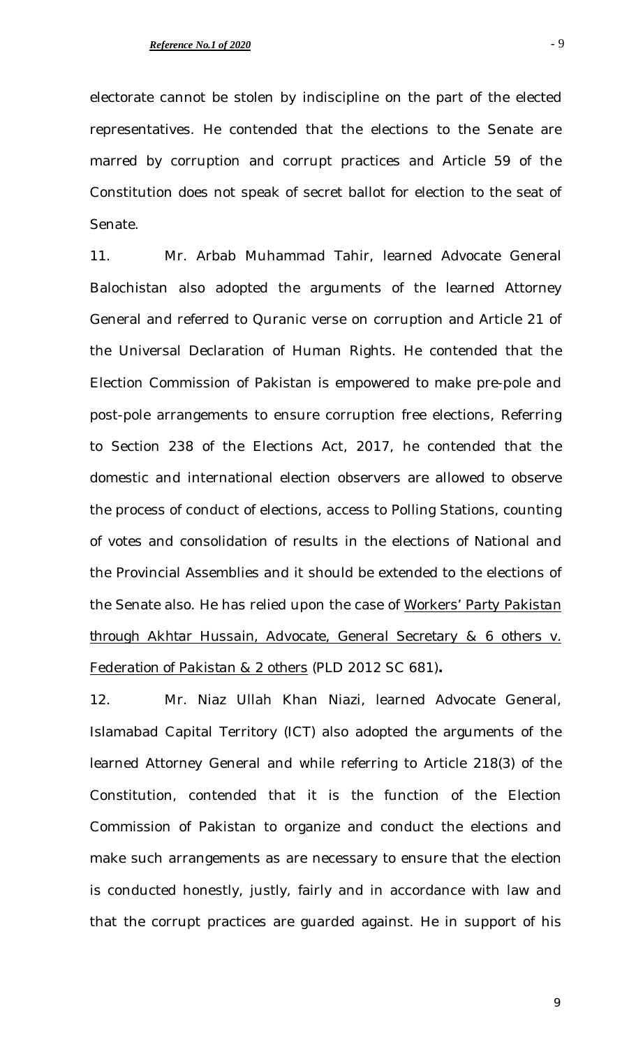electorate cannot be stolen by indiscipline on the part of the elected representatives. He contended that the elections to the Senate are marred by corruption and corrupt practices and Article 59 of the Constitution does not speak of secret ballot for election to the seat of Senate.

11. Mr. Arbab Muhammad Tahir, learned Advocate General Balochistan also adopted the arguments of the learned Attorney General and referred to Quranic verse on corruption and Article 21 of the Universal Declaration of Human Rights. He contended that the Election Commission of Pakistan is empowered to make pre-pole and post-pole arrangements to ensure corruption free elections, Referring to Section 238 of the Elections Act, 2017, he contended that the domestic and international election observers are allowed to observe the process of conduct of elections, access to Polling Stations, counting of votes and consolidation of results in the elections of National and the Provincial Assemblies and it should be extended to the elections of the Senate also. He has relied upon the case of Workers' Party Pakistan through Akhtar Hussain, Advocate, General Secretary & 6 others v. Federation of Pakistan & 2 others (PLD 2012 SC 681)**.**

12. Mr. Niaz Ullah Khan Niazi, learned Advocate General, Islamabad Capital Territory (ICT) also adopted the arguments of the learned Attorney General and while referring to Article 218(3) of the Constitution, contended that it is the function of the Election Commission of Pakistan to organize and conduct the elections and make such arrangements as are necessary to ensure that the election is conducted honestly, justly, fairly and in accordance with law and that the corrupt practices are guarded against. He in support of his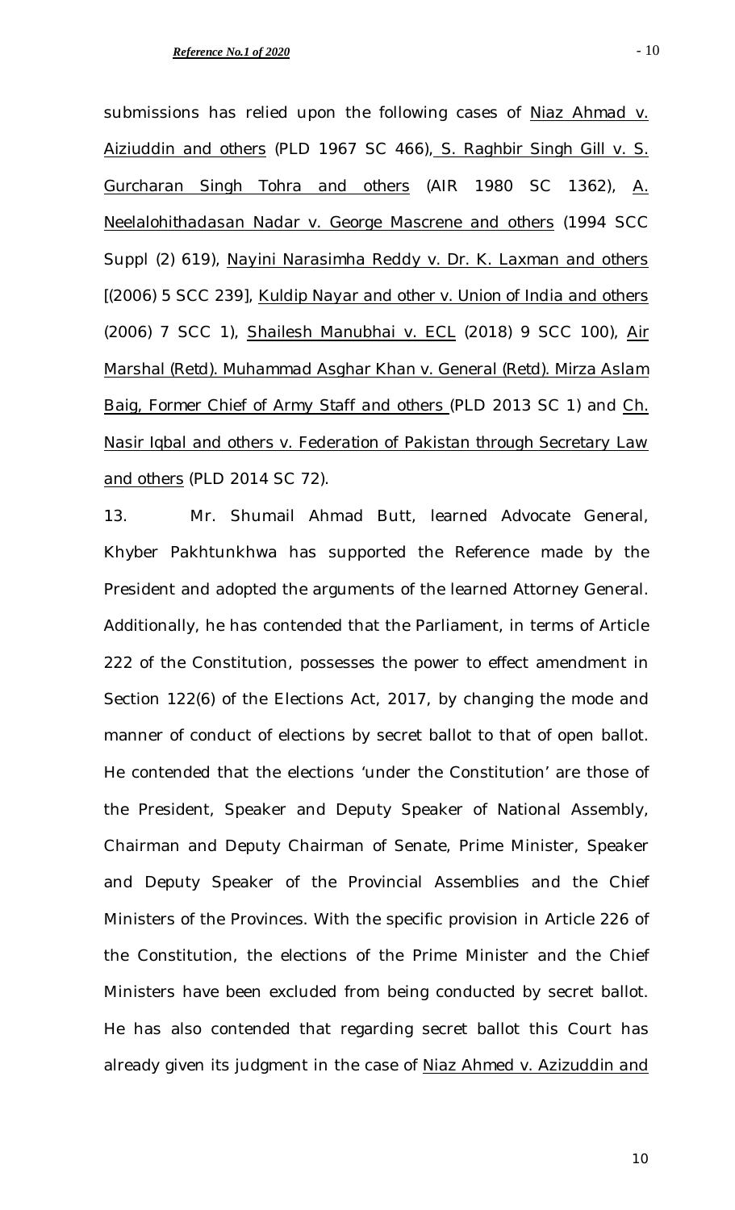submissions has relied upon the following cases of Niaz Ahmad v. Aiziuddin and others (PLD 1967 SC 466), S. Raghbir Singh Gill v. S. Gurcharan Singh Tohra and others (AIR 1980 SC 1362), A. Neelalohithadasan Nadar v. George Mascrene and others (1994 SCC Suppl (2) 619), Nayini Narasimha Reddy v. Dr. K. Laxman and others [(2006) 5 SCC 239], Kuldip Nayar and other v. Union of India and others (2006) 7 SCC 1), Shailesh Manubhai v. ECL (2018) 9 SCC 100), Air Marshal (Retd). Muhammad Asghar Khan v. General (Retd). Mirza Aslam Baig, Former Chief of Army Staff and others (PLD 2013 SC 1) and Ch. Nasir Iqbal and others v. Federation of Pakistan through Secretary Law and others (PLD 2014 SC 72).

13. Mr. Shumail Ahmad Butt, learned Advocate General, Khyber Pakhtunkhwa has supported the Reference made by the President and adopted the arguments of the learned Attorney General. Additionally, he has contended that the Parliament, in terms of Article 222 of the Constitution, possesses the power to effect amendment in Section 122(6) of the Elections Act, 2017, by changing the mode and manner of conduct of elections by secret ballot to that of open ballot. He contended that the elections 'under the Constitution' are those of the President, Speaker and Deputy Speaker of National Assembly, Chairman and Deputy Chairman of Senate, Prime Minister, Speaker and Deputy Speaker of the Provincial Assemblies and the Chief Ministers of the Provinces. With the specific provision in Article 226 of the Constitution, the elections of the Prime Minister and the Chief Ministers have been excluded from being conducted by secret ballot. He has also contended that regarding secret ballot this Court has already given its judgment in the case of Niaz Ahmed v. Azizuddin and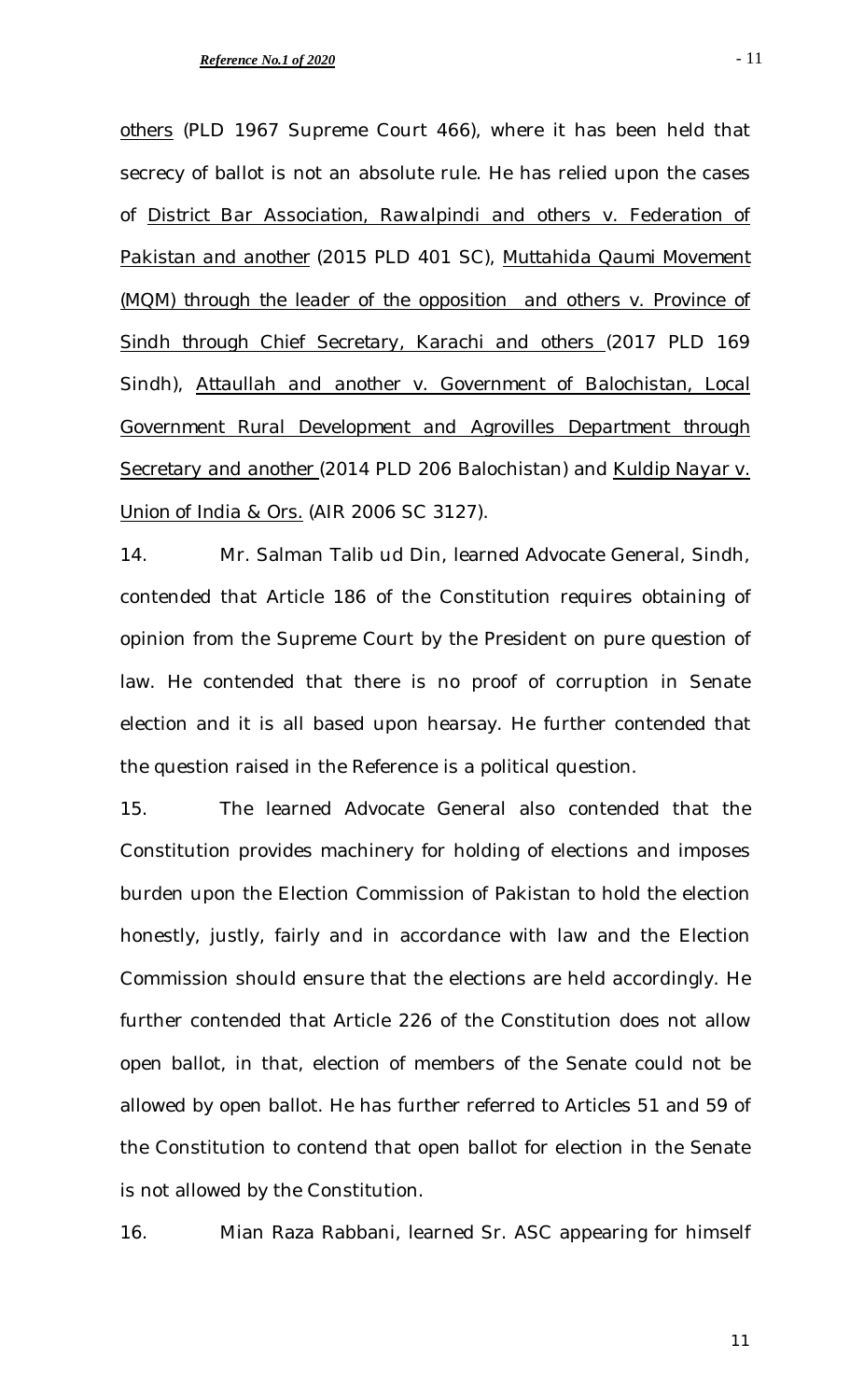others (PLD 1967 Supreme Court 466), where it has been held that secrecy of ballot is not an absolute rule. He has relied upon the cases of District Bar Association, Rawalpindi and others v. Federation of Pakistan and another (2015 PLD 401 SC), Muttahida Qaumi Movement (MQM) through the leader of the opposition and others v. Province of Sindh through Chief Secretary, Karachi and others (2017 PLD 169 Sindh), Attaullah and another v. Government of Balochistan, Local Government Rural Development and Agrovilles Department through Secretary and another (2014 PLD 206 Balochistan) and Kuldip Nayar v. Union of India & Ors. (AIR 2006 SC 3127).

14. Mr. Salman Talib ud Din, learned Advocate General, Sindh, contended that Article 186 of the Constitution requires obtaining of opinion from the Supreme Court by the President on pure question of law. He contended that there is no proof of corruption in Senate election and it is all based upon hearsay. He further contended that the question raised in the Reference is a political question.

15. The learned Advocate General also contended that the Constitution provides machinery for holding of elections and imposes burden upon the Election Commission of Pakistan to hold the election honestly, justly, fairly and in accordance with law and the Election Commission should ensure that the elections are held accordingly. He further contended that Article 226 of the Constitution does not allow open ballot, in that, election of members of the Senate could not be allowed by open ballot. He has further referred to Articles 51 and 59 of the Constitution to contend that open ballot for election in the Senate is not allowed by the Constitution.

16. Mian Raza Rabbani, learned Sr. ASC appearing for himself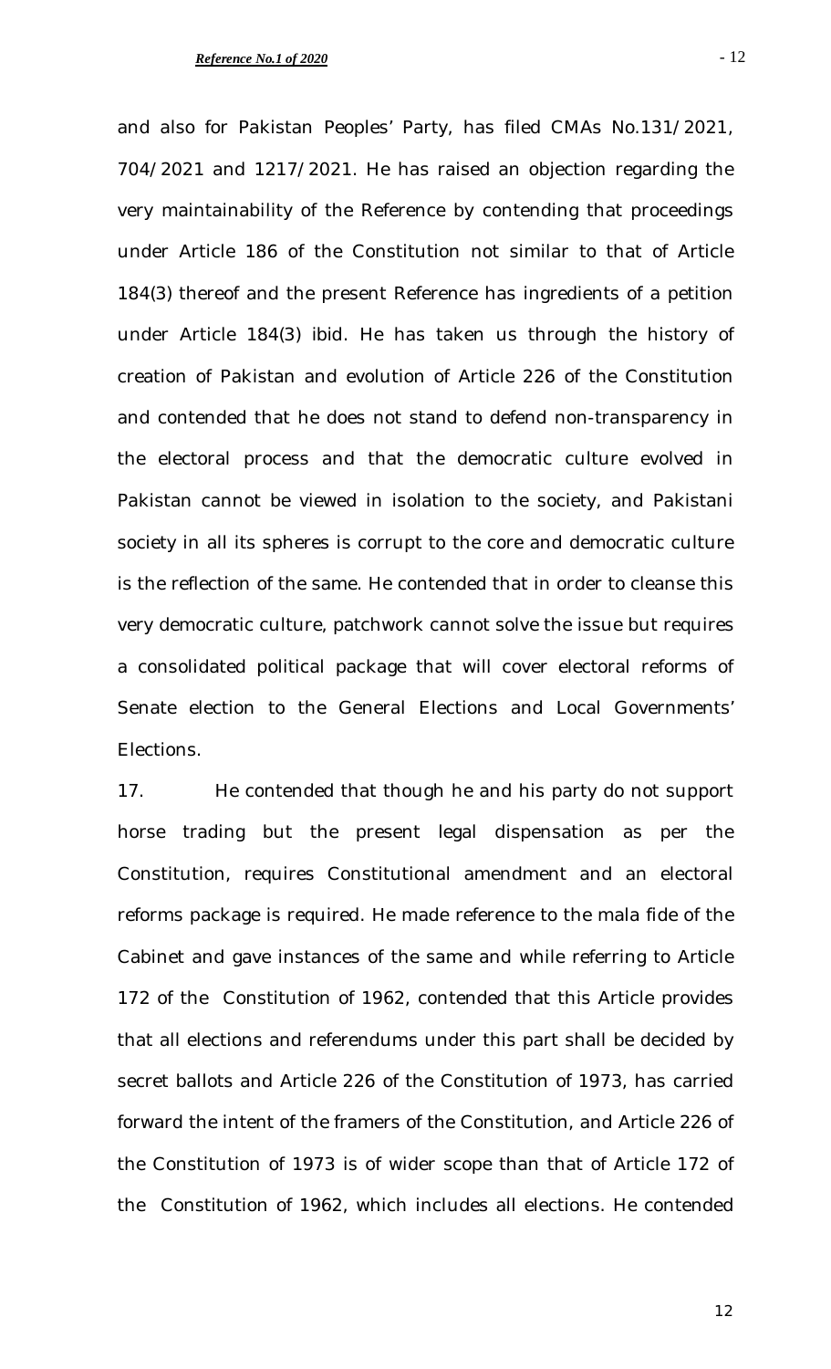and also for Pakistan Peoples' Party, has filed CMAs No.131/2021, 704/2021 and 1217/2021. He has raised an objection regarding the very maintainability of the Reference by contending that proceedings under Article 186 of the Constitution not similar to that of Article 184(3) thereof and the present Reference has ingredients of a petition under Article 184(3) ibid. He has taken us through the history of creation of Pakistan and evolution of Article 226 of the Constitution and contended that he does not stand to defend non-transparency in the electoral process and that the democratic culture evolved in Pakistan cannot be viewed in isolation to the society, and Pakistani society in all its spheres is corrupt to the core and democratic culture is the reflection of the same. He contended that in order to cleanse this very democratic culture, patchwork cannot solve the issue but requires a consolidated political package that will cover electoral reforms of Senate election to the General Elections and Local Governments' Elections.

17. He contended that though he and his party do not support horse trading but the present legal dispensation as per the Constitution, requires Constitutional amendment and an electoral reforms package is required. He made reference to the mala fide of the Cabinet and gave instances of the same and while referring to Article 172 of the Constitution of 1962, contended that this Article provides that all elections and referendums under this part shall be decided by secret ballots and Article 226 of the Constitution of 1973, has carried forward the intent of the framers of the Constitution, and Article 226 of the Constitution of 1973 is of wider scope than that of Article 172 of the Constitution of 1962, which includes all elections. He contended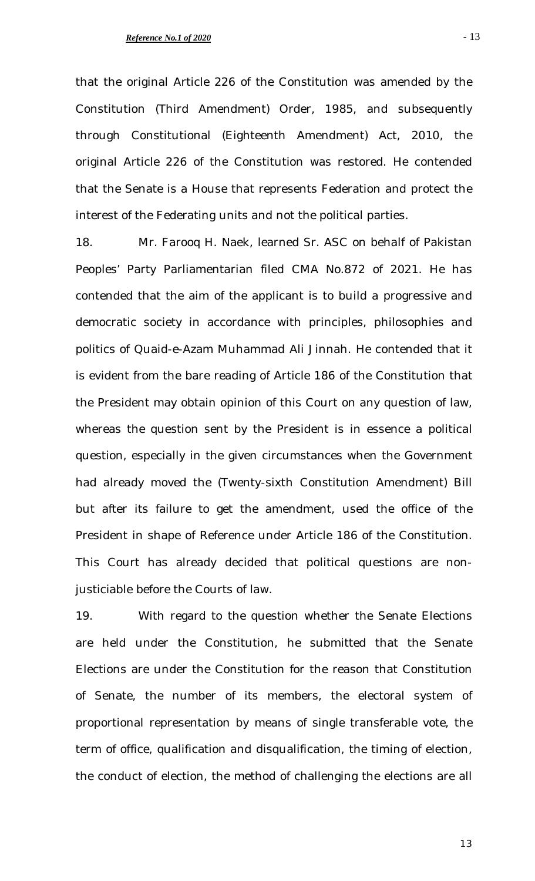that the original Article 226 of the Constitution was amended by the Constitution (Third Amendment) Order, 1985, and subsequently through Constitutional (Eighteenth Amendment) Act, 2010, the original Article 226 of the Constitution was restored. He contended that the Senate is a House that represents Federation and protect the interest of the Federating units and not the political parties.

18. Mr. Farooq H. Naek, learned Sr. ASC on behalf of Pakistan Peoples' Party Parliamentarian filed CMA No.872 of 2021. He has contended that the aim of the applicant is to build a progressive and democratic society in accordance with principles, philosophies and politics of Quaid-e-Azam Muhammad Ali Jinnah. He contended that it is evident from the bare reading of Article 186 of the Constitution that the President may obtain opinion of this Court on any question of law, whereas the question sent by the President is in essence a political question, especially in the given circumstances when the Government had already moved the (Twenty-sixth Constitution Amendment) Bill but after its failure to get the amendment, used the office of the President in shape of Reference under Article 186 of the Constitution. This Court has already decided that political questions are non-justiciable before the Courts of law.

19. With regard to the question whether the Senate Elections are held under the Constitution, he submitted that the Senate Elections are under the Constitution for the reason that Constitution of Senate, the number of its members, the electoral system of proportional representation by means of single transferable vote, the term of office, qualification and disqualification, the timing of election, the conduct of election, the method of challenging the elections are all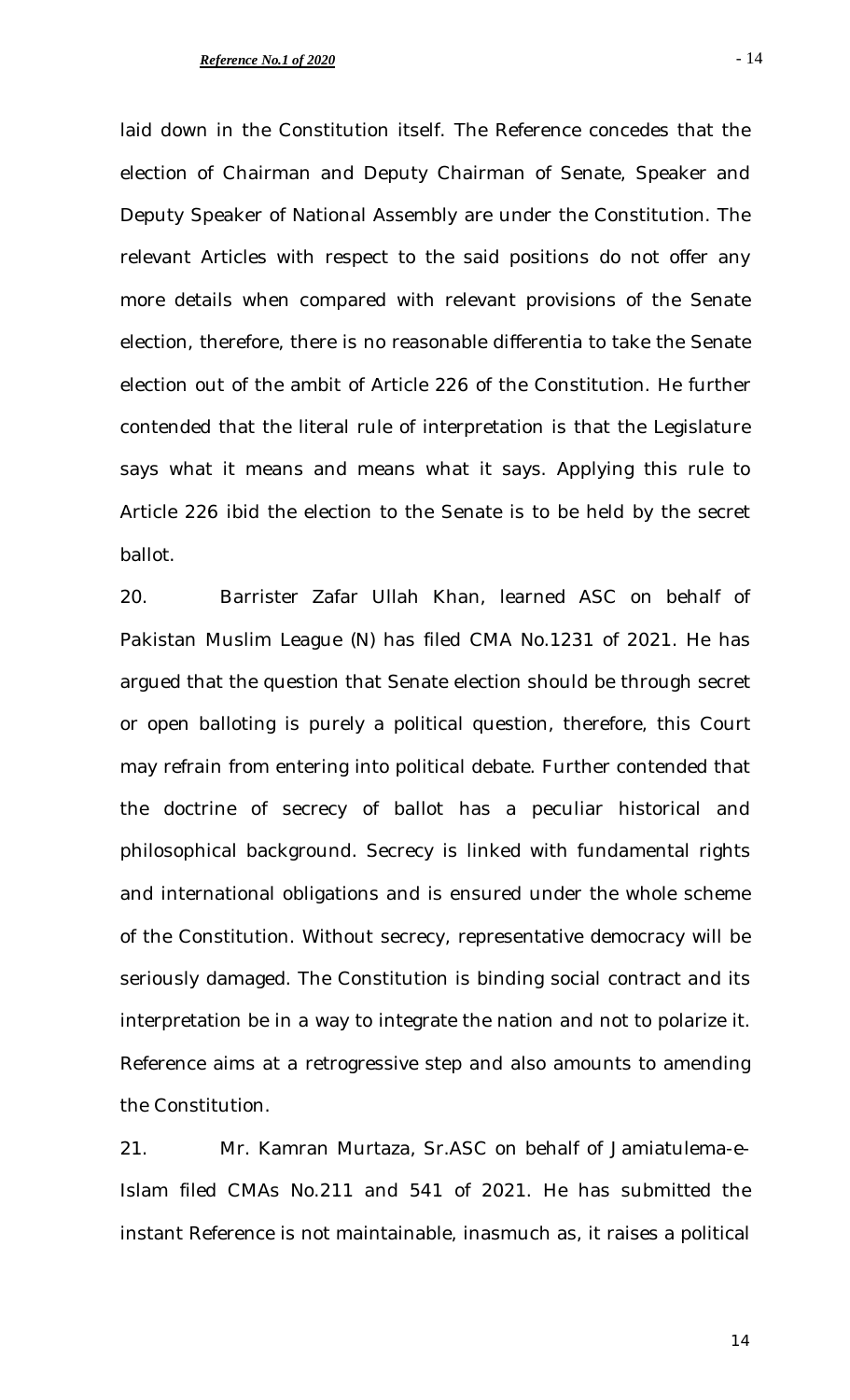laid down in the Constitution itself. The Reference concedes that the election of Chairman and Deputy Chairman of Senate, Speaker and Deputy Speaker of National Assembly are under the Constitution. The relevant Articles with respect to the said positions do not offer any more details when compared with relevant provisions of the Senate election, therefore, there is no reasonable differentia to take the Senate election out of the ambit of Article 226 of the Constitution. He further contended that the literal rule of interpretation is that the Legislature says what it means and means what it says. Applying this rule to Article 226 ibid the election to the Senate is to be held by the secret ballot.

20. Barrister Zafar Ullah Khan, learned ASC on behalf of Pakistan Muslim League (N) has filed CMA No.1231 of 2021. He has argued that the question that Senate election should be through secret or open balloting is purely a political question, therefore, this Court may refrain from entering into political debate. Further contended that the doctrine of secrecy of ballot has a peculiar historical and philosophical background. Secrecy is linked with fundamental rights and international obligations and is ensured under the whole scheme of the Constitution. Without secrecy, representative democracy will be seriously damaged. The Constitution is binding social contract and its interpretation be in a way to integrate the nation and not to polarize it. Reference aims at a retrogressive step and also amounts to amending the Constitution.

21. Mr. Kamran Murtaza, Sr.ASC on behalf of Jamiatulema-e-Islam filed CMAs No.211 and 541 of 2021. He has submitted the instant Reference is not maintainable, inasmuch as, it raises a political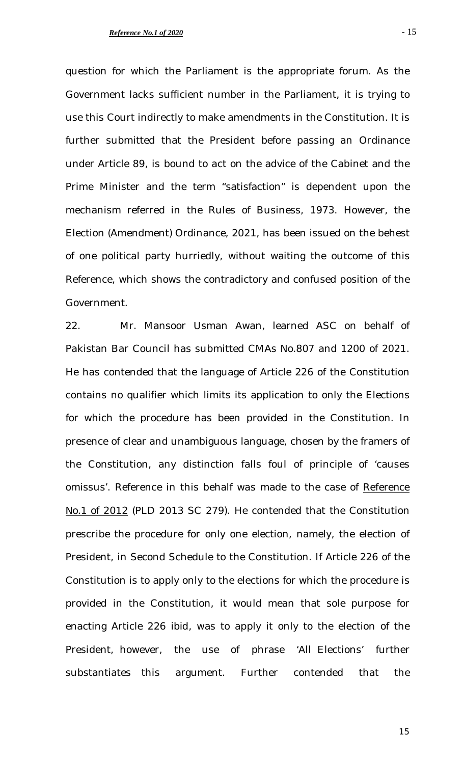question for which the Parliament is the appropriate forum. As the Government lacks sufficient number in the Parliament, it is trying to use this Court indirectly to make amendments in the Constitution. It is further submitted that the President before passing an Ordinance under Article 89, is bound to act on the advice of the Cabinet and the Prime Minister and the term "satisfaction" is dependent upon the mechanism referred in the Rules of Business, 1973. However, the Election (Amendment) Ordinance, 2021, has been issued on the behest of one political party hurriedly, without waiting the outcome of this Reference, which shows the contradictory and confused position of the Government.

22. Mr. Mansoor Usman Awan, learned ASC on behalf of Pakistan Bar Council has submitted CMAs No.807 and 1200 of 2021. He has contended that the language of Article 226 of the Constitution contains no qualifier which limits its application to only the Elections for which the procedure has been provided in the Constitution. In presence of clear and unambiguous language, chosen by the framers of the Constitution, any distinction falls foul of principle of 'causes omissus'. Reference in this behalf was made to the case of Reference No.1 of 2012 (PLD 2013 SC 279). He contended that the Constitution prescribe the procedure for only one election, namely, the election of President, in Second Schedule to the Constitution. If Article 226 of the Constitution is to apply only to the elections for which the procedure is provided in the Constitution, it would mean that sole purpose for enacting Article 226 ibid, was to apply it only to the election of the President, however, the use of phrase 'All Elections' further substantiates this argument. Further contended that the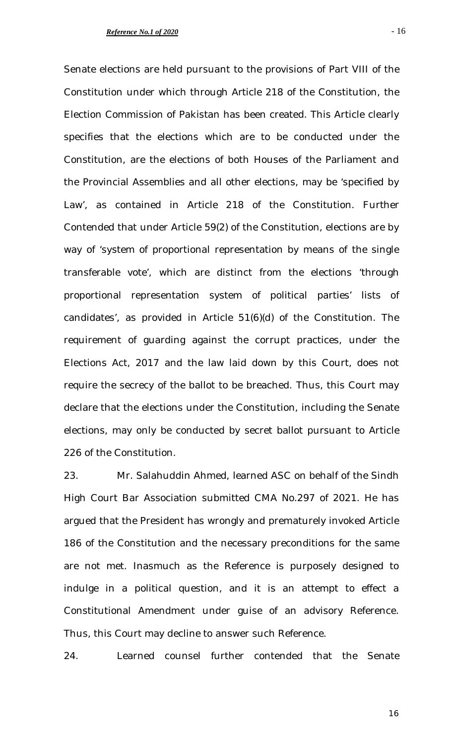Senate elections are held pursuant to the provisions of Part VIII of the Constitution under which through Article 218 of the Constitution, the Election Commission of Pakistan has been created. This Article clearly specifies that the elections which are to be conducted under the Constitution, are the elections of both Houses of the Parliament and the Provincial Assemblies and all other elections, may be 'specified by Law', as contained in Article 218 of the Constitution. Further Contended that under Article 59(2) of the Constitution, elections are by way of 'system of proportional representation by means of the single transferable vote', which are distinct from the elections 'through proportional representation system of political parties' lists of candidates', as provided in Article 51(6)(d) of the Constitution. The requirement of guarding against the corrupt practices, under the Elections Act, 2017 and the law laid down by this Court, does not require the secrecy of the ballot to be breached. Thus, this Court may declare that the elections under the Constitution, including the Senate elections, may only be conducted by secret ballot pursuant to Article 226 of the Constitution.

23. Mr. Salahuddin Ahmed, learned ASC on behalf of the Sindh High Court Bar Association submitted CMA No.297 of 2021. He has argued that the President has wrongly and prematurely invoked Article 186 of the Constitution and the necessary preconditions for the same are not met. Inasmuch as the Reference is purposely designed to indulge in a political question, and it is an attempt to effect a Constitutional Amendment under guise of an advisory Reference. Thus, this Court may decline to answer such Reference.

24. Learned counsel further contended that the Senate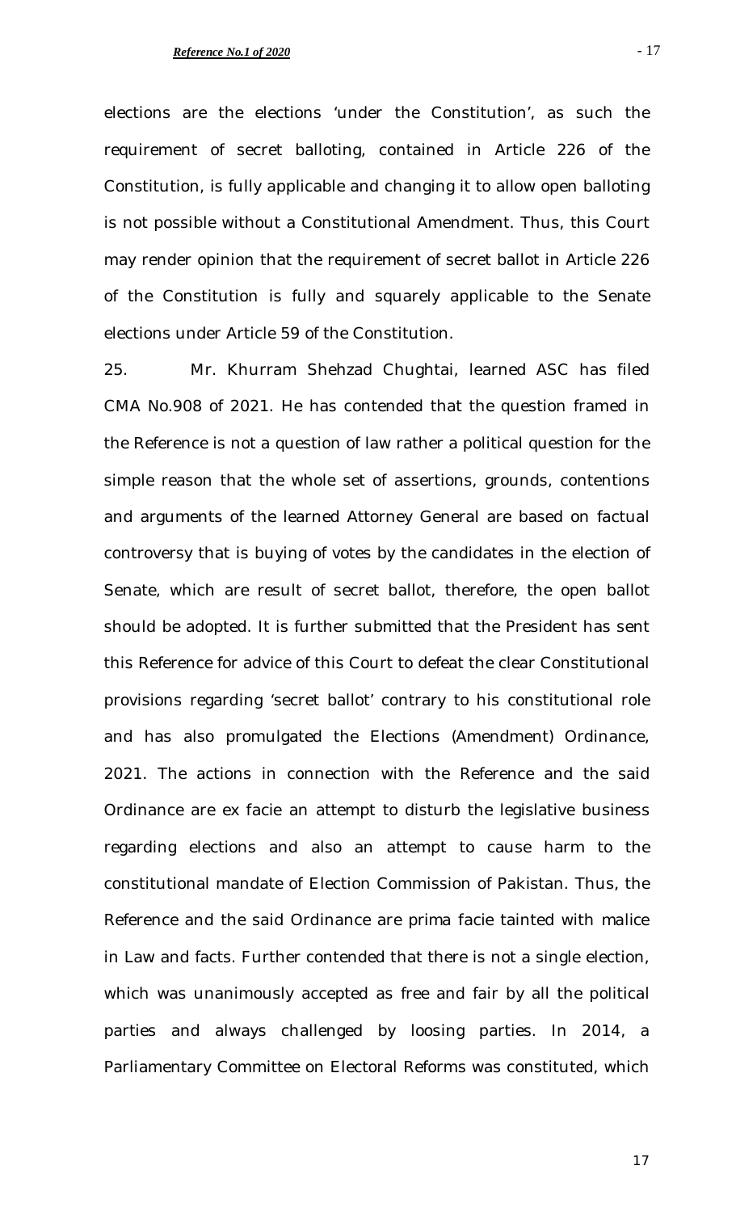elections are the elections 'under the Constitution', as such the requirement of secret balloting, contained in Article 226 of the Constitution, is fully applicable and changing it to allow open balloting is not possible without a Constitutional Amendment. Thus, this Court may render opinion that the requirement of secret ballot in Article 226 of the Constitution is fully and squarely applicable to the Senate elections under Article 59 of the Constitution.

25. Mr. Khurram Shehzad Chughtai, learned ASC has filed CMA No.908 of 2021. He has contended that the question framed in the Reference is not a question of law rather a political question for the simple reason that the whole set of assertions, grounds, contentions and arguments of the learned Attorney General are based on factual controversy that is buying of votes by the candidates in the election of Senate, which are result of secret ballot, therefore, the open ballot should be adopted. It is further submitted that the President has sent this Reference for advice of this Court to defeat the clear Constitutional provisions regarding 'secret ballot' contrary to his constitutional role and has also promulgated the Elections (Amendment) Ordinance, 2021. The actions in connection with the Reference and the said Ordinance are ex facie an attempt to disturb the legislative business regarding elections and also an attempt to cause harm to the constitutional mandate of Election Commission of Pakistan. Thus, the Reference and the said Ordinance are prima facie tainted with malice in Law and facts. Further contended that there is not a single election, which was unanimously accepted as free and fair by all the political parties and always challenged by loosing parties. In 2014, a Parliamentary Committee on Electoral Reforms was constituted, which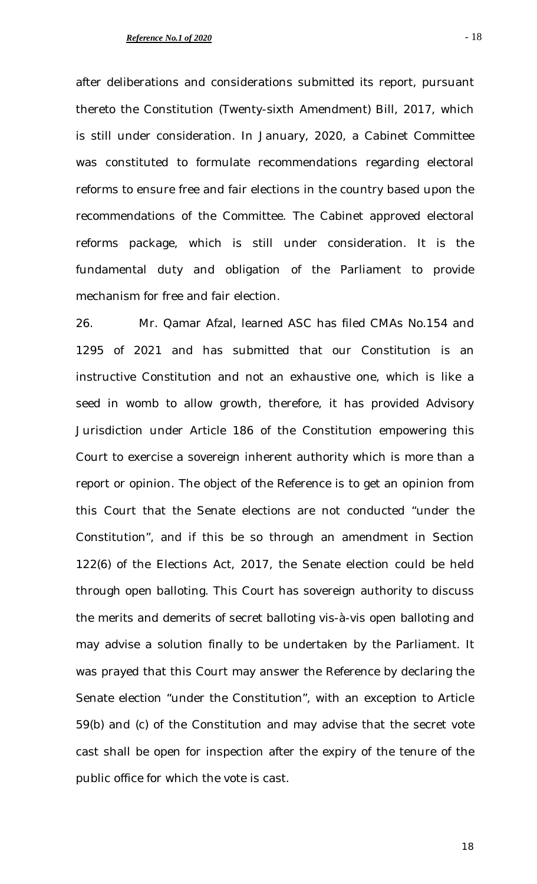after deliberations and considerations submitted its report, pursuant thereto the Constitution (Twenty-sixth Amendment) Bill, 2017, which is still under consideration. In January, 2020, a Cabinet Committee was constituted to formulate recommendations regarding electoral reforms to ensure free and fair elections in the country based upon the recommendations of the Committee. The Cabinet approved electoral reforms package, which is still under consideration. It is the fundamental duty and obligation of the Parliament to provide mechanism for free and fair election.

26. Mr. Qamar Afzal, learned ASC has filed CMAs No.154 and 1295 of 2021 and has submitted that our Constitution is an instructive Constitution and not an exhaustive one, which is like a seed in womb to allow growth, therefore, it has provided Advisory Jurisdiction under Article 186 of the Constitution empowering this Court to exercise a sovereign inherent authority which is more than a report or opinion. The object of the Reference is to get an opinion from this Court that the Senate elections are not conducted "under the Constitution", and if this be so through an amendment in Section 122(6) of the Elections Act, 2017, the Senate election could be held through open balloting. This Court has sovereign authority to discuss the merits and demerits of secret balloting vis-à-vis open balloting and may advise a solution finally to be undertaken by the Parliament. It was prayed that this Court may answer the Reference by declaring the Senate election "under the Constitution", with an exception to Article 59(b) and (c) of the Constitution and may advise that the secret vote cast shall be open for inspection after the expiry of the tenure of the public office for which the vote is cast.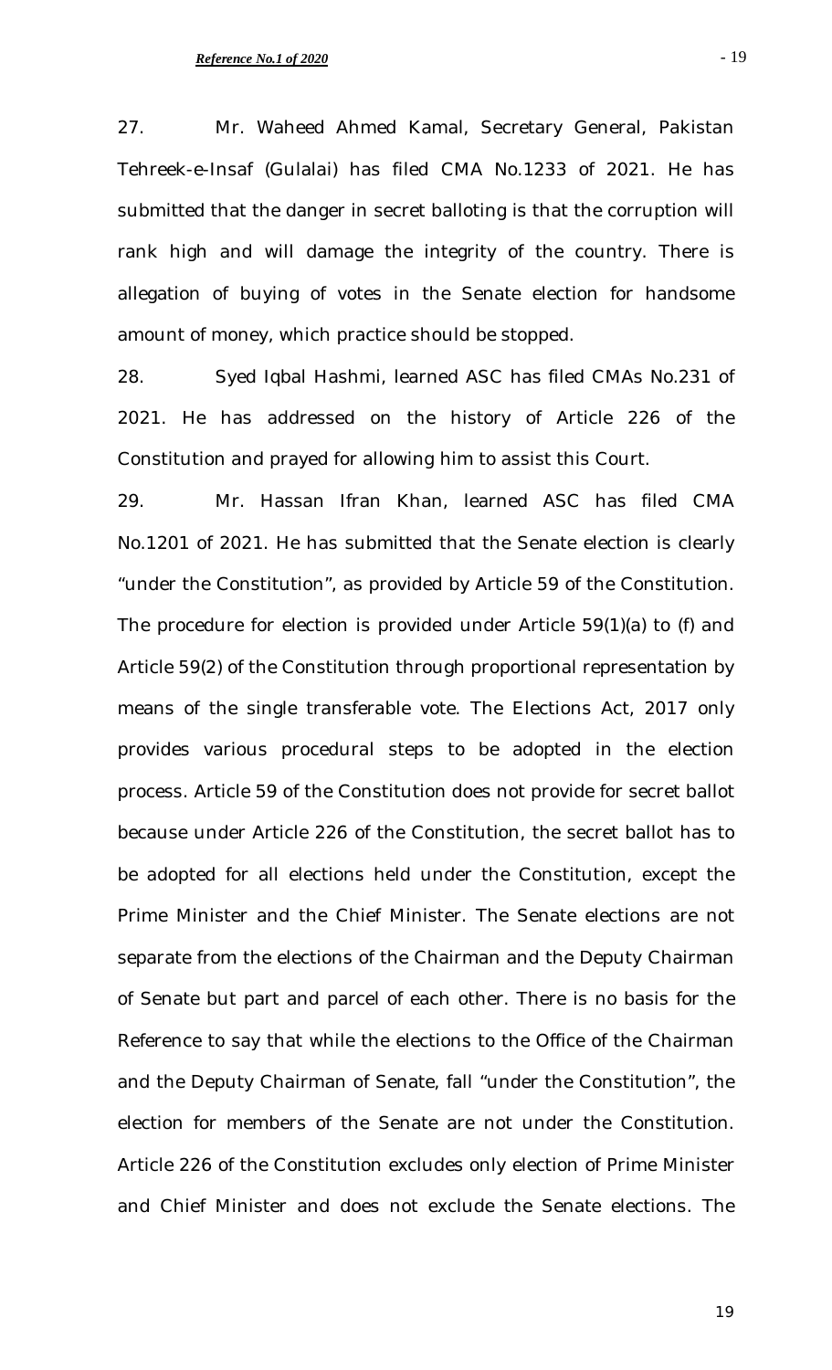27. Mr. Waheed Ahmed Kamal, Secretary General, Pakistan Tehreek-e-Insaf (Gulalai) has filed CMA No.1233 of 2021. He has submitted that the danger in secret balloting is that the corruption will rank high and will damage the integrity of the country. There is allegation of buying of votes in the Senate election for handsome amount of money, which practice should be stopped.

28. Syed Iqbal Hashmi, learned ASC has filed CMAs No.231 of 2021. He has addressed on the history of Article 226 of the Constitution and prayed for allowing him to assist this Court.

29. Mr. Hassan Ifran Khan, learned ASC has filed CMA No.1201 of 2021. He has submitted that the Senate election is clearly "under the Constitution", as provided by Article 59 of the Constitution. The procedure for election is provided under Article 59(1)(a) to (f) and Article 59(2) of the Constitution through proportional representation by means of the single transferable vote. The Elections Act, 2017 only provides various procedural steps to be adopted in the election process. Article 59 of the Constitution does not provide for secret ballot because under Article 226 of the Constitution, the secret ballot has to be adopted for all elections held under the Constitution, except the Prime Minister and the Chief Minister. The Senate elections are not separate from the elections of the Chairman and the Deputy Chairman of Senate but part and parcel of each other. There is no basis for the Reference to say that while the elections to the Office of the Chairman and the Deputy Chairman of Senate, fall "under the Constitution", the election for members of the Senate are not under the Constitution. Article 226 of the Constitution excludes only election of Prime Minister and Chief Minister and does not exclude the Senate elections. The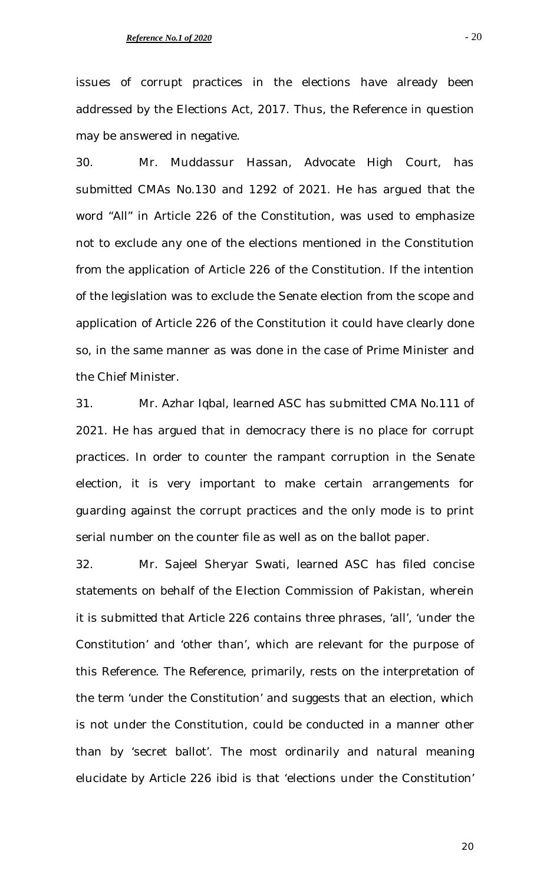issues of corrupt practices in the elections have already been addressed by the Elections Act, 2017. Thus, the Reference in question may be answered in negative.

30. Mr. Muddassur Hassan, Advocate High Court, has submitted CMAs No.130 and 1292 of 2021. He has argued that the word "All" in Article 226 of the Constitution, was used to emphasize not to exclude any one of the elections mentioned in the Constitution from the application of Article 226 of the Constitution. If the intention of the legislation was to exclude the Senate election from the scope and application of Article 226 of the Constitution it could have clearly done so, in the same manner as was done in the case of Prime Minister and the Chief Minister.

31. Mr. Azhar Iqbal, learned ASC has submitted CMA No.111 of 2021. He has argued that in democracy there is no place for corrupt practices. In order to counter the rampant corruption in the Senate election, it is very important to make certain arrangements for guarding against the corrupt practices and the only mode is to print serial number on the counter file as well as on the ballot paper.

32. Mr. Sajeel Sheryar Swati, learned ASC has filed concise statements on behalf of the Election Commission of Pakistan, wherein it is submitted that Article 226 contains three phrases, 'all', 'under the Constitution' and 'other than', which are relevant for the purpose of this Reference. The Reference, primarily, rests on the interpretation of the term 'under the Constitution' and suggests that an election, which is not under the Constitution, could be conducted in a manner other than by 'secret ballot'. The most ordinarily and natural meaning elucidate by Article 226 ibid is that 'elections under the Constitution'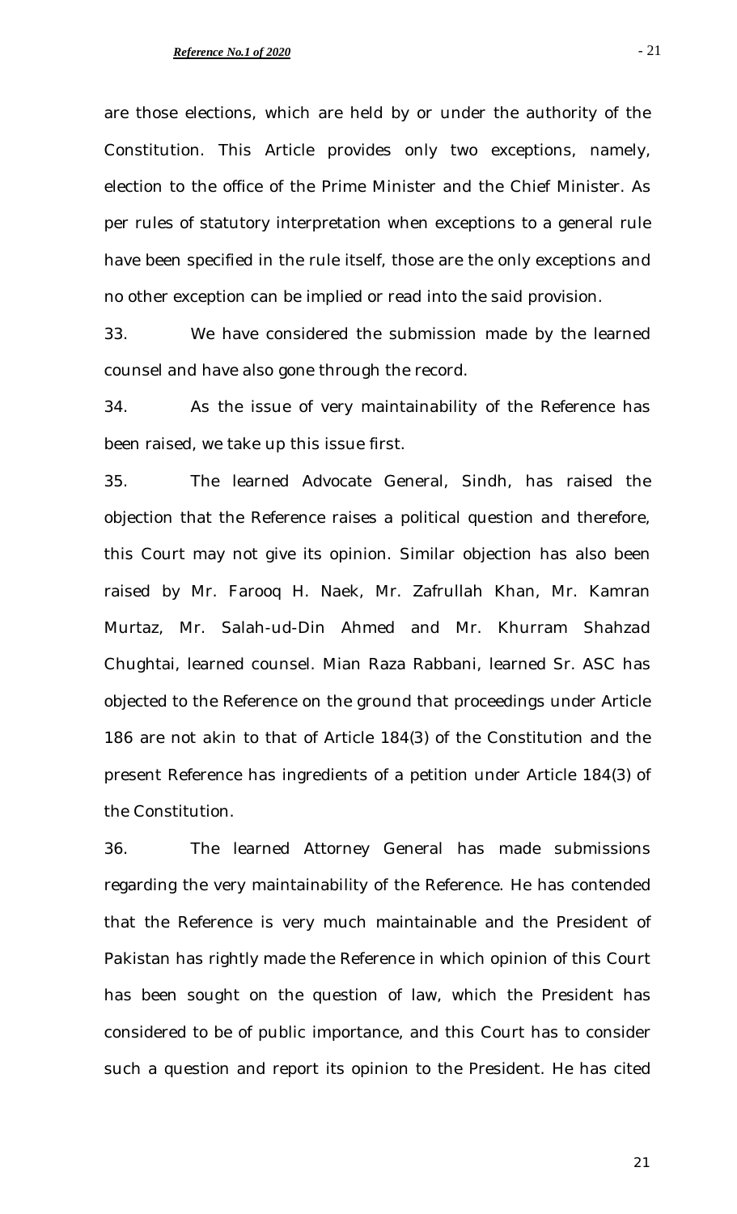are those elections, which are held by or under the authority of the Constitution. This Article provides only two exceptions, namely, election to the office of the Prime Minister and the Chief Minister. As per rules of statutory interpretation when exceptions to a general rule have been specified in the rule itself, those are the only exceptions and no other exception can be implied or read into the said provision.

33. We have considered the submission made by the learned counsel and have also gone through the record.

34. As the issue of very maintainability of the Reference has been raised, we take up this issue first.

35. The learned Advocate General, Sindh, has raised the objection that the Reference raises a political question and therefore, this Court may not give its opinion. Similar objection has also been raised by Mr. Farooq H. Naek, Mr. Zafrullah Khan, Mr. Kamran Murtaz, Mr. Salah-ud-Din Ahmed and Mr. Khurram Shahzad Chughtai, learned counsel. Mian Raza Rabbani, learned Sr. ASC has objected to the Reference on the ground that proceedings under Article 186 are not akin to that of Article 184(3) of the Constitution and the present Reference has ingredients of a petition under Article 184(3) of the Constitution.

36. The learned Attorney General has made submissions regarding the very maintainability of the Reference. He has contended that the Reference is very much maintainable and the President of Pakistan has rightly made the Reference in which opinion of this Court has been sought on the question of law, which the President has considered to be of public importance, and this Court has to consider such a question and report its opinion to the President. He has cited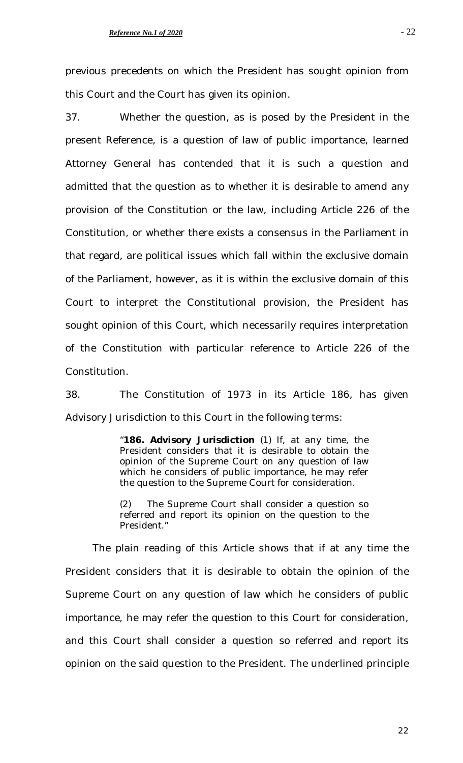previous precedents on which the President has sought opinion from this Court and the Court has given its opinion.

37. Whether the question, as is posed by the President in the present Reference, is a question of law of public importance, learned Attorney General has contended that it is such a question and admitted that the question as to whether it is desirable to amend any provision of the Constitution or the law, including Article 226 of the Constitution, or whether there exists a consensus in the Parliament in that regard, are political issues which fall within the exclusive domain of the Parliament, however, as it is within the exclusive domain of this Court to interpret the Constitutional provision, the President has sought opinion of this Court, which necessarily requires interpretation of the Constitution with particular reference to Article 226 of the Constitution.

38. The Constitution of 1973 in its Article 186, has given Advisory Jurisdiction to this Court in the following terms:

> "**186. Advisory Jurisdiction** (1) If, at any time, the President considers that it is desirable to obtain the opinion of the Supreme Court on any question of law which he considers of public importance, he may refer the question to the Supreme Court for consideration.
>
> (2) The Supreme Court shall consider a question so referred and report its opinion on the question to the President."

The plain reading of this Article shows that if at any time the President considers that it is desirable to obtain the opinion of the Supreme Court on any question of law which he considers of public importance, he may refer the question to this Court for consideration, and this Court shall consider a question so referred and report its opinion on the said question to the President. The underlined principle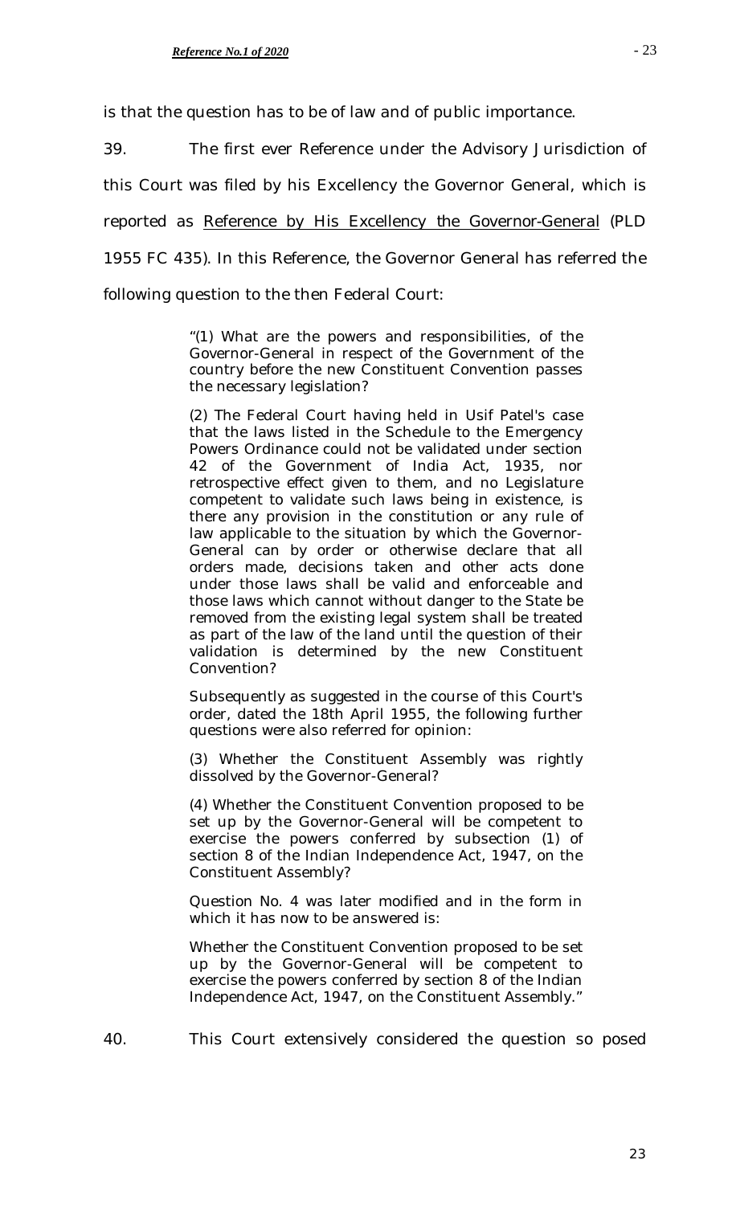is that the question has to be of law and of public importance.

39. The first ever Reference under the Advisory Jurisdiction of this Court was filed by his Excellency the Governor General, which is reported as Reference by His Excellency the Governor-General (PLD 1955 FC 435). In this Reference, the Governor General has referred the following question to the then Federal Court:

> "(1) What are the powers and responsibilities, of the Governor-General in respect of the Government of the country before the new Constituent Convention passes the necessary legislation?
>
> (2) The Federal Court having held in Usif Patel's case that the laws listed in the Schedule to the Emergency Powers Ordinance could not be validated under section 42 of the Government of India Act, 1935, nor retrospective effect given to them, and no Legislature competent to validate such laws being in existence, is there any provision in the constitution or any rule of law applicable to the situation by which the Governor-General can by order or otherwise declare that all orders made, decisions taken and other acts done under those laws shall be valid and enforceable and those laws which cannot without danger to the State be removed from the existing legal system shall be treated as part of the law of the land until the question of their validation is determined by the new Constituent Convention?
>
> Subsequently as suggested in the course of this Court's order, dated the 18th April 1955, the following further questions were also referred for opinion:
>
> (3) Whether the Constituent Assembly was rightly dissolved by the Governor-General?
>
> (4) Whether the Constituent Convention proposed to be set up by the Governor-General will be competent to exercise the powers conferred by subsection (1) of section 8 of the Indian Independence Act, 1947, on the Constituent Assembly?
>
> Question No. 4 was later modified and in the form in which it has now to be answered is:
>
> Whether the Constituent Convention proposed to be set up by the Governor-General will be competent to exercise the powers conferred by section 8 of the Indian Independence Act, 1947, on the Constituent Assembly."

40. This Court extensively considered the question so posed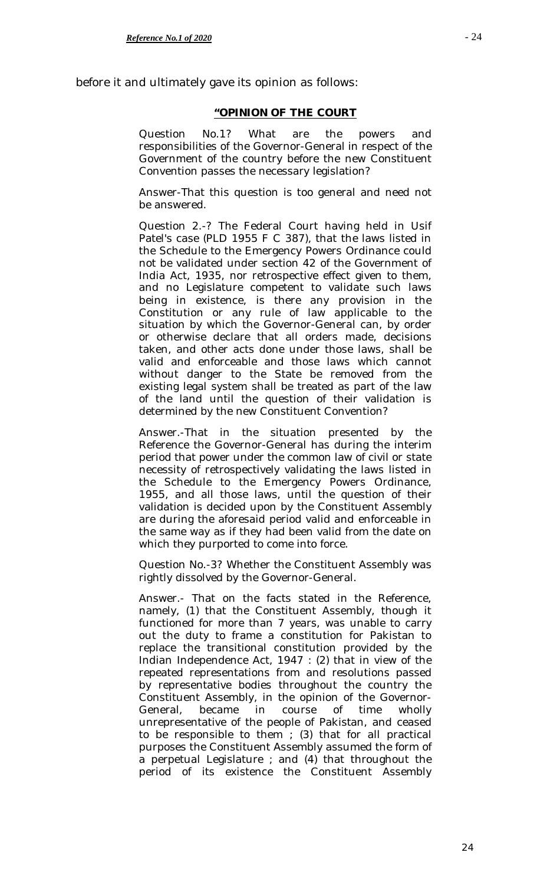before it and ultimately gave its opinion as follows:

> **"OPINION OF THE COURT**
>
> Question No.1? What are the powers and responsibilities of the Governor-General in respect of the Government of the country before the new Constituent Convention passes the necessary legislation?
>
> Answer-That this question is too general and need not be answered.
>
> Question 2.-? The Federal Court having held in Usif Patel's case (PLD 1955 F C 387), that the laws listed in the Schedule to the Emergency Powers Ordinance could not be validated under section 42 of the Government of India Act, 1935, nor retrospective effect given to them, and no Legislature competent to validate such laws being in existence, is there any provision in the Constitution or any rule of law applicable to the situation by which the Governor-General can, by order or otherwise declare that all orders made, decisions taken, and other acts done under those laws, shall be valid and enforceable and those laws which cannot without danger to the State be removed from the existing legal system shall be treated as part of the law of the land until the question of their validation is determined by the new Constituent Convention?
>
> Answer.-That in the situation presented by the Reference the Governor-General has during the interim period that power under the common law of civil or state necessity of retrospectively validating the laws listed in the Schedule to the Emergency Powers Ordinance, 1955, and all those laws, until the question of their validation is decided upon by the Constituent Assembly are during the aforesaid period valid and enforceable in the same way as if they had been valid from the date on which they purported to come into force.
>
> Question No.-3? Whether the Constituent Assembly was rightly dissolved by the Governor-General.
>
> Answer.- That on the facts stated in the Reference, namely, (1) that the Constituent Assembly, though it functioned for more than 7 years, was unable to carry out the duty to frame a constitution for Pakistan to replace the transitional constitution provided by the Indian Independence Act, 1947 : (2) that in view of the repeated representations from and resolutions passed by representative bodies throughout the country the Constituent Assembly, in the opinion of the Governor-General, became in course of time wholly unrepresentative of the people of Pakistan, and ceased to be responsible to them ; (3) that for all practical purposes the Constituent Assembly assumed the form of a perpetual Legislature ; and (4) that throughout the period of its existence the Constituent Assembly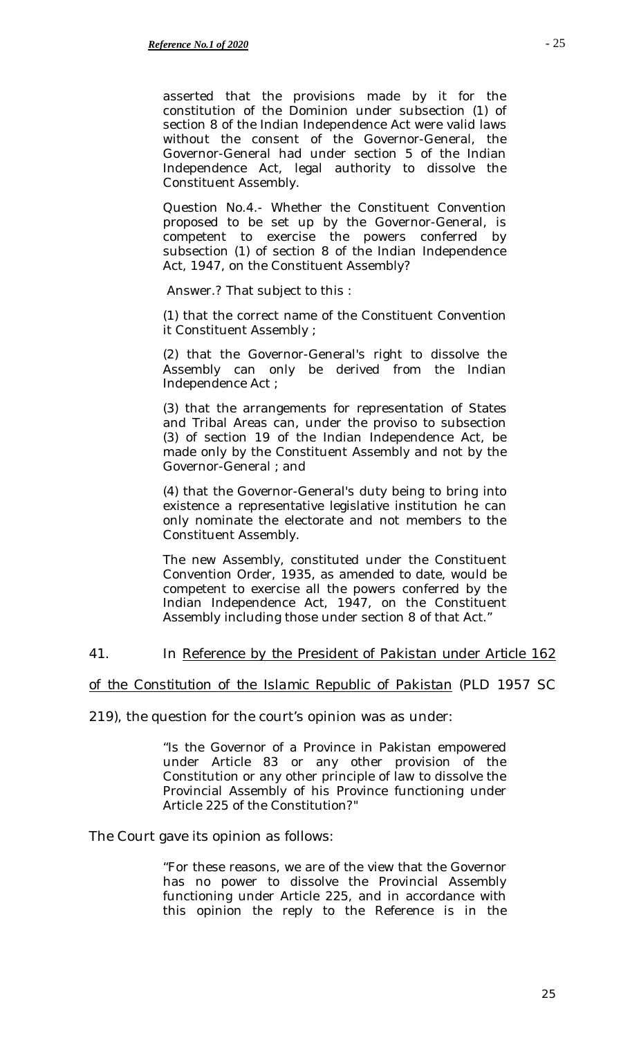asserted that the provisions made by it for the constitution of the Dominion under subsection (1) of section 8 of the Indian Independence Act were valid laws without the consent of the Governor-General, the Governor-General had under section 5 of the Indian Independence Act, legal authority to dissolve the Constituent Assembly.

Question No.4.- Whether the Constituent Convention proposed to be set up by the Governor-General, is competent to exercise the powers conferred by subsection (1) of section 8 of the Indian Independence Act, 1947, on the Constituent Assembly?

Answer.? That subject to this :

(1) that the correct name of the Constituent Convention it Constituent Assembly ;

(2) that the Governor-General's right to dissolve the Assembly can only be derived from the Indian Independence Act ;

(3) that the arrangements for representation of States and Tribal Areas can, under the proviso to subsection (3) of section 19 of the Indian Independence Act, be made only by the Constituent Assembly and not by the Governor-General ; and

(4) that the Governor-General's duty being to bring into existence a representative legislative institution he can only nominate the electorate and not members to the Constituent Assembly.

The new Assembly, constituted under the Constituent Convention Order, 1935, as amended to date, would be competent to exercise all the powers conferred by the Indian Independence Act, 1947, on the Constituent Assembly including those under section 8 of that Act."

41. In Reference by the President of Pakistan under Article 162 of the Constitution of the Islamic Republic of Pakistan (PLD 1957 SC 219), the question for the court's opinion was as under:

"Is the Governor of a Province in Pakistan empowered under Article 83 or any other provision of the Constitution or any other principle of law to dissolve the Provincial Assembly of his Province functioning under Article 225 of the Constitution?"

The Court gave its opinion as follows:

"For these reasons, we are of the view that the Governor has no power to dissolve the Provincial Assembly functioning under Article 225, and in accordance with this opinion the reply to the Reference is in the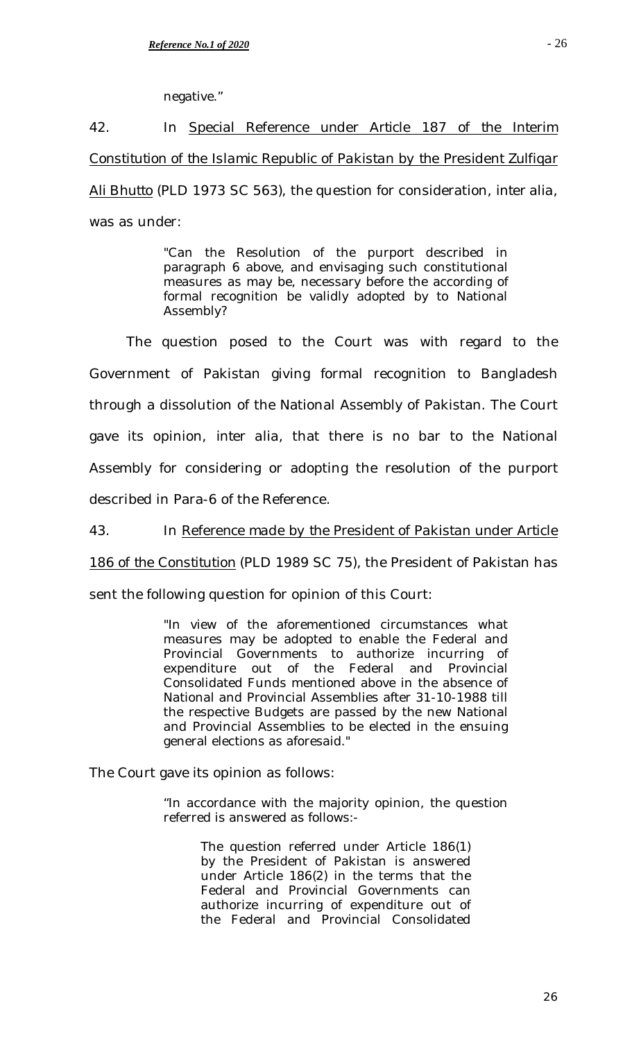negative."

42. In <u>Special Reference under Article 187 of the Interim Constitution of the Islamic Republic of Pakistan by the President Zulfiqar Ali Bhutto</u> (PLD 1973 SC 563), the question for consideration, inter alia, was as under:

> "Can the Resolution of the purport described in paragraph 6 above, and envisaging such constitutional measures as may be, necessary before the according of formal recognition be validly adopted by to National Assembly?

The question posed to the Court was with regard to the Government of Pakistan giving formal recognition to Bangladesh through a dissolution of the National Assembly of Pakistan. The Court gave its opinion, inter alia, that there is no bar to the National Assembly for considering or adopting the resolution of the purport described in Para-6 of the Reference.

43. In <u>Reference made by the President of Pakistan under Article 186 of the Constitution</u> (PLD 1989 SC 75), the President of Pakistan has sent the following question for opinion of this Court:

> "In view of the aforementioned circumstances what measures may be adopted to enable the Federal and Provincial Governments to authorize incurring of expenditure out of the Federal and Provincial Consolidated Funds mentioned above in the absence of National and Provincial Assemblies after 31-10-1988 till the respective Budgets are passed by the new National and Provincial Assemblies to be elected in the ensuing general elections as aforesaid."

The Court gave its opinion as follows:

> "In accordance with the majority opinion, the question referred is answered as follows:-
>
> > The question referred under Article 186(1) by the President of Pakistan is answered under Article 186(2) in the terms that the Federal and Provincial Governments can authorize incurring of expenditure out of the Federal and Provincial Consolidated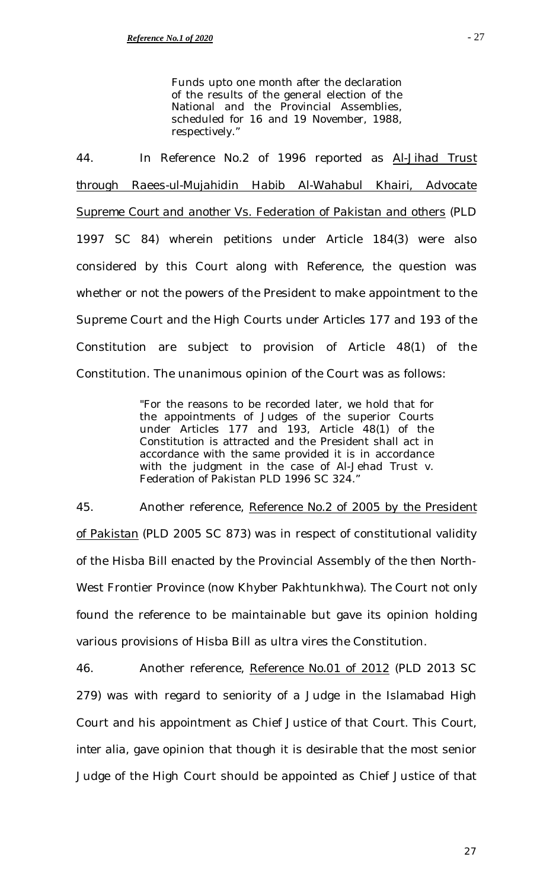> Funds upto one month after the declaration of the results of the general election of the National and the Provincial Assemblies, scheduled for 16 and 19 November, 1988, respectively."

44. In Reference No.2 of 1996 reported as <u>Al-Jihad Trust through Raees-ul-Mujahidin Habib Al-Wahabul Khairi, Advocate Supreme Court and another Vs. Federation of Pakistan and others</u> (PLD 1997 SC 84) wherein petitions under Article 184(3) were also considered by this Court along with Reference, the question was whether or not the powers of the President to make appointment to the Supreme Court and the High Courts under Articles 177 and 193 of the Constitution are subject to provision of Article 48(1) of the Constitution. The unanimous opinion of the Court was as follows:

> "For the reasons to be recorded later, we hold that for the appointments of Judges of the superior Courts under Articles 177 and 193, Article 48(1) of the Constitution is attracted and the President shall act in accordance with the same provided it is in accordance with the judgment in the case of Al-Jehad Trust v. Federation of Pakistan PLD 1996 SC 324."

45. Another reference, <u>Reference No.2 of 2005 by the President of Pakistan</u> (PLD 2005 SC 873) was in respect of constitutional validity of the Hisba Bill enacted by the Provincial Assembly of the then North-West Frontier Province (now Khyber Pakhtunkhwa). The Court not only found the reference to be maintainable but gave its opinion holding various provisions of Hisba Bill as ultra vires the Constitution.

46. Another reference, <u>Reference No.01 of 2012</u> (PLD 2013 SC 279) was with regard to seniority of a Judge in the Islamabad High Court and his appointment as Chief Justice of that Court. This Court, inter alia, gave opinion that though it is desirable that the most senior Judge of the High Court should be appointed as Chief Justice of that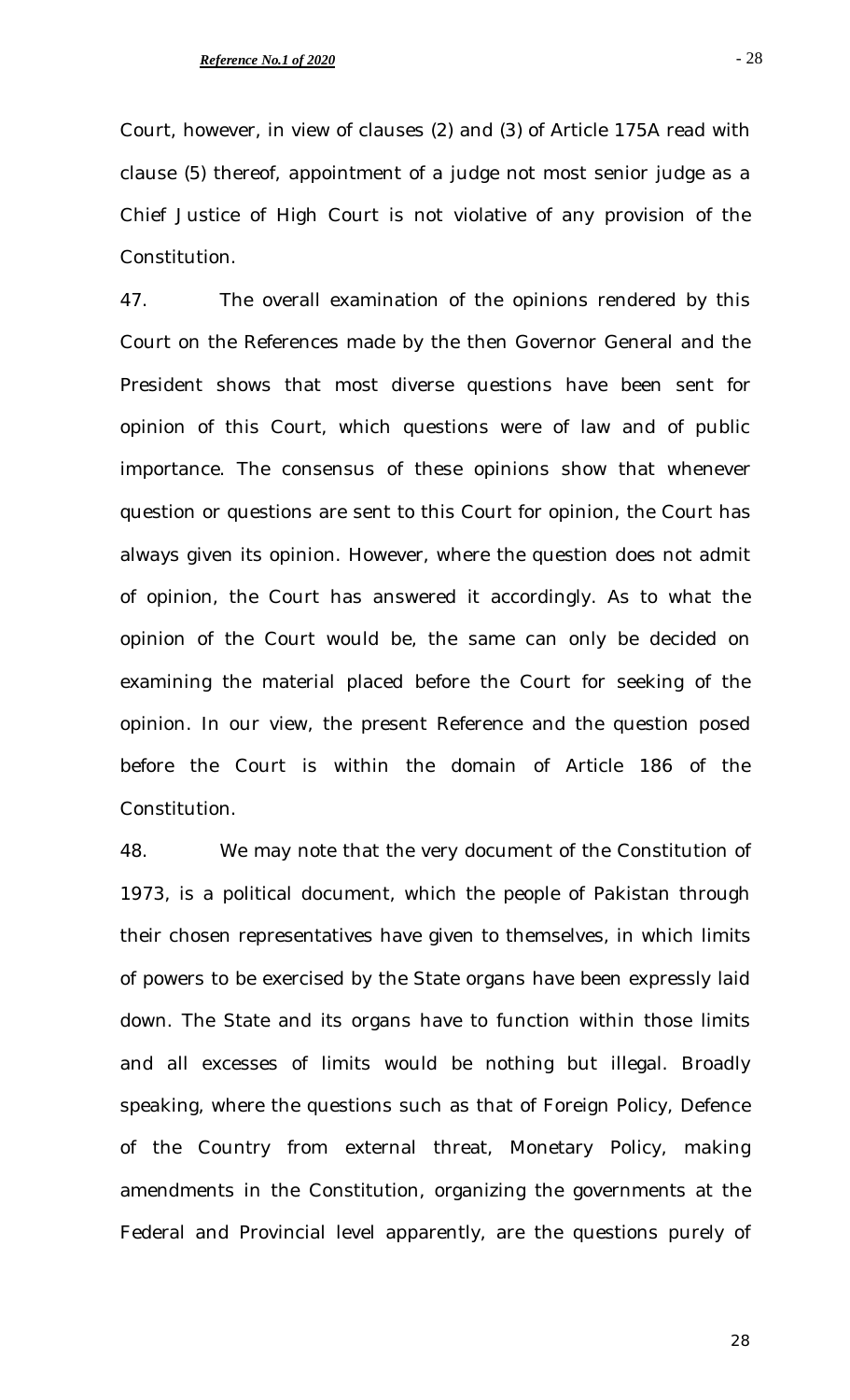Court, however, in view of clauses (2) and (3) of Article 175A read with clause (5) thereof, appointment of a judge not most senior judge as a Chief Justice of High Court is not violative of any provision of the Constitution.

47. The overall examination of the opinions rendered by this Court on the References made by the then Governor General and the President shows that most diverse questions have been sent for opinion of this Court, which questions were of law and of public importance. The consensus of these opinions show that whenever question or questions are sent to this Court for opinion, the Court has always given its opinion. However, where the question does not admit of opinion, the Court has answered it accordingly. As to what the opinion of the Court would be, the same can only be decided on examining the material placed before the Court for seeking of the opinion. In our view, the present Reference and the question posed before the Court is within the domain of Article 186 of the Constitution.

48. We may note that the very document of the Constitution of 1973, is a political document, which the people of Pakistan through their chosen representatives have given to themselves, in which limits of powers to be exercised by the State organs have been expressly laid down. The State and its organs have to function within those limits and all excesses of limits would be nothing but illegal. Broadly speaking, where the questions such as that of Foreign Policy, Defence of the Country from external threat, Monetary Policy, making amendments in the Constitution, organizing the governments at the Federal and Provincial level apparently, are the questions purely of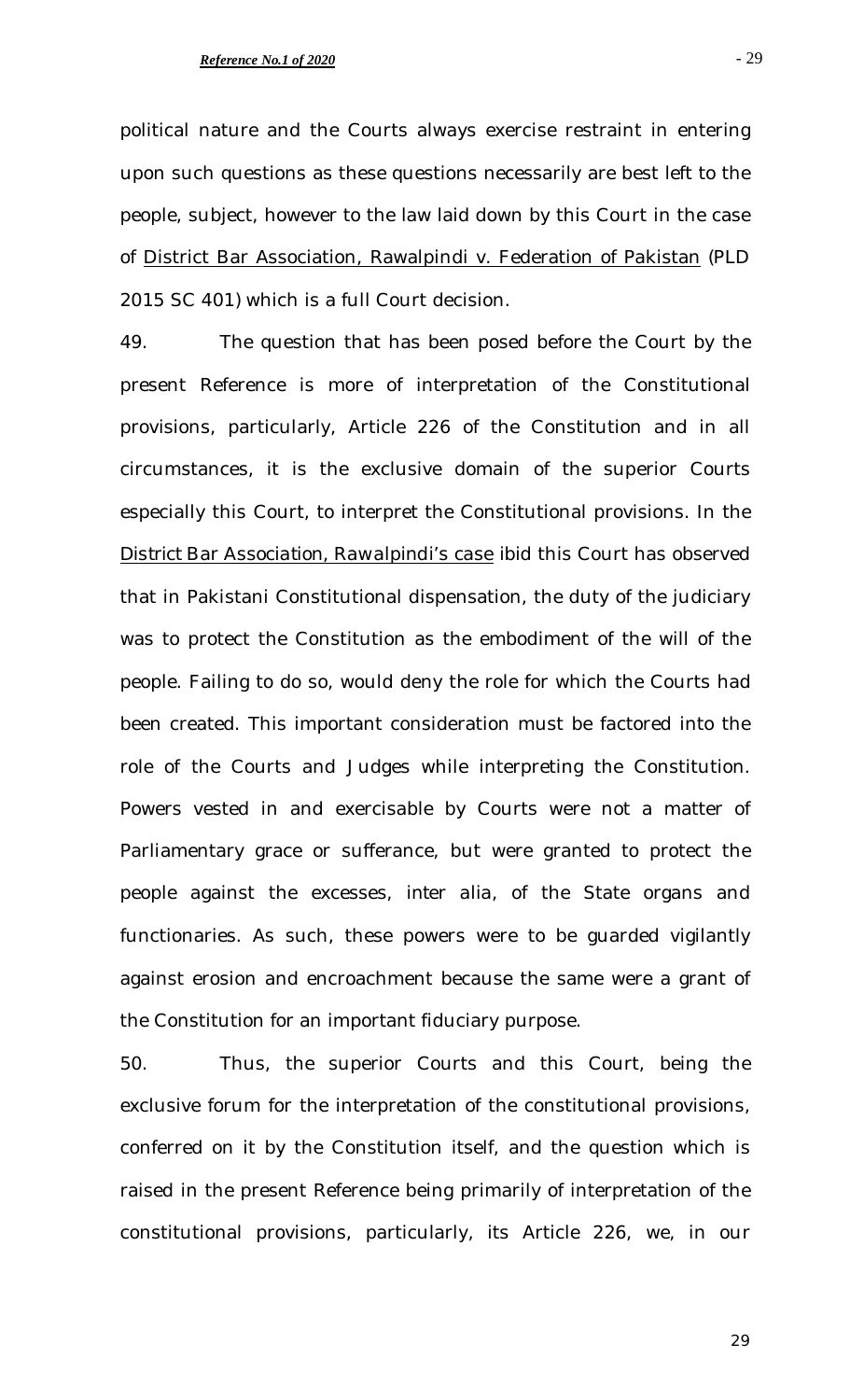political nature and the Courts always exercise restraint in entering upon such questions as these questions necessarily are best left to the people, subject, however to the law laid down by this Court in the case of District Bar Association, Rawalpindi v. Federation of Pakistan (PLD 2015 SC 401) which is a full Court decision.

49. The question that has been posed before the Court by the present Reference is more of interpretation of the Constitutional provisions, particularly, Article 226 of the Constitution and in all circumstances, it is the exclusive domain of the superior Courts especially this Court, to interpret the Constitutional provisions. In the District Bar Association, Rawalpindi's case ibid this Court has observed that in Pakistani Constitutional dispensation, the duty of the judiciary was to protect the Constitution as the embodiment of the will of the people. Failing to do so, would deny the role for which the Courts had been created. This important consideration must be factored into the role of the Courts and Judges while interpreting the Constitution. Powers vested in and exercisable by Courts were not a matter of Parliamentary grace or sufferance, but were granted to protect the people against the excesses, *inter alia*, of the State organs and functionaries. As such, these powers were to be guarded vigilantly against erosion and encroachment because the same were a grant of the Constitution for an important fiduciary purpose.

50. Thus, the superior Courts and this Court, being the exclusive forum for the interpretation of the constitutional provisions, conferred on it by the Constitution itself, and the question which is raised in the present Reference being primarily of interpretation of the constitutional provisions, particularly, its Article 226, we, in our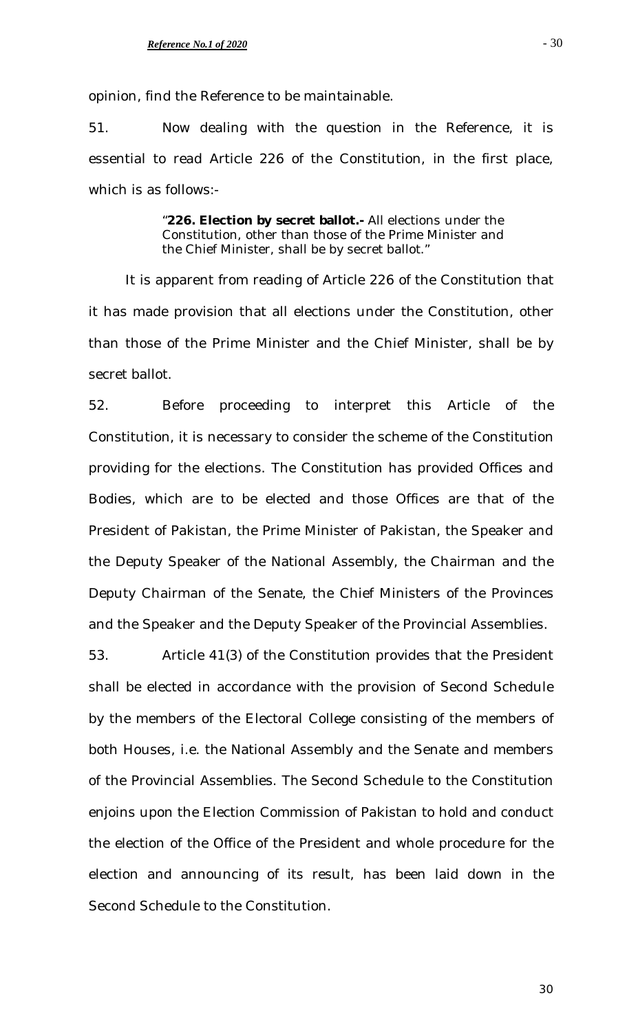opinion, find the Reference to be maintainable.

51. Now dealing with the question in the Reference, it is essential to read Article 226 of the Constitution, in the first place, which is as follows:-

> "**226. Election by secret ballot.-** All elections under the Constitution, other than those of the Prime Minister and the Chief Minister, shall be by secret ballot."

It is apparent from reading of Article 226 of the Constitution that it has made provision that all elections under the Constitution, other than those of the Prime Minister and the Chief Minister, shall be by secret ballot.

52. Before proceeding to interpret this Article of the Constitution, it is necessary to consider the scheme of the Constitution providing for the elections. The Constitution has provided Offices and Bodies, which are to be elected and those Offices are that of the President of Pakistan, the Prime Minister of Pakistan, the Speaker and the Deputy Speaker of the National Assembly, the Chairman and the Deputy Chairman of the Senate, the Chief Ministers of the Provinces and the Speaker and the Deputy Speaker of the Provincial Assemblies.

53. Article 41(3) of the Constitution provides that the President shall be elected in accordance with the provision of Second Schedule by the members of the Electoral College consisting of the members of both Houses, i.e. the National Assembly and the Senate and members of the Provincial Assemblies. The Second Schedule to the Constitution enjoins upon the Election Commission of Pakistan to hold and conduct the election of the Office of the President and whole procedure for the election and announcing of its result, has been laid down in the Second Schedule to the Constitution.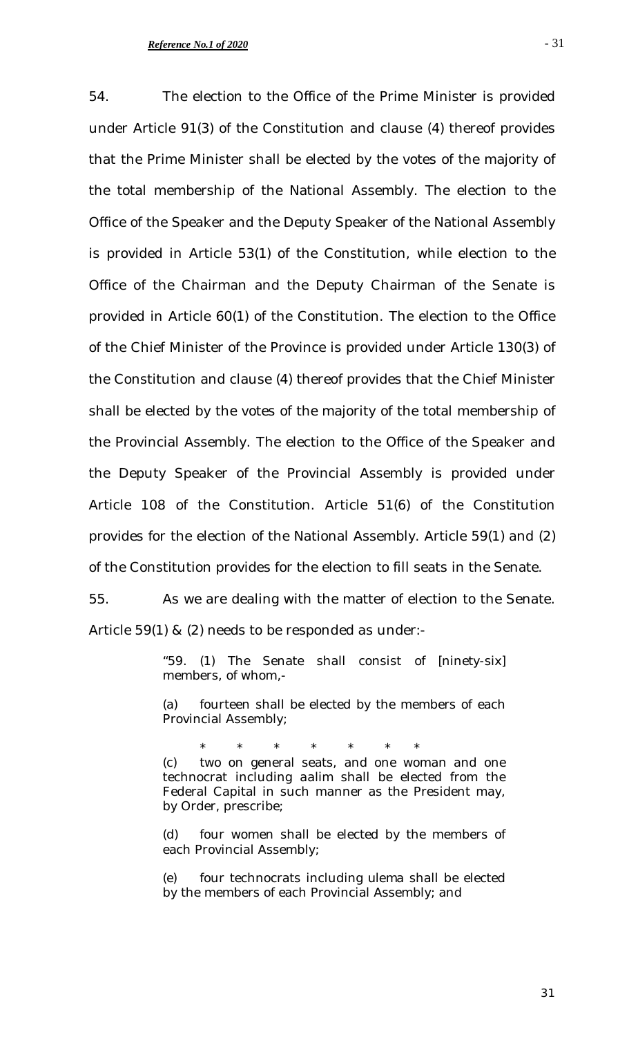54. The election to the Office of the Prime Minister is provided under Article 91(3) of the Constitution and clause (4) thereof provides that the Prime Minister shall be elected by the votes of the majority of the total membership of the National Assembly. The election to the Office of the Speaker and the Deputy Speaker of the National Assembly is provided in Article 53(1) of the Constitution, while election to the Office of the Chairman and the Deputy Chairman of the Senate is provided in Article 60(1) of the Constitution. The election to the Office of the Chief Minister of the Province is provided under Article 130(3) of the Constitution and clause (4) thereof provides that the Chief Minister shall be elected by the votes of the majority of the total membership of the Provincial Assembly. The election to the Office of the Speaker and the Deputy Speaker of the Provincial Assembly is provided under Article 108 of the Constitution. Article 51(6) of the Constitution provides for the election of the National Assembly. Article 59(1) and (2) of the Constitution provides for the election to fill seats in the Senate.

55. As we are dealing with the matter of election to the Senate. Article 59(1) & (2) needs to be responded as under:-

> "59. (1) The Senate shall consist of [ninety-six] members, of whom,-
>
> (a) fourteen shall be elected by the members of each Provincial Assembly;
>
> \* \* \* \* \* \* \*
>
> (c) two on general seats, and one woman and one technocrat including aalim shall be elected from the Federal Capital in such manner as the President may, by Order, prescribe;
>
> (d) four women shall be elected by the members of each Provincial Assembly;
>
> (e) four technocrats including ulema shall be elected by the members of each Provincial Assembly; and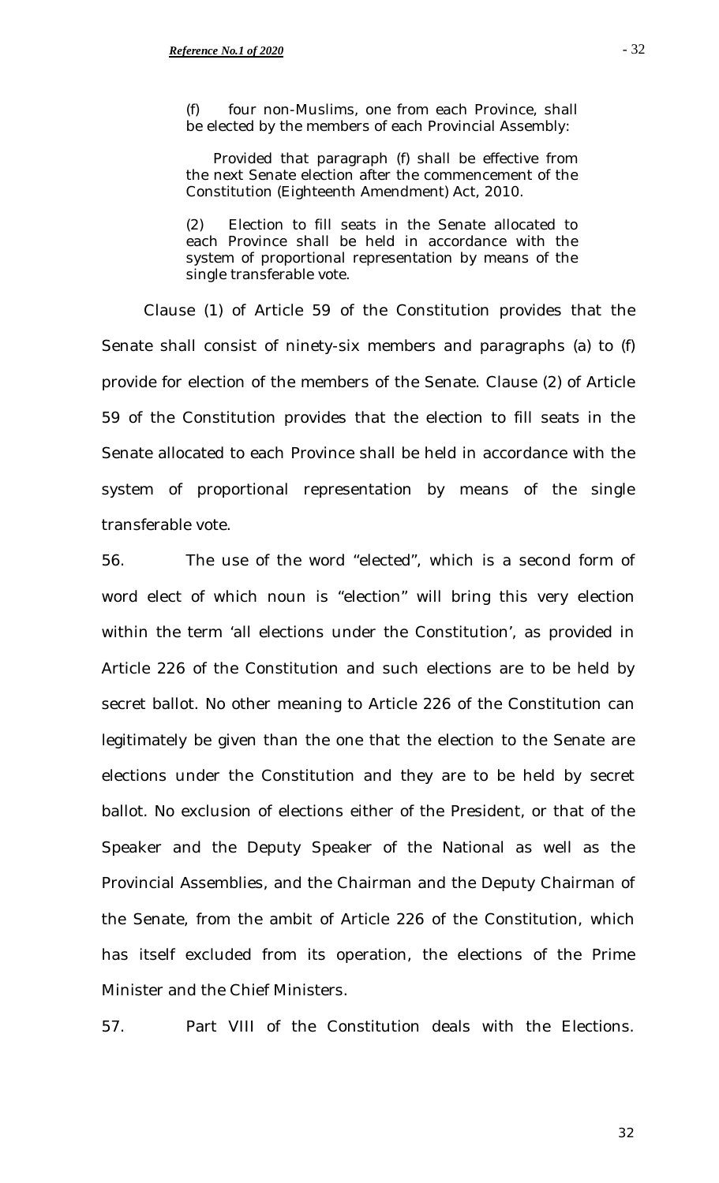> (f) four non-Muslims, one from each Province, shall be elected by the members of each Provincial Assembly:
>
> Provided that paragraph (f) shall be effective from the next Senate election after the commencement of the Constitution (Eighteenth Amendment) Act, 2010.
>
> (2) Election to fill seats in the Senate allocated to each Province shall be held in accordance with the system of proportional representation by means of the single transferable vote.

Clause (1) of Article 59 of the Constitution provides that the Senate shall consist of ninety-six members and paragraphs (a) to (f) provide for election of the members of the Senate. Clause (2) of Article 59 of the Constitution provides that the election to fill seats in the Senate allocated to each Province shall be held in accordance with the system of proportional representation by means of the single transferable vote.

56. The use of the word "elected", which is a second form of word elect of which noun is "election" will bring this very election within the term 'all elections under the Constitution', as provided in Article 226 of the Constitution and such elections are to be held by secret ballot. No other meaning to Article 226 of the Constitution can legitimately be given than the one that the election to the Senate are elections under the Constitution and they are to be held by secret ballot. No exclusion of elections either of the President, or that of the Speaker and the Deputy Speaker of the National as well as the Provincial Assemblies, and the Chairman and the Deputy Chairman of the Senate, from the ambit of Article 226 of the Constitution, which has itself excluded from its operation, the elections of the Prime Minister and the Chief Ministers.

57. Part VIII of the Constitution deals with the Elections.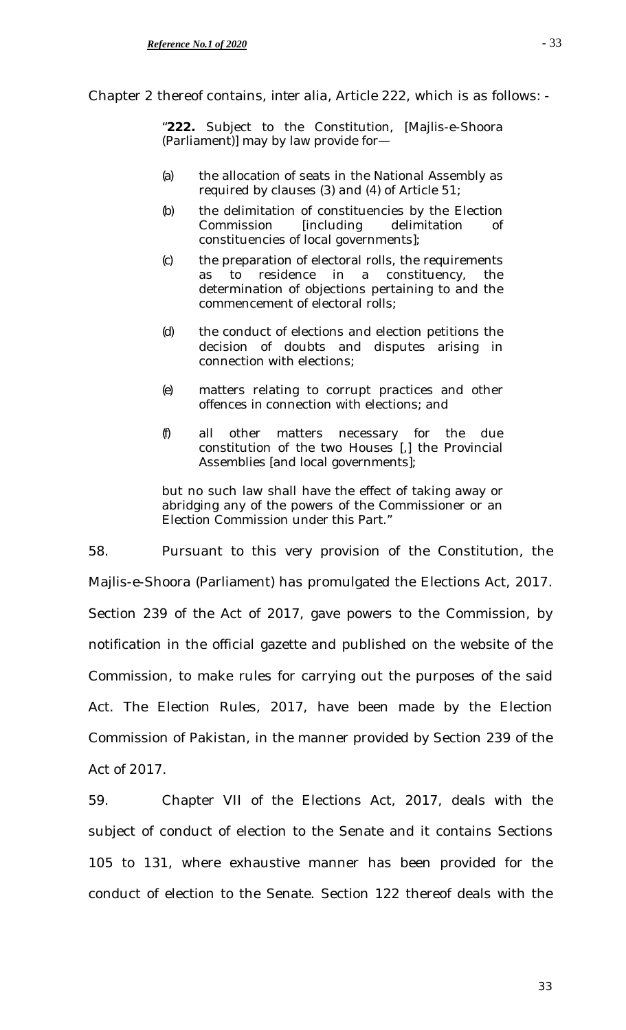Chapter 2 thereof contains, inter alia, Article 222, which is as follows: -

> "**222.** Subject to the Constitution, [Majlis-e-Shoora (Parliament)] may by law provide for—
>
> (a) the allocation of seats in the National Assembly as required by clauses (3) and (4) of Article 51;
>
> (b) the delimitation of constituencies by the Election Commission [including delimitation of constituencies of local governments];
>
> (c) the preparation of electoral rolls, the requirements as to residence in a constituency, the determination of objections pertaining to and the commencement of electoral rolls;
>
> (d) the conduct of elections and election petitions the decision of doubts and disputes arising in connection with elections;
>
> (e) matters relating to corrupt practices and other offences in connection with elections; and
>
> (f) all other matters necessary for the due constitution of the two Houses [,] the Provincial Assemblies [and local governments];
>
> but no such law shall have the effect of taking away or abridging any of the powers of the Commissioner or an Election Commission under this Part."

58. Pursuant to this very provision of the Constitution, the Majlis-e-Shoora (Parliament) has promulgated the Elections Act, 2017. Section 239 of the Act of 2017, gave powers to the Commission, by notification in the official gazette and published on the website of the Commission, to make rules for carrying out the purposes of the said Act. The Election Rules, 2017, have been made by the Election Commission of Pakistan, in the manner provided by Section 239 of the Act of 2017.

59. Chapter VII of the Elections Act, 2017, deals with the subject of conduct of election to the Senate and it contains Sections 105 to 131, where exhaustive manner has been provided for the conduct of election to the Senate. Section 122 thereof deals with the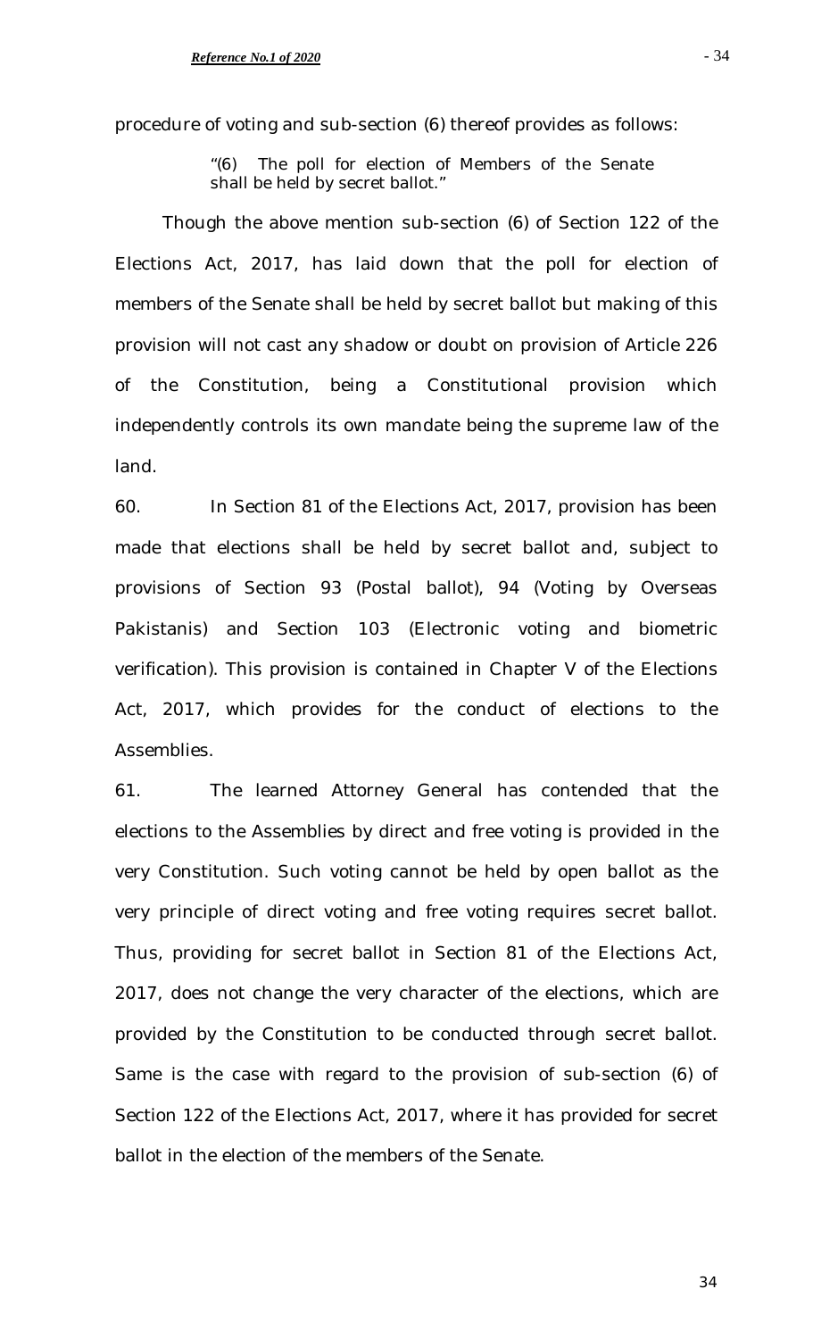procedure of voting and sub-section (6) thereof provides as follows:

> "(6) The poll for election of Members of the Senate shall be held by secret ballot."

Though the above mention sub-section (6) of Section 122 of the Elections Act, 2017, has laid down that the poll for election of members of the Senate shall be held by secret ballot but making of this provision will not cast any shadow or doubt on provision of Article 226 of the Constitution, being a Constitutional provision which independently controls its own mandate being the supreme law of the land.

60. In Section 81 of the Elections Act, 2017, provision has been made that elections shall be held by secret ballot and, subject to provisions of Section 93 (Postal ballot), 94 (Voting by Overseas Pakistanis) and Section 103 (Electronic voting and biometric verification). This provision is contained in Chapter V of the Elections Act, 2017, which provides for the conduct of elections to the Assemblies.

61. The learned Attorney General has contended that the elections to the Assemblies by direct and free voting is provided in the very Constitution. Such voting cannot be held by open ballot as the very principle of direct voting and free voting requires secret ballot. Thus, providing for secret ballot in Section 81 of the Elections Act, 2017, does not change the very character of the elections, which are provided by the Constitution to be conducted through secret ballot. Same is the case with regard to the provision of sub-section (6) of Section 122 of the Elections Act, 2017, where it has provided for secret ballot in the election of the members of the Senate.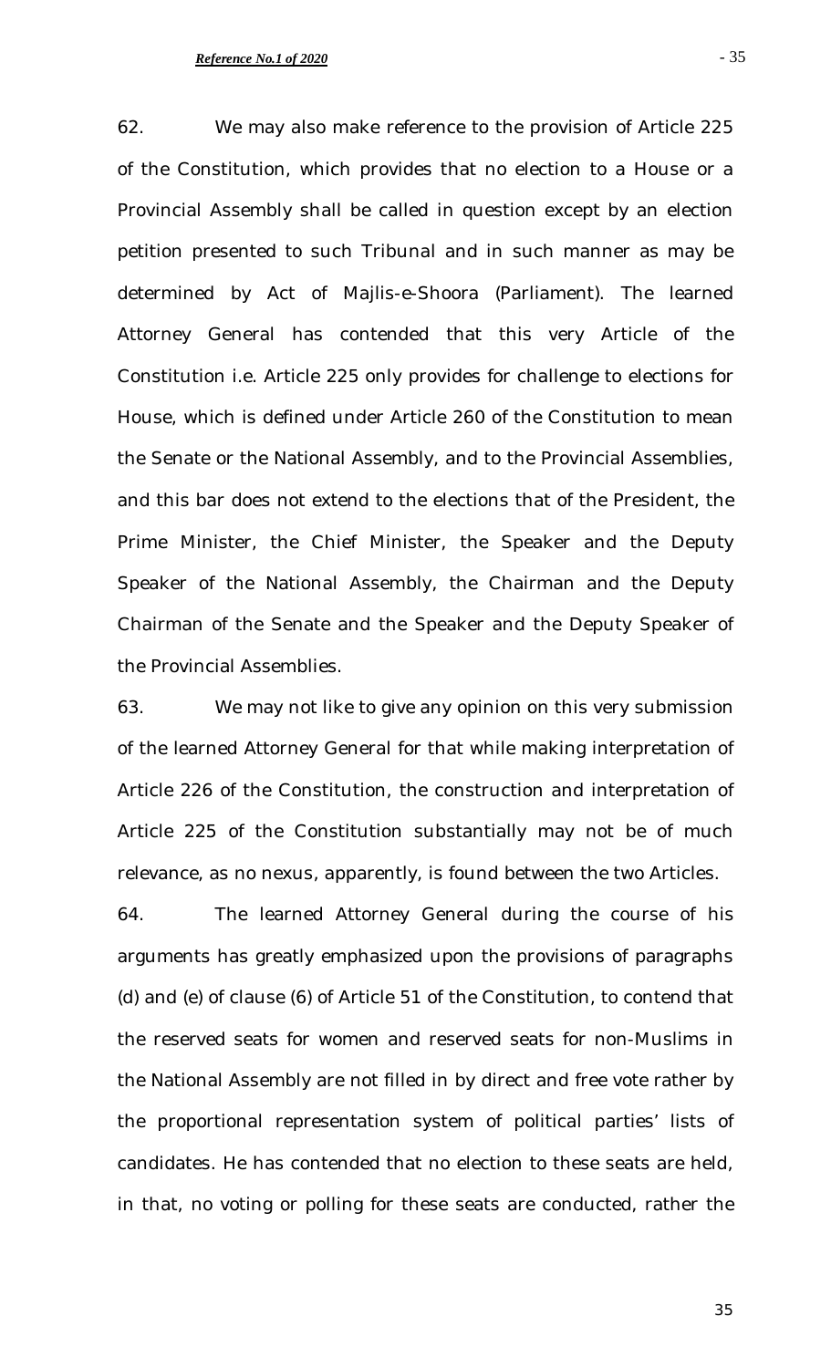62. We may also make reference to the provision of Article 225 of the Constitution, which provides that no election to a House or a Provincial Assembly shall be called in question except by an election petition presented to such Tribunal and in such manner as may be determined by Act of Majlis-e-Shoora (Parliament). The learned Attorney General has contended that this very Article of the Constitution i.e. Article 225 only provides for challenge to elections for House, which is defined under Article 260 of the Constitution to mean the Senate or the National Assembly, and to the Provincial Assemblies, and this bar does not extend to the elections that of the President, the Prime Minister, the Chief Minister, the Speaker and the Deputy Speaker of the National Assembly, the Chairman and the Deputy Chairman of the Senate and the Speaker and the Deputy Speaker of the Provincial Assemblies.

63. We may not like to give any opinion on this very submission of the learned Attorney General for that while making interpretation of Article 226 of the Constitution, the construction and interpretation of Article 225 of the Constitution substantially may not be of much relevance, as no nexus, apparently, is found between the two Articles.

64. The learned Attorney General during the course of his arguments has greatly emphasized upon the provisions of paragraphs (d) and (e) of clause (6) of Article 51 of the Constitution, to contend that the reserved seats for women and reserved seats for non-Muslims in the National Assembly are not filled in by direct and free vote rather by the proportional representation system of political parties' lists of candidates. He has contended that no election to these seats are held, in that, no voting or polling for these seats are conducted, rather the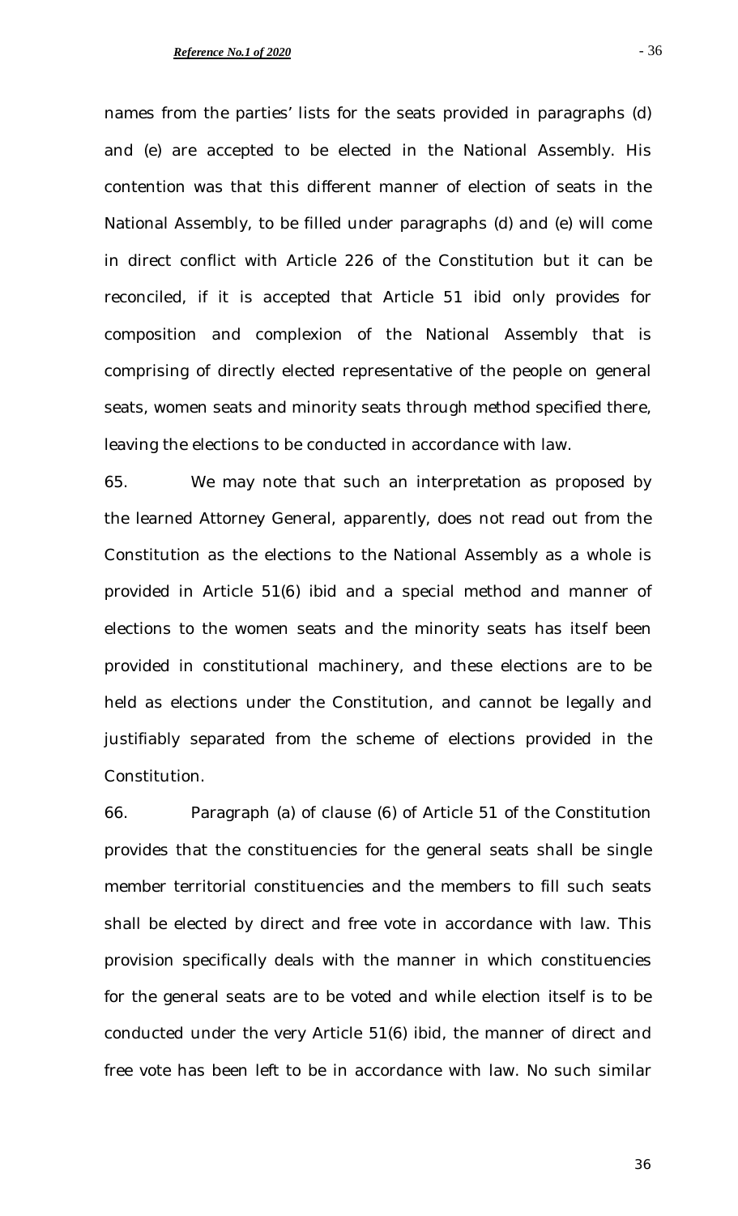names from the parties' lists for the seats provided in paragraphs (d) and (e) are accepted to be elected in the National Assembly. His contention was that this different manner of election of seats in the National Assembly, to be filled under paragraphs (d) and (e) will come in direct conflict with Article 226 of the Constitution but it can be reconciled, if it is accepted that Article 51 ibid only provides for composition and complexion of the National Assembly that is comprising of directly elected representative of the people on general seats, women seats and minority seats through method specified there, leaving the elections to be conducted in accordance with law.

65. We may note that such an interpretation as proposed by the learned Attorney General, apparently, does not read out from the Constitution as the elections to the National Assembly as a whole is provided in Article 51(6) ibid and a special method and manner of elections to the women seats and the minority seats has itself been provided in constitutional machinery, and these elections are to be held as elections under the Constitution, and cannot be legally and justifiably separated from the scheme of elections provided in the Constitution.

66. Paragraph (a) of clause (6) of Article 51 of the Constitution provides that the constituencies for the general seats shall be single member territorial constituencies and the members to fill such seats shall be elected by direct and free vote in accordance with law. This provision specifically deals with the manner in which constituencies for the general seats are to be voted and while election itself is to be conducted under the very Article 51(6) ibid, the manner of direct and free vote has been left to be in accordance with law. No such similar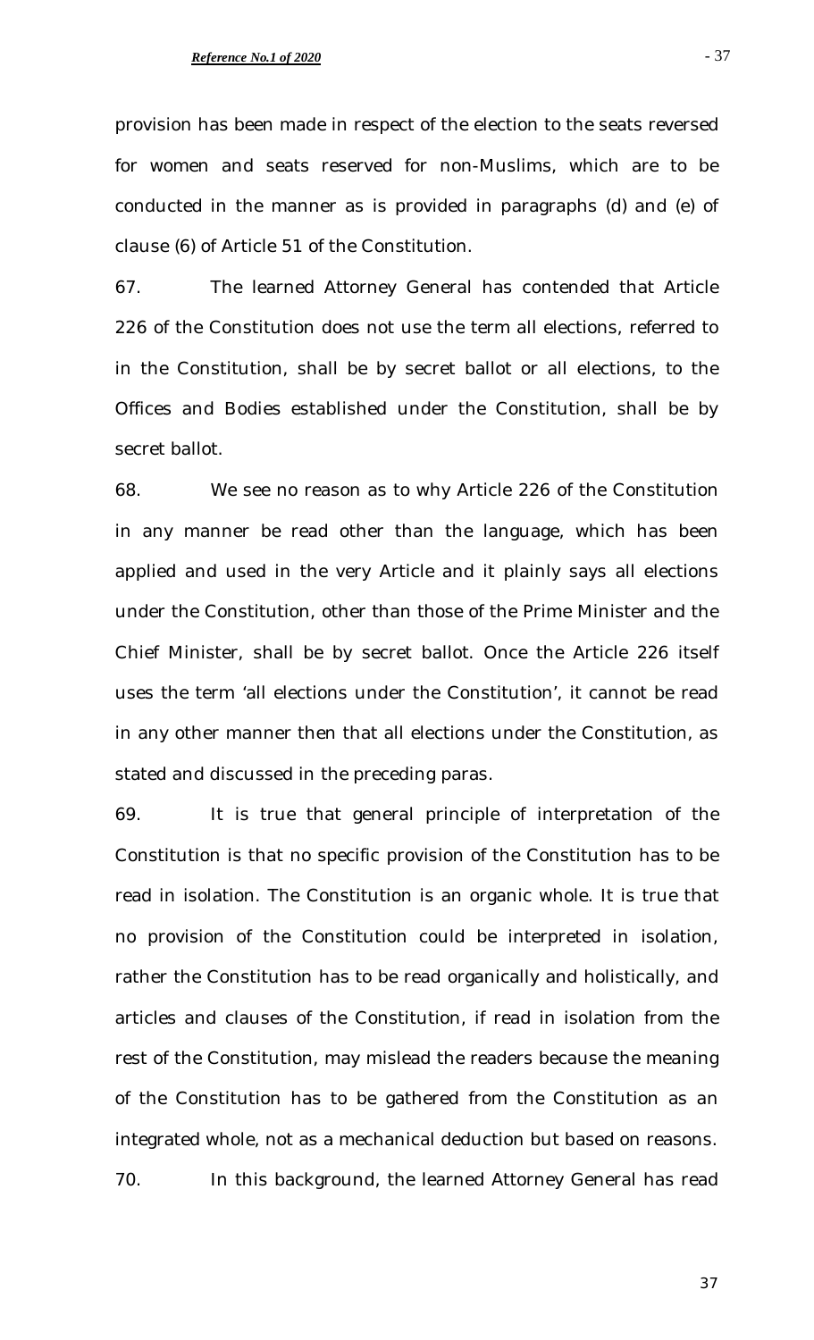provision has been made in respect of the election to the seats reversed for women and seats reserved for non-Muslims, which are to be conducted in the manner as is provided in paragraphs (d) and (e) of clause (6) of Article 51 of the Constitution.

67. The learned Attorney General has contended that Article 226 of the Constitution does not use the term all elections, referred to in the Constitution, shall be by secret ballot or all elections, to the Offices and Bodies established under the Constitution, shall be by secret ballot.

68. We see no reason as to why Article 226 of the Constitution in any manner be read other than the language, which has been applied and used in the very Article and it plainly says all elections under the Constitution, other than those of the Prime Minister and the Chief Minister, shall be by secret ballot. Once the Article 226 itself uses the term 'all elections under the Constitution', it cannot be read in any other manner then that all elections under the Constitution, as stated and discussed in the preceding paras.

69. It is true that general principle of interpretation of the Constitution is that no specific provision of the Constitution has to be read in isolation. The Constitution is an organic whole. It is true that no provision of the Constitution could be interpreted in isolation, rather the Constitution has to be read organically and holistically, and articles and clauses of the Constitution, if read in isolation from the rest of the Constitution, may mislead the readers because the meaning of the Constitution has to be gathered from the Constitution as an integrated whole, not as a mechanical deduction but based on reasons.

70. In this background, the learned Attorney General has read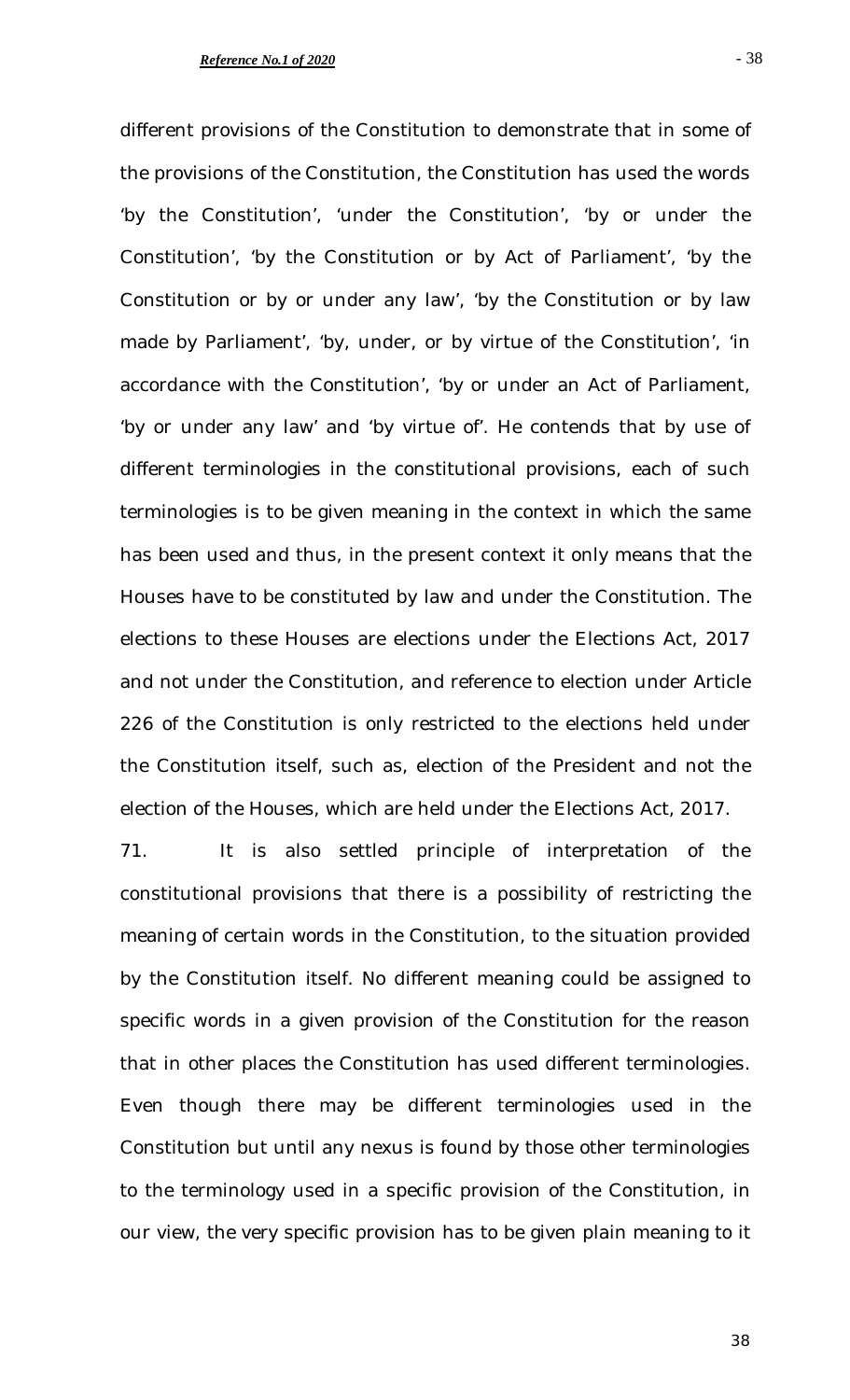different provisions of the Constitution to demonstrate that in some of the provisions of the Constitution, the Constitution has used the words 'by the Constitution', 'under the Constitution', 'by or under the Constitution', 'by the Constitution or by Act of Parliament', 'by the Constitution or by or under any law', 'by the Constitution or by law made by Parliament', 'by, under, or by virtue of the Constitution', 'in accordance with the Constitution', 'by or under an Act of Parliament, 'by or under any law' and 'by virtue of'. He contends that by use of different terminologies in the constitutional provisions, each of such terminologies is to be given meaning in the context in which the same has been used and thus, in the present context it only means that the Houses have to be constituted by law and under the Constitution. The elections to these Houses are elections under the Elections Act, 2017 and not under the Constitution, and reference to election under Article 226 of the Constitution is only restricted to the elections held under the Constitution itself, such as, election of the President and not the election of the Houses, which are held under the Elections Act, 2017.

71. It is also settled principle of interpretation of the constitutional provisions that there is a possibility of restricting the meaning of certain words in the Constitution, to the situation provided by the Constitution itself. No different meaning could be assigned to specific words in a given provision of the Constitution for the reason that in other places the Constitution has used different terminologies. Even though there may be different terminologies used in the Constitution but until any nexus is found by those other terminologies to the terminology used in a specific provision of the Constitution, in our view, the very specific provision has to be given plain meaning to it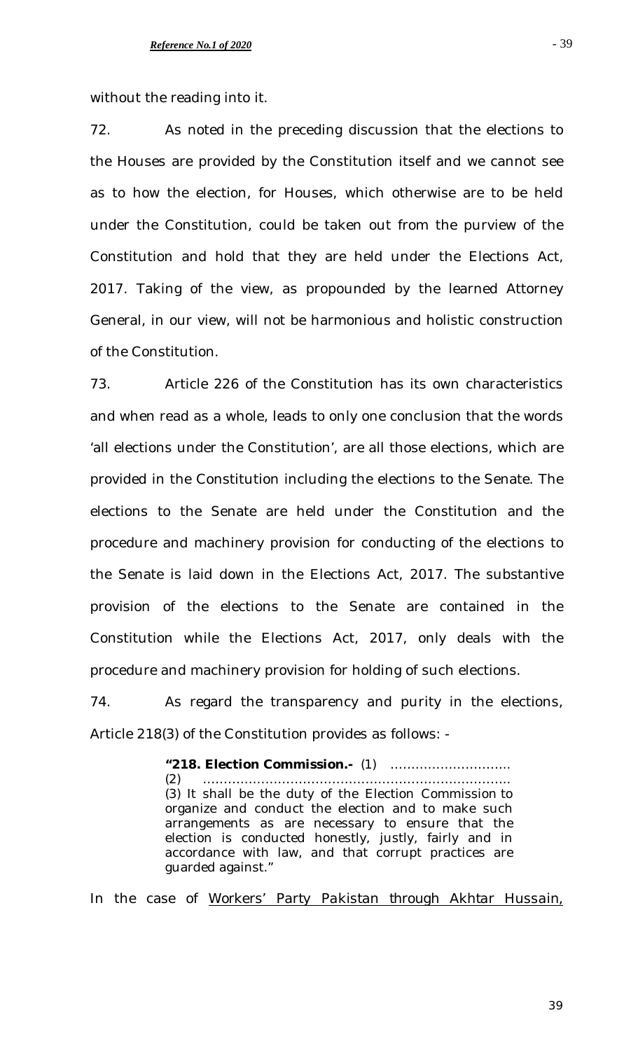without the reading into it.

72. As noted in the preceding discussion that the elections to the Houses are provided by the Constitution itself and we cannot see as to how the election, for Houses, which otherwise are to be held under the Constitution, could be taken out from the purview of the Constitution and hold that they are held under the Elections Act, 2017. Taking of the view, as propounded by the learned Attorney General, in our view, will not be harmonious and holistic construction of the Constitution.

73. Article 226 of the Constitution has its own characteristics and when read as a whole, leads to only one conclusion that the words 'all elections under the Constitution', are all those elections, which are provided in the Constitution including the elections to the Senate. The elections to the Senate are held under the Constitution and the procedure and machinery provision for conducting of the elections to the Senate is laid down in the Elections Act, 2017. The substantive provision of the elections to the Senate are contained in the Constitution while the Elections Act, 2017, only deals with the procedure and machinery provision for holding of such elections.

74. As regard the transparency and purity in the elections, Article 218(3) of the Constitution provides as follows: -

> **"218. Election Commission.-** (1) .............................
> (2) ..........................................................................
> (3) It shall be the duty of the Election Commission to organize and conduct the election and to make such arrangements as are necessary to ensure that the election is conducted honestly, justly, fairly and in accordance with law, and that corrupt practices are guarded against."

In the case of <u>Workers' Party Pakistan through Akhtar Hussain,</u>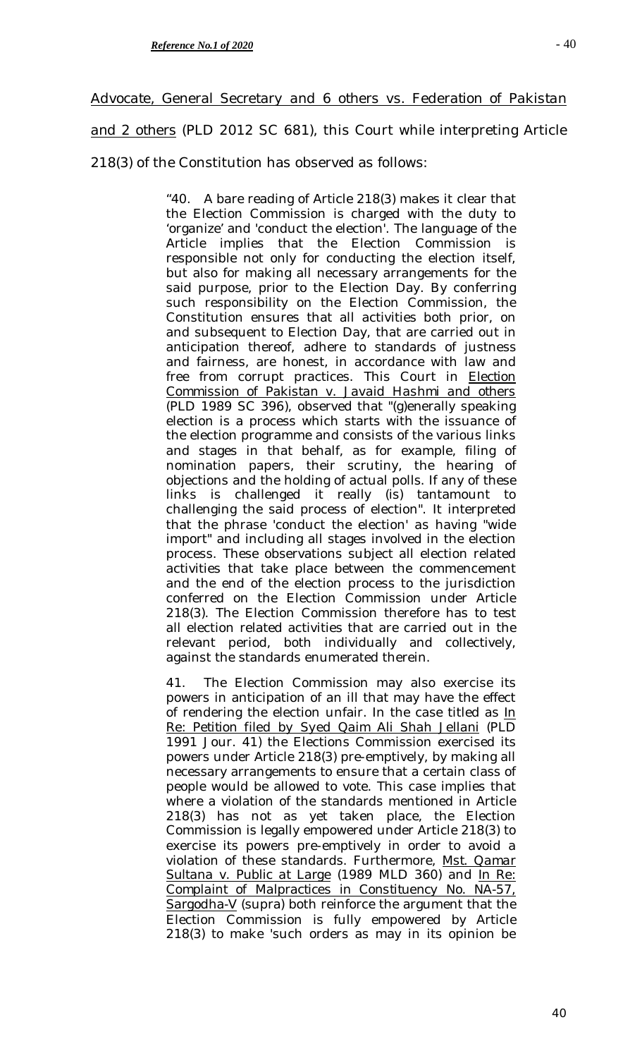Advocate, General Secretary and 6 others vs. Federation of Pakistan and 2 others (PLD 2012 SC 681), this Court while interpreting Article 218(3) of the Constitution has observed as follows:

> "40. A bare reading of Article 218(3) makes it clear that the Election Commission is charged with the duty to 'organize' and 'conduct the election'. The language of the Article implies that the Election Commission is responsible not only for conducting the election itself, but also for making all necessary arrangements for the said purpose, prior to the Election Day. By conferring such responsibility on the Election Commission, the Constitution ensures that all activities both prior, on and subsequent to Election Day, that are carried out in anticipation thereof, adhere to standards of justness and fairness, are honest, in accordance with law and free from corrupt practices. This Court in Election Commission of Pakistan v. Javaid Hashmi and others (PLD 1989 SC 396), observed that "(g)enerally speaking election is a process which starts with the issuance of the election programme and consists of the various links and stages in that behalf, as for example, filing of nomination papers, their scrutiny, the hearing of objections and the holding of actual polls. If any of these links is challenged it really (is) tantamount to challenging the said process of election". It interpreted that the phrase 'conduct the election' as having "wide import" and including all stages involved in the election process. These observations subject all election related activities that take place between the commencement and the end of the election process to the jurisdiction conferred on the Election Commission under Article 218(3). The Election Commission therefore has to test all election related activities that are carried out in the relevant period, both individually and collectively, against the standards enumerated therein.
>
> 41. The Election Commission may also exercise its powers in anticipation of an ill that may have the effect of rendering the election unfair. In the case titled as In Re: Petition filed by Syed Qaim Ali Shah Jellani (PLD 1991 Jour. 41) the Elections Commission exercised its powers under Article 218(3) pre-emptively, by making all necessary arrangements to ensure that a certain class of people would be allowed to vote. This case implies that where a violation of the standards mentioned in Article 218(3) has not as yet taken place, the Election Commission is legally empowered under Article 218(3) to exercise its powers pre-emptively in order to avoid a violation of these standards. Furthermore, Mst. Qamar Sultana v. Public at Large (1989 MLD 360) and In Re: Complaint of Malpractices in Constituency No. NA-57, Sargodha-V (supra) both reinforce the argument that the Election Commission is fully empowered by Article 218(3) to make 'such orders as may in its opinion be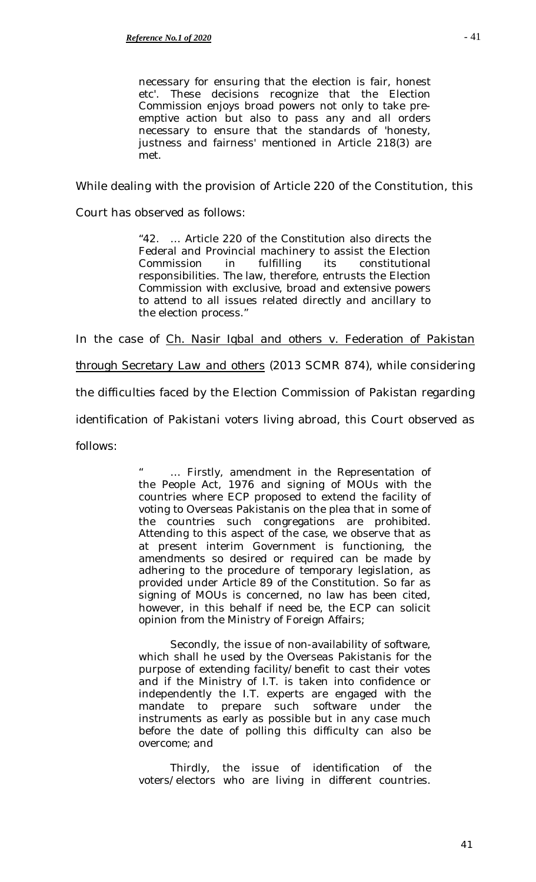> necessary for ensuring that the election is fair, honest etc'. These decisions recognize that the Election Commission enjoys broad powers not only to take pre-emptive action but also to pass any and all orders necessary to ensure that the standards of 'honesty, justness and fairness' mentioned in Article 218(3) are met.

While dealing with the provision of Article 220 of the Constitution, this Court has observed as follows:

> "42. … Article 220 of the Constitution also directs the Federal and Provincial machinery to assist the Election Commission in fulfilling its constitutional responsibilities. The law, therefore, entrusts the Election Commission with exclusive, broad and extensive powers to attend to all issues related directly and ancillary to the election process."

In the case of <u>Ch. Nasir Iqbal and others v. Federation of Pakistan through Secretary Law and others</u> (2013 SCMR 874), while considering the difficulties faced by the Election Commission of Pakistan regarding identification of Pakistani voters living abroad, this Court observed as follows:

> " … Firstly, amendment in the Representation of the People Act, 1976 and signing of MOUs with the countries where ECP proposed to extend the facility of voting to Overseas Pakistanis on the plea that in some of the countries such congregations are prohibited. Attending to this aspect of the case, we observe that as at present interim Government is functioning, the amendments so desired or required can be made by adhering to the procedure of temporary legislation, as provided under Article 89 of the Constitution. So far as signing of MOUs is concerned, no law has been cited, however, in this behalf if need be, the ECP can solicit opinion from the Ministry of Foreign Affairs;
>
> Secondly, the issue of non-availability of software, which shall he used by the Overseas Pakistanis for the purpose of extending facility/benefit to cast their votes and if the Ministry of I.T. is taken into confidence or independently the I.T. experts are engaged with the mandate to prepare such software under the instruments as early as possible but in any case much before the date of polling this difficulty can also be overcome; and
>
> Thirdly, the issue of identification of the voters/electors who are living in different countries.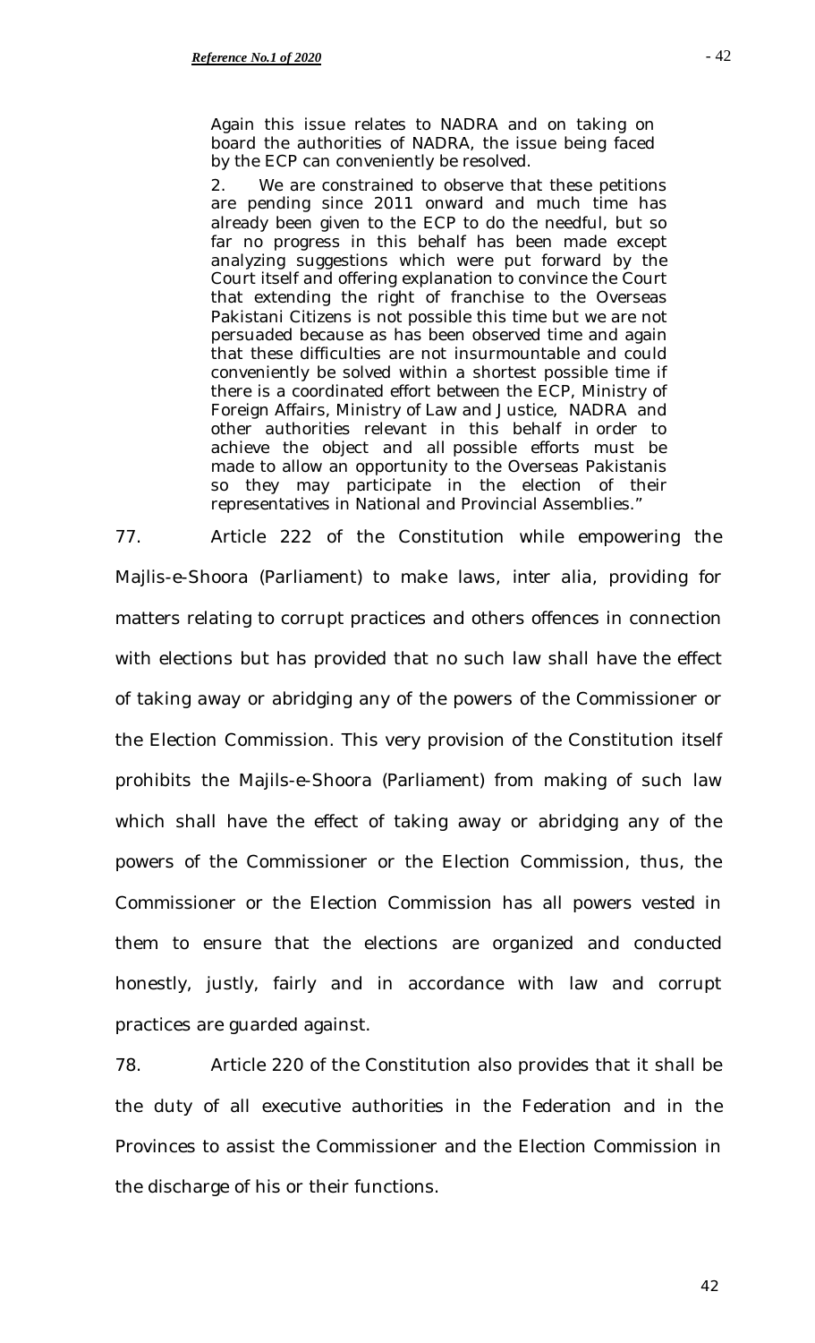> Again this issue relates to NADRA and on taking on board the authorities of NADRA, the issue being faced by the ECP can conveniently be resolved.
>
> 2. We are constrained to observe that these petitions are pending since 2011 onward and much time has already been given to the ECP to do the needful, but so far no progress in this behalf has been made except analyzing suggestions which were put forward by the Court itself and offering explanation to convince the Court that extending the right of franchise to the Overseas Pakistani Citizens is not possible this time but we are not persuaded because as has been observed time and again that these difficulties are not insurmountable and could conveniently be solved within a shortest possible time if there is a coordinated effort between the ECP, Ministry of Foreign Affairs, Ministry of Law and Justice, NADRA and other authorities relevant in this behalf in order to achieve the object and all possible efforts must be made to allow an opportunity to the Overseas Pakistanis so they may participate in the election of their representatives in National and Provincial Assemblies."

77. Article 222 of the Constitution while empowering the Majlis-e-Shoora (Parliament) to make laws, inter alia, providing for matters relating to corrupt practices and others offences in connection with elections but has provided that no such law shall have the effect of taking away or abridging any of the powers of the Commissioner or the Election Commission. This very provision of the Constitution itself prohibits the Majils-e-Shoora (Parliament) from making of such law which shall have the effect of taking away or abridging any of the powers of the Commissioner or the Election Commission, thus, the Commissioner or the Election Commission has all powers vested in them to ensure that the elections are organized and conducted honestly, justly, fairly and in accordance with law and corrupt practices are guarded against.

78. Article 220 of the Constitution also provides that it shall be the duty of all executive authorities in the Federation and in the Provinces to assist the Commissioner and the Election Commission in the discharge of his or their functions.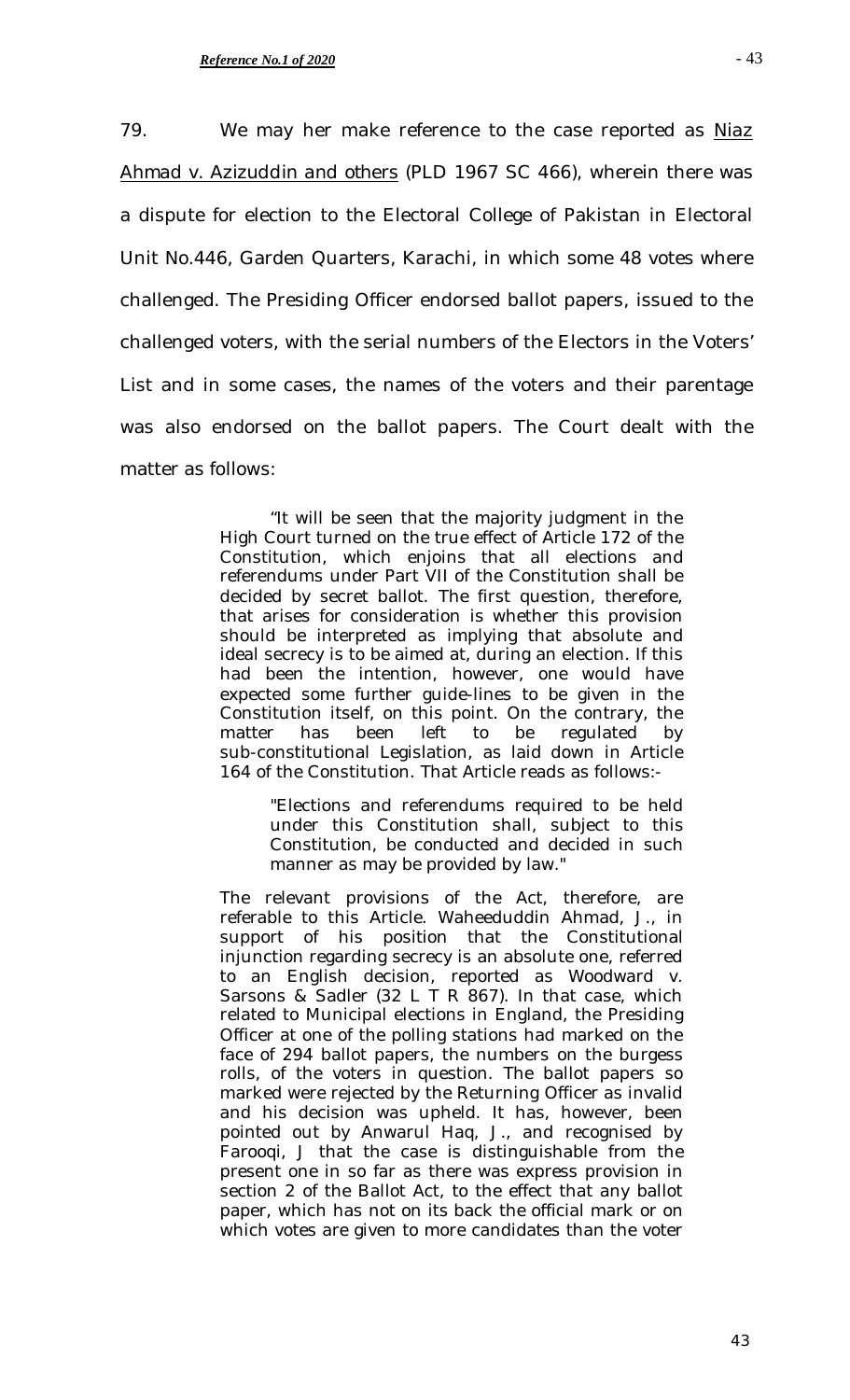79. We may her make reference to the case reported as Niaz Ahmad v. Azizuddin and others (PLD 1967 SC 466), wherein there was a dispute for election to the Electoral College of Pakistan in Electoral Unit No.446, Garden Quarters, Karachi, in which some 48 votes where challenged. The Presiding Officer endorsed ballot papers, issued to the challenged voters, with the serial numbers of the Electors in the Voters' List and in some cases, the names of the voters and their parentage was also endorsed on the ballot papers. The Court dealt with the matter as follows:

> "It will be seen that the majority judgment in the High Court turned on the true effect of Article 172 of the Constitution, which enjoins that all elections and referendums under Part VII of the Constitution shall be decided by secret ballot. The first question, therefore, that arises for consideration is whether this provision should be interpreted as implying that absolute and ideal secrecy is to be aimed at, during an election. If this had been the intention, however, one would have expected some further guide-lines to be given in the Constitution itself, on this point. On the contrary, the matter has been left to be regulated by sub-constitutional Legislation, as laid down in Article 164 of the Constitution. That Article reads as follows:-
>
> > "Elections and referendums required to be held under this Constitution shall, subject to this Constitution, be conducted and decided in such manner as may be provided by law."
>
> The relevant provisions of the Act, therefore, are referable to this Article. Waheeduddin Ahmad, J., in support of his position that the Constitutional injunction regarding secrecy is an absolute one, referred to an English decision, reported as Woodward v. Sarsons & Sadler (32 L T R 867). In that case, which related to Municipal elections in England, the Presiding Officer at one of the polling stations had marked on the face of 294 ballot papers, the numbers on the burgess rolls, of the voters in question. The ballot papers so marked were rejected by the Returning Officer as invalid and his decision was upheld. It has, however, been pointed out by Anwarul Haq, J., and recognised by Farooqi, J that the case is distinguishable from the present one in so far as there was express provision in section 2 of the Ballot Act, to the effect that any ballot paper, which has not on its back the official mark or on which votes are given to more candidates than the voter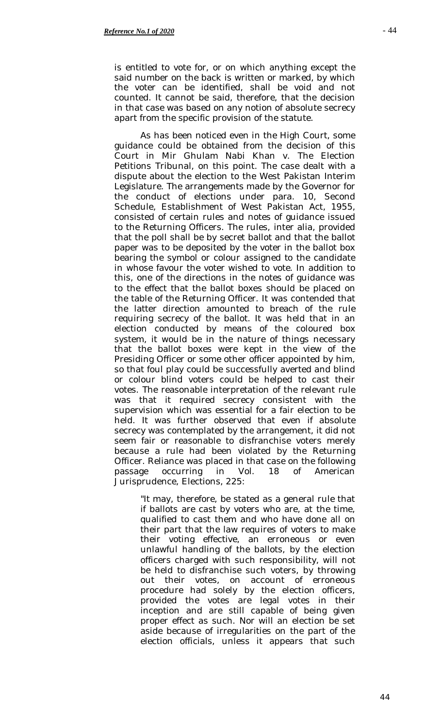is entitled to vote for, or on which anything except the said number on the back is written or marked, by which the voter can be identified, shall be void and not counted. It cannot be said, therefore, that the decision in that case was based on any notion of absolute secrecy apart from the specific provision of the statute.

As has been noticed even in the High Court, some guidance could be obtained from the decision of this Court in Mir Ghulam Nabi Khan v. The Election Petitions Tribunal, on this point. The case dealt with a dispute about the election to the West Pakistan Interim Legislature. The arrangements made by the Governor for the conduct of elections under para. 10, Second Schedule, Establishment of West Pakistan Act, 1955, consisted of certain rules and notes of guidance issued to the Returning Officers. The rules, inter alia, provided that the poll shall be by secret ballot and that the ballot paper was to be deposited by the voter in the ballot box bearing the symbol or colour assigned to the candidate in whose favour the voter wished to vote. In addition to this, one of the directions in the notes of guidance was to the effect that the ballot boxes should be placed on the table of the Returning Officer. It was contended that the latter direction amounted to breach of the rule requiring secrecy of the ballot. It was held that in an election conducted by means of the coloured box system, it would be in the nature of things necessary that the ballot boxes were kept in the view of the Presiding Officer or some other officer appointed by him, so that foul play could be successfully averted and blind or colour blind voters could be helped to cast their votes. The reasonable interpretation of the relevant rule was that it required secrecy consistent with the supervision which was essential for a fair election to be held. It was further observed that even if absolute secrecy was contemplated by the arrangement, it did not seem fair or reasonable to disfranchise voters merely because a rule had been violated by the Returning Officer. Reliance was placed in that case on the following passage occurring in Vol. 18 of American Jurisprudence, Elections, 225:

> "It may, therefore, be stated as a general rule that if ballots are cast by voters who are, at the time, qualified to cast them and who have done all on their part that the law requires of voters to make their voting effective, an erroneous or even unlawful handling of the ballots, by the election officers charged with such responsibility, will not be held to disfranchise such voters, by throwing out their votes, on account of erroneous procedure had solely by the election officers, provided the votes are legal votes in their inception and are still capable of being given proper effect as such. Nor will an election be set aside because of irregularities on the part of the election officials, unless it appears that such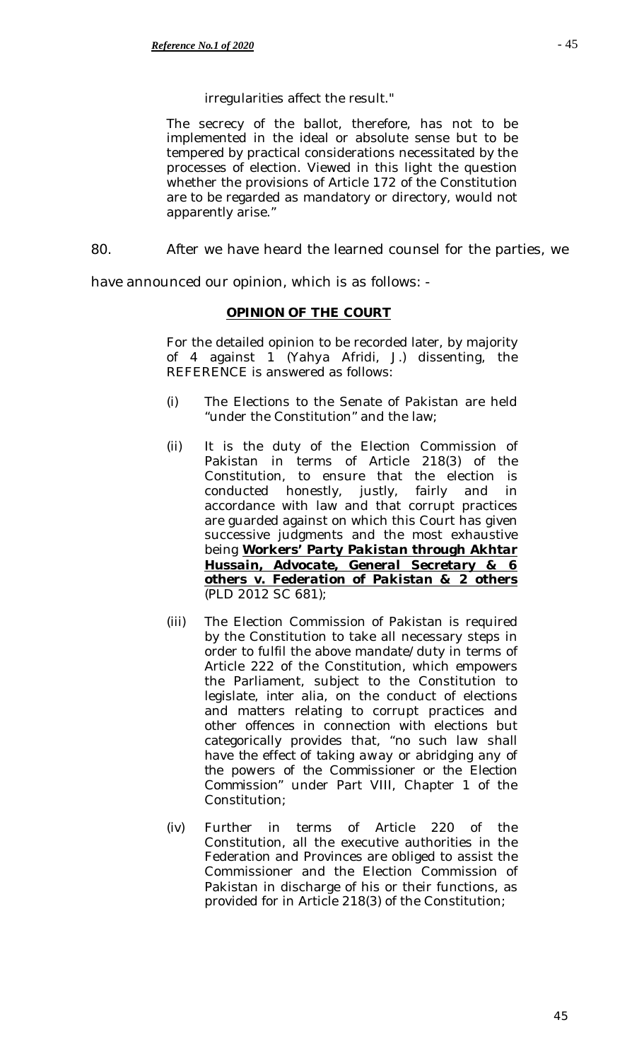> irregularities affect the result."
>
> The secrecy of the ballot, therefore, has not to be implemented in the ideal or absolute sense but to be tempered by practical considerations necessitated by the processes of election. Viewed in this light the question whether the provisions of Article 172 of the Constitution are to be regarded as mandatory or directory, would not apparently arise."

80. After we have heard the learned counsel for the parties, we have announced our opinion, which is as follows: -

**OPINION OF THE COURT**

For the detailed opinion to be recorded later, by majority of 4 against 1 (Yahya Afridi, J.) dissenting, the REFERENCE is answered as follows:

(i) The Elections to the Senate of Pakistan are held "under the Constitution" and the law;

(ii) It is the duty of the Election Commission of Pakistan in terms of Article 218(3) of the Constitution, to ensure that the election is conducted honestly, justly, fairly and in accordance with law and that corrupt practices are guarded against on which this Court has given successive judgments and the most exhaustive being ***Workers' Party Pakistan through Akhtar Hussain, Advocate, General Secretary & 6 others v. Federation of Pakistan & 2 others*** (PLD 2012 SC 681);

(iii) The Election Commission of Pakistan is required by the Constitution to take all necessary steps in order to fulfil the above mandate/duty in terms of Article 222 of the Constitution, which empowers the Parliament, subject to the Constitution to legislate, inter alia, on the conduct of elections and matters relating to corrupt practices and other offences in connection with elections but categorically provides that, "no such law shall have the effect of taking away or abridging any of the powers of the Commissioner or the Election Commission" under Part VIII, Chapter 1 of the Constitution;

(iv) Further in terms of Article 220 of the Constitution, all the executive authorities in the Federation and Provinces are obliged to assist the Commissioner and the Election Commission of Pakistan in discharge of his or their functions, as provided for in Article 218(3) of the Constitution;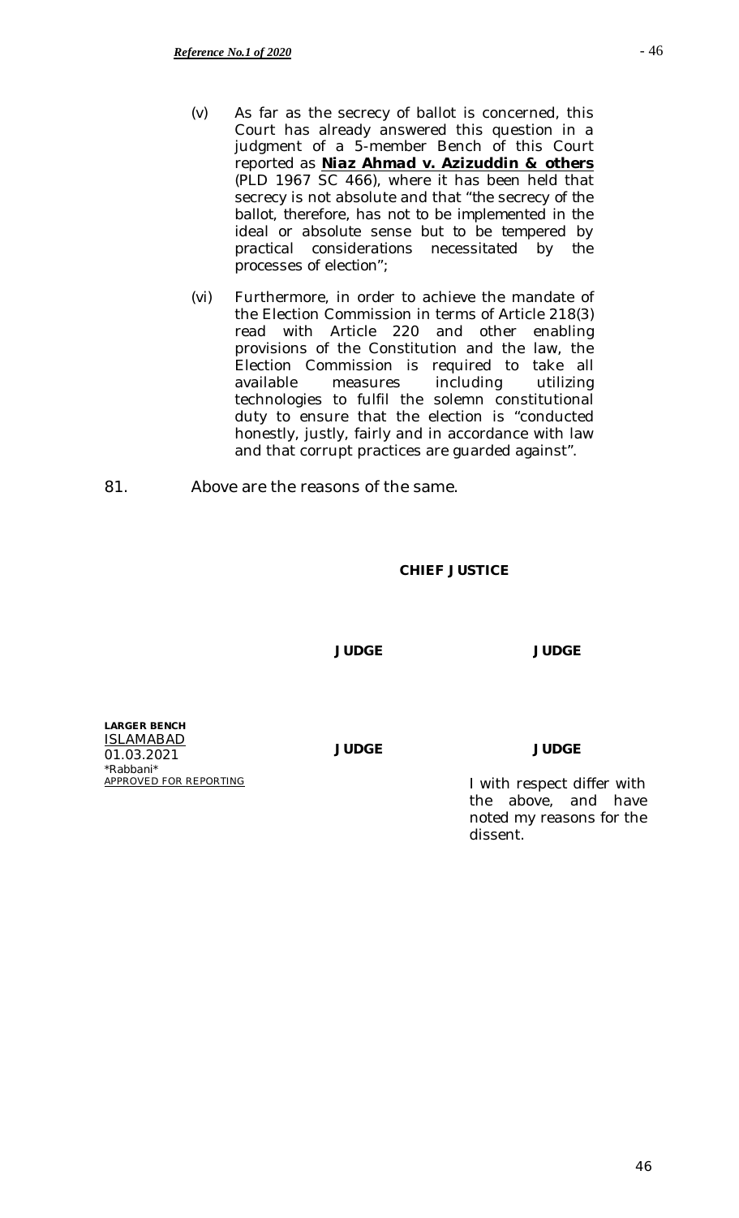(v) As far as the secrecy of ballot is concerned, this Court has already answered this question in a judgment of a 5-member Bench of this Court reported as **Niaz Ahmad v. Azizuddin & others** (PLD 1967 SC 466), where it has been held that secrecy is not absolute and that "the secrecy of the ballot, therefore, has not to be implemented in the ideal or absolute sense but to be tempered by practical considerations necessitated by the processes of election";

(vi) Furthermore, in order to achieve the mandate of the Election Commission in terms of Article 218(3) read with Article 220 and other enabling provisions of the Constitution and the law, the Election Commission is required to take all available measures including utilizing technologies to fulfil the solemn constitutional duty to ensure that the election is "conducted honestly, justly, fairly and in accordance with law and that corrupt practices are guarded against".

81. Above are the reasons of the same.

**CHIEF JUSTICE**

**JUDGE** **JUDGE**

**JUDGE** **JUDGE**

I with respect differ with the above, and have noted my reasons for the dissent.

**LARGER BENCH**
ISLAMABAD
01.03.2021
*Rabbani*
APPROVED FOR REPORTING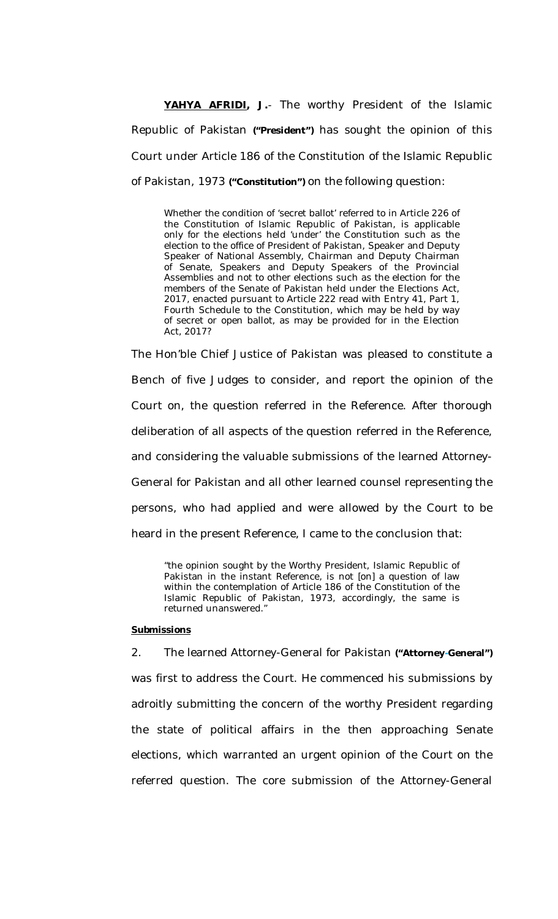**<u>YAHYA AFRIDI</u>, J.**- The worthy President of the Islamic Republic of Pakistan **("President")** has sought the opinion of this Court under Article 186 of the Constitution of the Islamic Republic of Pakistan, 1973 **("Constitution")** on the following question:

> Whether the condition of 'secret ballot' referred to in Article 226 of the Constitution of Islamic Republic of Pakistan, is applicable only for the elections held 'under' the Constitution such as the election to the office of President of Pakistan, Speaker and Deputy Speaker of National Assembly, Chairman and Deputy Chairman of Senate, Speakers and Deputy Speakers of the Provincial Assemblies and not to other elections such as the election for the members of the Senate of Pakistan held under the Elections Act, 2017, enacted pursuant to Article 222 read with Entry 41, Part 1, Fourth Schedule to the Constitution, which may be held by way of secret or open ballot, as may be provided for in the Election Act, 2017?

The Hon'ble Chief Justice of Pakistan was pleased to constitute a Bench of five Judges to consider, and report the opinion of the Court on, the question referred in the Reference. After thorough deliberation of all aspects of the question referred in the Reference, and considering the valuable submissions of the learned Attorney-General for Pakistan and all other learned counsel representing the persons, who had applied and were allowed by the Court to be heard in the present Reference, I came to the conclusion that:

> "the opinion sought by the Worthy President, Islamic Republic of Pakistan in the instant Reference, is not [on] a question of law within the contemplation of Article 186 of the Constitution of the Islamic Republic of Pakistan, 1973, accordingly, the same is returned unanswered."

**<u>Submissions</u>**

2. The learned Attorney-General for Pakistan **("Attorney-General")** was first to address the Court. He commenced his submissions by adroitly submitting the concern of the worthy President regarding the state of political affairs in the then approaching Senate elections, which warranted an urgent opinion of the Court on the referred question. The core submission of the Attorney-General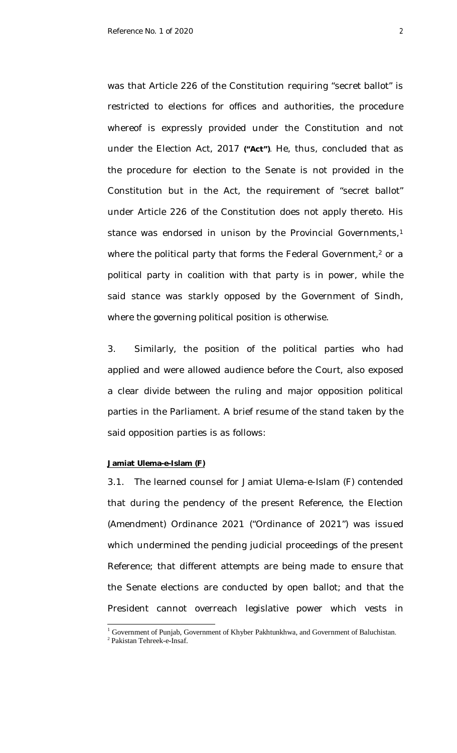was that Article 226 of the Constitution requiring "secret ballot" is restricted to elections for offices and authorities, the procedure whereof is expressly provided under the Constitution and not under the Election Act, 2017 **("Act")**. He, thus, concluded that as the procedure for election to the Senate is not provided in the Constitution but in the Act, the requirement of "secret ballot" under Article 226 of the Constitution does not apply thereto. His stance was endorsed in unison by the Provincial Governments,[1] where the political party that forms the Federal Government,[2] or a political party in coalition with that party is in power, while the said stance was starkly opposed by the Government of Sindh, where the governing political position is otherwise.

3. Similarly, the position of the political parties who had applied and were allowed audience before the Court, also exposed a clear divide between the ruling and major opposition political parties in the Parliament. A brief resume of the stand taken by the said opposition parties is as follows:

**Jamiat Ulema-e-Islam (F)**

3.1. The learned counsel for Jamiat Ulema-e-Islam (F) contended that during the pendency of the present Reference, the Election (Amendment) Ordinance 2021 ("Ordinance of 2021") was issued which undermined the pending judicial proceedings of the present Reference; that different attempts are being made to ensure that the Senate elections are conducted by open ballot; and that the President cannot overreach legislative power which vests in

---

[1] Government of Punjab, Government of Khyber Pakhtunkhwa, and Government of Baluchistan.

[2] Pakistan Tehreek-e-Insaf.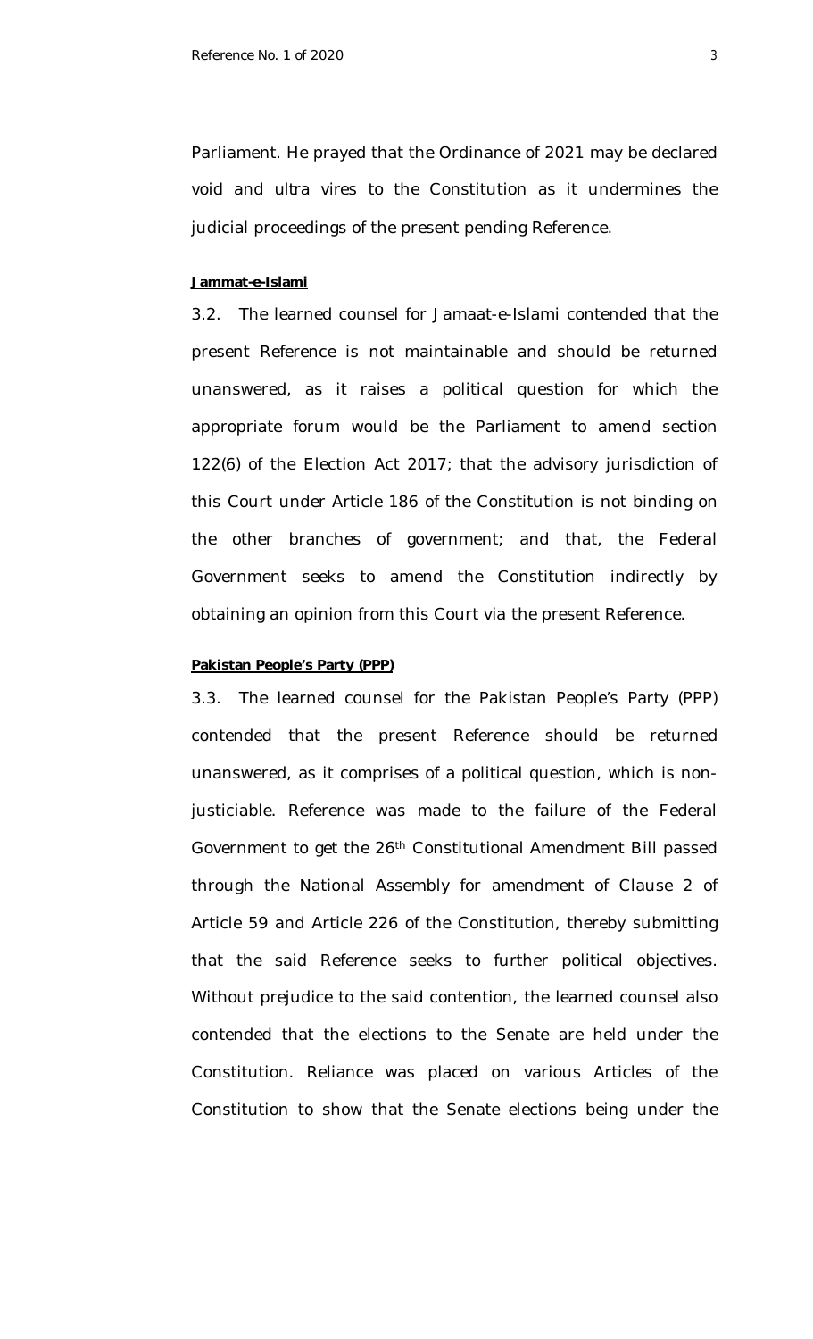Parliament. He prayed that the Ordinance of 2021 may be declared void and ultra vires to the Constitution as it undermines the judicial proceedings of the present pending Reference.

**Jammat-e-Islami**

3.2. The learned counsel for Jamaat-e-Islami contended that the present Reference is not maintainable and should be returned unanswered, as it raises a political question for which the appropriate forum would be the Parliament to amend section 122(6) of the Election Act 2017; that the advisory jurisdiction of this Court under Article 186 of the Constitution is not binding on the other branches of government; and that, the Federal Government seeks to amend the Constitution indirectly by obtaining an opinion from this Court via the present Reference.

**Pakistan People's Party (PPP)**

3.3. The learned counsel for the Pakistan People's Party (PPP) contended that the present Reference should be returned unanswered, as it comprises of a political question, which is non-justiciable. Reference was made to the failure of the Federal Government to get the 26th Constitutional Amendment Bill passed through the National Assembly for amendment of Clause 2 of Article 59 and Article 226 of the Constitution, thereby submitting that the said Reference seeks to further political objectives. Without prejudice to the said contention, the learned counsel also contended that the elections to the Senate are held under the Constitution. Reliance was placed on various Articles of the Constitution to show that the Senate elections being under the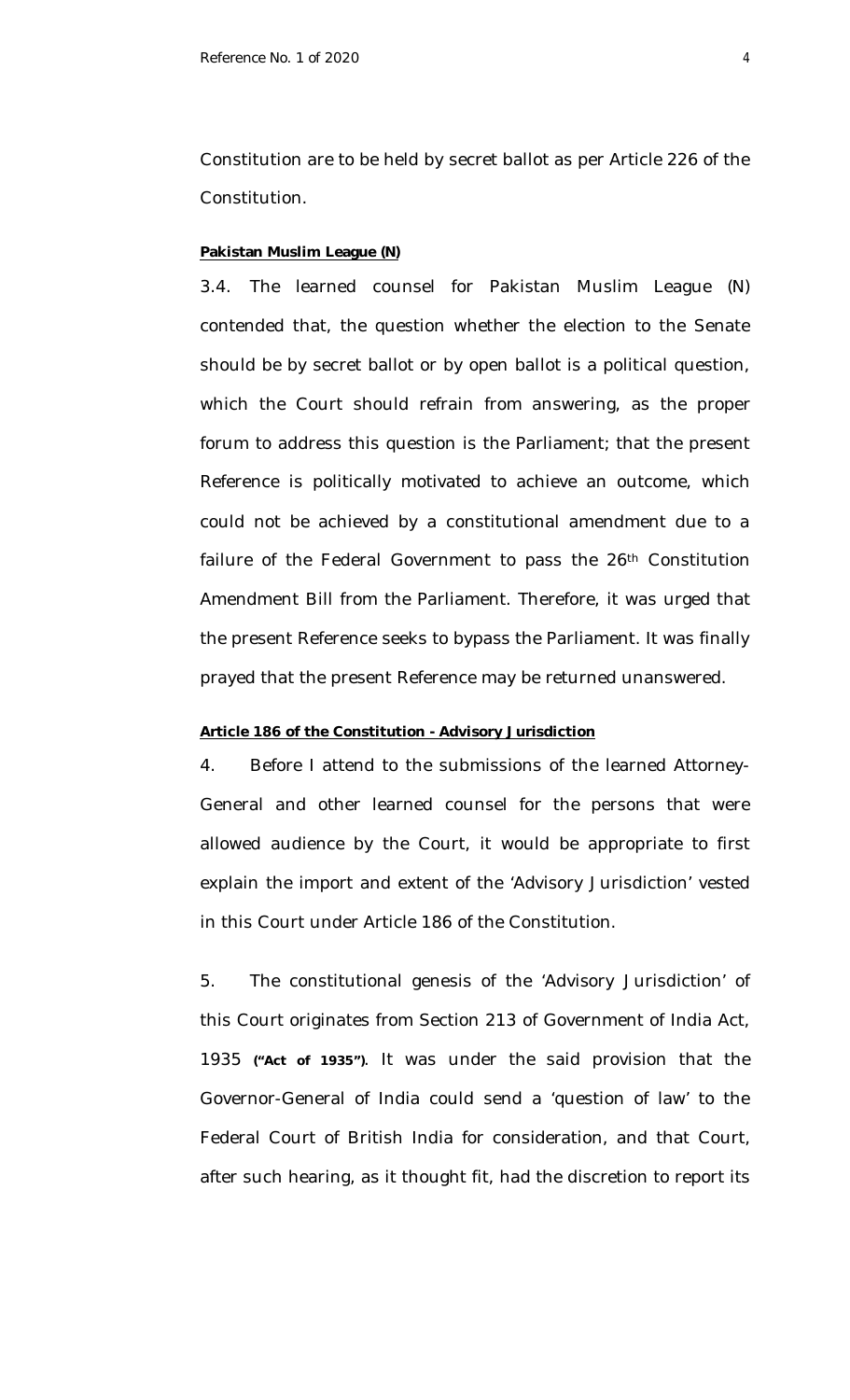Constitution are to be held by secret ballot as per Article 226 of the Constitution.

**Pakistan Muslim League (N)**

3.4. The learned counsel for Pakistan Muslim League (N) contended that, the question whether the election to the Senate should be by secret ballot or by open ballot is a political question, which the Court should refrain from answering, as the proper forum to address this question is the Parliament; that the present Reference is politically motivated to achieve an outcome, which could not be achieved by a constitutional amendment due to a failure of the Federal Government to pass the 26th Constitution Amendment Bill from the Parliament. Therefore, it was urged that the present Reference seeks to bypass the Parliament. It was finally prayed that the present Reference may be returned unanswered.

**Article 186 of the Constitution - Advisory Jurisdiction**

4. Before I attend to the submissions of the learned Attorney-General and other learned counsel for the persons that were allowed audience by the Court, it would be appropriate to first explain the import and extent of the 'Advisory Jurisdiction' vested in this Court under Article 186 of the Constitution.

5. The constitutional genesis of the 'Advisory Jurisdiction' of this Court originates from Section 213 of Government of India Act, 1935 **("Act of 1935")**. It was under the said provision that the Governor-General of India could send a 'question of law' to the Federal Court of British India for consideration, and that Court, after such hearing, as it thought fit, had the discretion to report its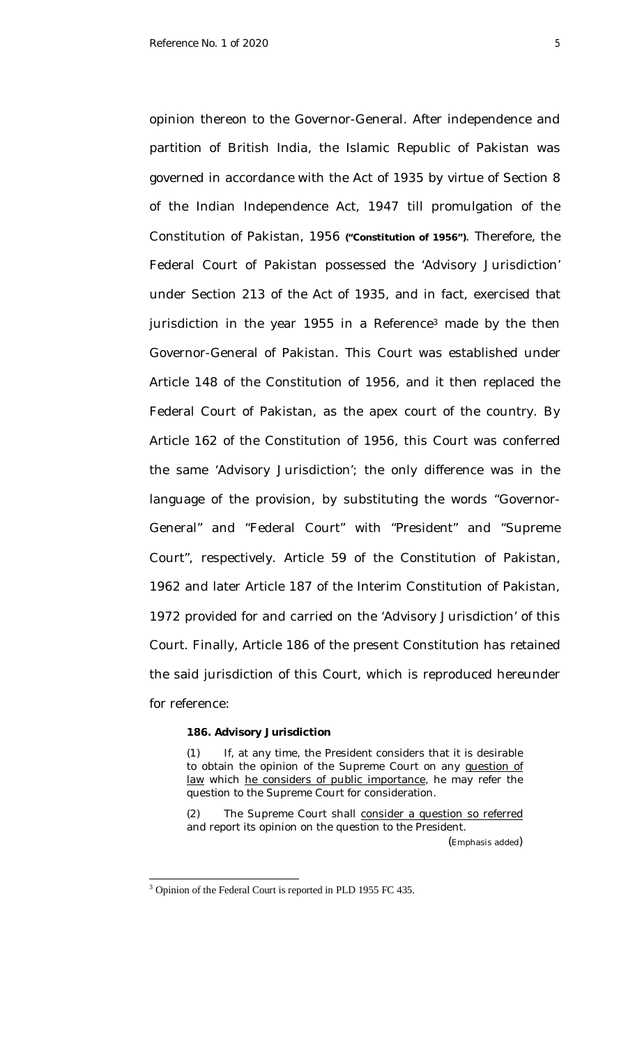opinion thereon to the Governor-General. After independence and partition of British India, the Islamic Republic of Pakistan was governed in accordance with the Act of 1935 by virtue of Section 8 of the Indian Independence Act, 1947 till promulgation of the Constitution of Pakistan, 1956 **("Constitution of 1956")**. Therefore, the Federal Court of Pakistan possessed the 'Advisory Jurisdiction' under Section 213 of the Act of 1935, and in fact, exercised that jurisdiction in the year 1955 in a Reference[3] made by the then Governor-General of Pakistan. This Court was established under Article 148 of the Constitution of 1956, and it then replaced the Federal Court of Pakistan, as the apex court of the country. By Article 162 of the Constitution of 1956, this Court was conferred the same 'Advisory Jurisdiction'; the only difference was in the language of the provision, by substituting the words "Governor-General" and "Federal Court" with "President" and "Supreme Court", respectively. Article 59 of the Constitution of Pakistan, 1962 and later Article 187 of the Interim Constitution of Pakistan, 1972 provided for and carried on the 'Advisory Jurisdiction' of this Court. Finally, Article 186 of the present Constitution has retained the said jurisdiction of this Court, which is reproduced hereunder for reference:

> **186. Advisory Jurisdiction**
>
> (1) If, at any time, the President considers that it is desirable to obtain the opinion of the Supreme Court on any <u>question of law</u> which <u>he considers of public importance</u>, he may refer the question to the Supreme Court for consideration.
>
> (2) The Supreme Court shall <u>consider a question so referred</u> and report its opinion on the question to the President.
>
> (*Emphasis added*)

[3] Opinion of the Federal Court is reported in PLD 1955 FC 435.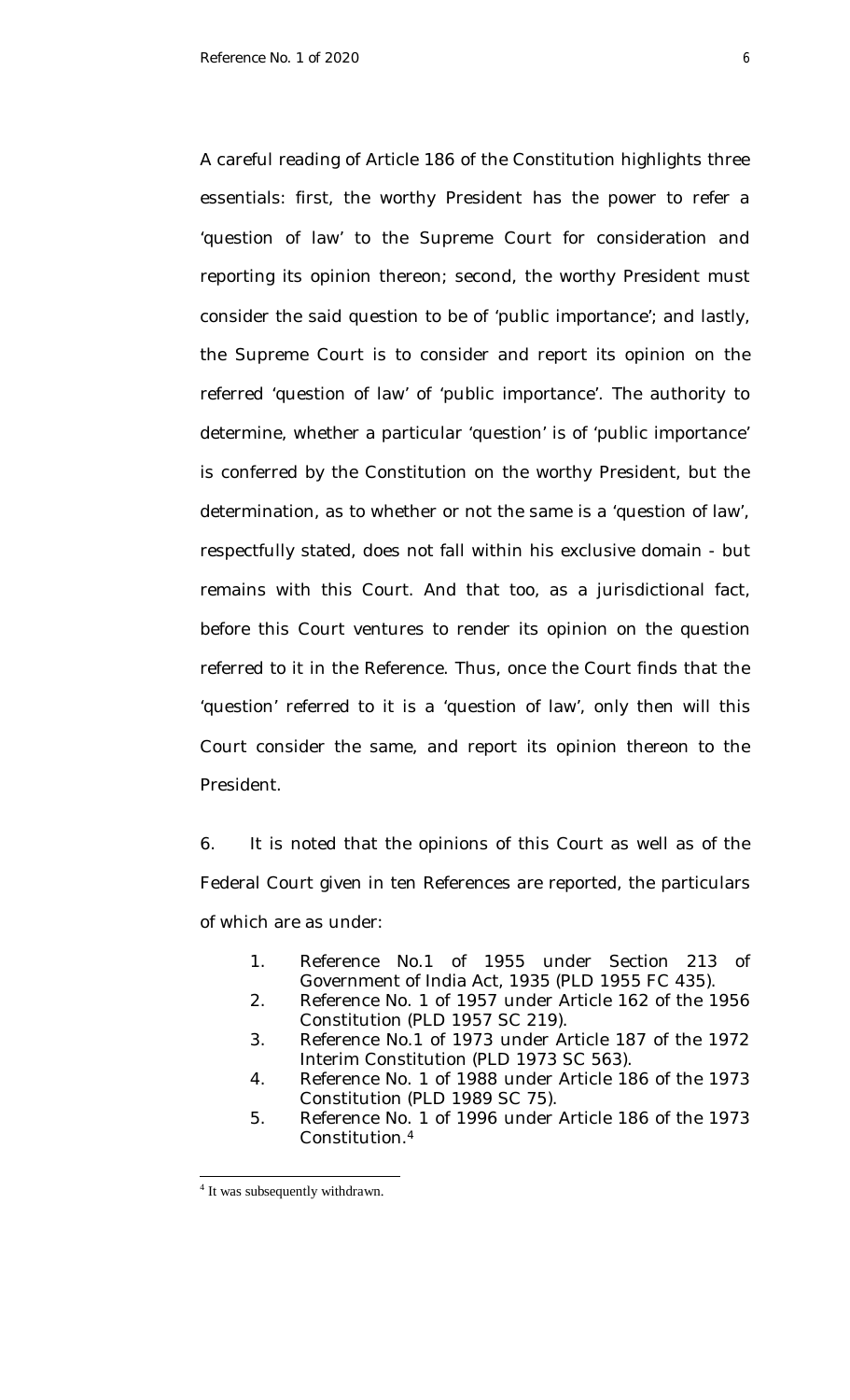A careful reading of Article 186 of the Constitution highlights three essentials: first, the worthy President has the power to refer a 'question of law' to the Supreme Court for consideration and reporting its opinion thereon; second, the worthy President must consider the said question to be of 'public importance'; and lastly, the Supreme Court is to consider and report its opinion on the referred 'question of law' of 'public importance'. The authority to determine, whether a particular 'question' is of 'public importance' is conferred by the Constitution on the worthy President, but the determination, as to whether or not the same is a 'question of law', respectfully stated, does not fall within his exclusive domain - but remains with this Court. And that too, as a jurisdictional fact, before this Court ventures to render its opinion on the question referred to it in the Reference. Thus, once the Court finds that the 'question' referred to it is a 'question of law', only then will this Court consider the same, and report its opinion thereon to the President.

6. It is noted that the opinions of this Court as well as of the Federal Court given in ten References are reported, the particulars of which are as under:

1. Reference No.1 of 1955 under Section 213 of Government of India Act, 1935 (PLD 1955 FC 435).
2. Reference No. 1 of 1957 under Article 162 of the 1956 Constitution (PLD 1957 SC 219).
3. Reference No.1 of 1973 under Article 187 of the 1972 Interim Constitution (PLD 1973 SC 563).
4. Reference No. 1 of 1988 under Article 186 of the 1973 Constitution (PLD 1989 SC 75).
5. Reference No. 1 of 1996 under Article 186 of the 1973 Constitution.[4]

[4] It was subsequently withdrawn.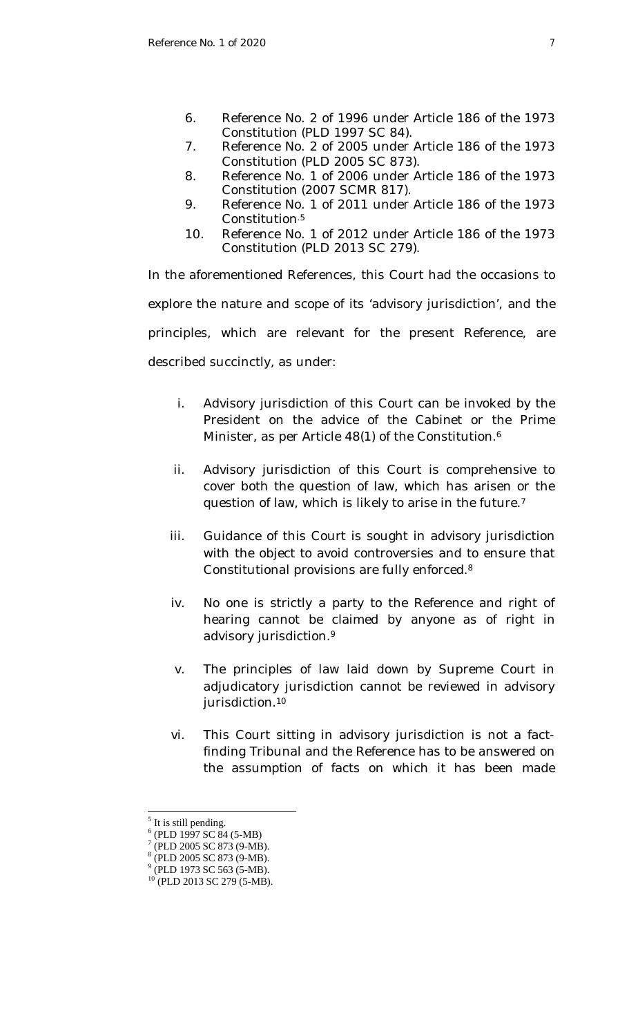6. Reference No. 2 of 1996 under Article 186 of the 1973 Constitution (PLD 1997 SC 84).
7. Reference No. 2 of 2005 under Article 186 of the 1973 Constitution (PLD 2005 SC 873).
8. Reference No. 1 of 2006 under Article 186 of the 1973 Constitution (2007 SCMR 817).
9. Reference No. 1 of 2011 under Article 186 of the 1973 Constitution.[5]
10. Reference No. 1 of 2012 under Article 186 of the 1973 Constitution (PLD 2013 SC 279).

In the aforementioned References, this Court had the occasions to explore the nature and scope of its 'advisory jurisdiction', and the principles, which are relevant for the present Reference, are described succinctly, as under:

i. Advisory jurisdiction of this Court can be invoked by the President on the advice of the Cabinet or the Prime Minister, as per Article 48(1) of the Constitution.[6]

ii. Advisory jurisdiction of this Court is comprehensive to cover both the question of law, which has arisen or the question of law, which is likely to arise in the future.[7]

iii. Guidance of this Court is sought in advisory jurisdiction with the object to avoid controversies and to ensure that Constitutional provisions are fully enforced.[8]

iv. No one is strictly a party to the Reference and right of hearing cannot be claimed by anyone as of right in advisory jurisdiction.[9]

v. The principles of law laid down by Supreme Court in adjudicatory jurisdiction cannot be reviewed in advisory jurisdiction.[10]

vi. This Court sitting in advisory jurisdiction is not a fact-finding Tribunal and the Reference has to be answered on the assumption of facts on which it has been made

---

[5] It is still pending.
[6] (PLD 1997 SC 84 (5-MB)
[7] (PLD 2005 SC 873 (9-MB).
[8] (PLD 2005 SC 873 (9-MB).
[9] (PLD 1973 SC 563 (5-MB).
[10] (PLD 2013 SC 279 (5-MB).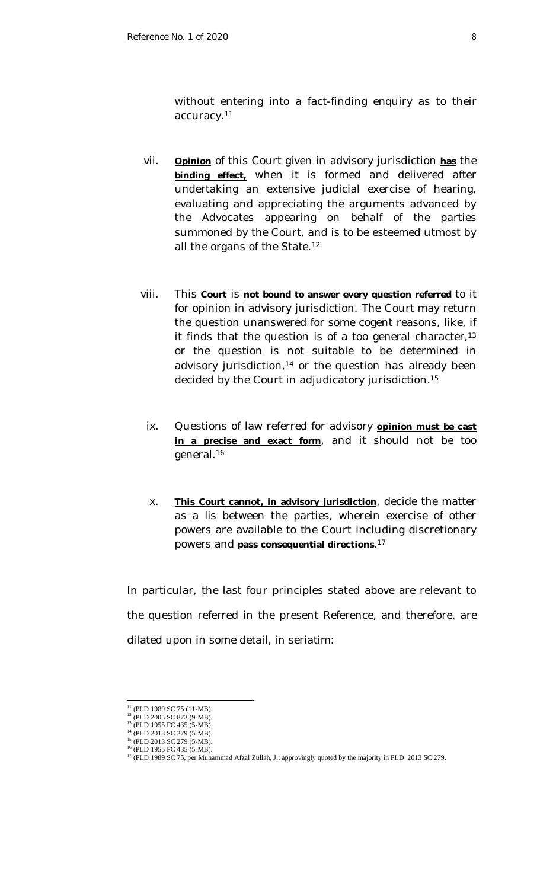without entering into a fact-finding enquiry as to their accuracy.[11]

vii. ***Opinion*** of this Court given in advisory jurisdiction ***has*** the ***binding effect,*** when it is formed and delivered after undertaking an extensive judicial exercise of hearing, evaluating and appreciating the arguments advanced by the Advocates appearing on behalf of the parties summoned by the Court, and is to be esteemed utmost by all the organs of the State.[12]

viii. This ***Court*** is ***not bound to answer every question referred*** to it for opinion in advisory jurisdiction. The Court may return the question unanswered for some cogent reasons, like, if it finds that the question is of a too general character,[13] or the question is not suitable to be determined in advisory jurisdiction,[14] or the question has already been decided by the Court in adjudicatory jurisdiction.[15]

ix. Questions of law referred for advisory ***opinion must be cast in a precise and exact form***, and it should not be too general.[16]

x. ***This Court cannot, in advisory jurisdiction***, decide the matter as a lis between the parties, wherein exercise of other powers are available to the Court including discretionary powers and ***pass consequential directions***.[17]

In particular, the last four principles stated above are relevant to the question referred in the present Reference, and therefore, are dilated upon in some detail, in seriatim:

---

[11] (PLD 1989 SC 75 (11-MB).
[12] (PLD 2005 SC 873 (9-MB).
[13] (PLD 1955 FC 435 (5-MB).
[14] (PLD 2013 SC 279 (5-MB).
[15] (PLD 2013 SC 279 (5-MB).
[16] (PLD 1955 FC 435 (5-MB).
[17] (PLD 1989 SC 75, per Muhammad Afzal Zullah, J.; approvingly quoted by the majority in PLD 2013 SC 279.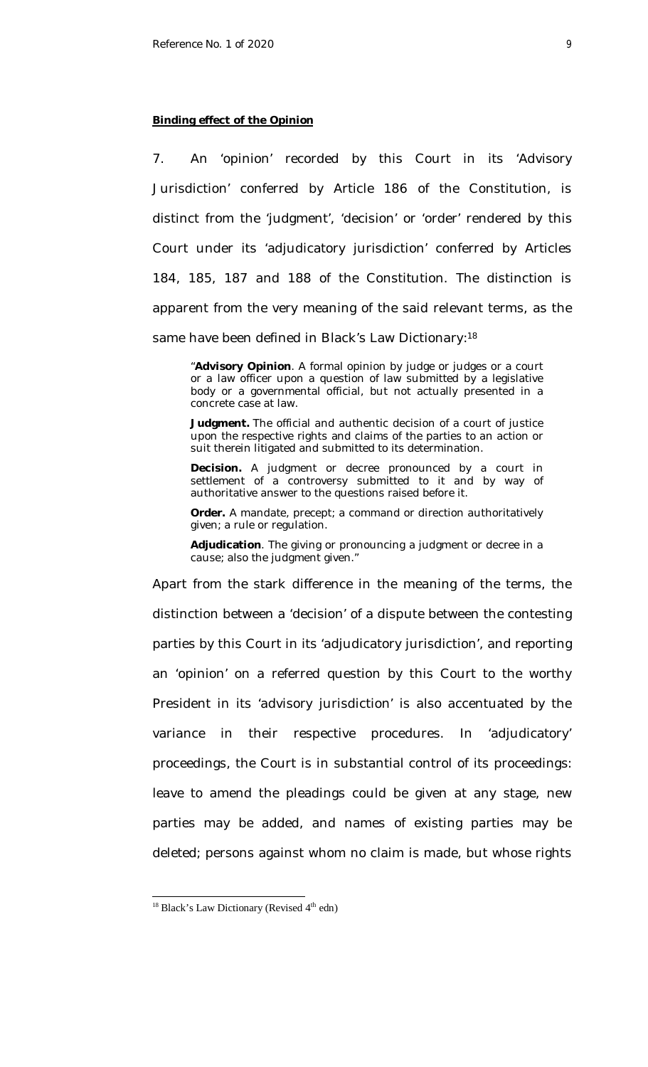**Binding effect of the Opinion**

7. An 'opinion' recorded by this Court in its 'Advisory Jurisdiction' conferred by Article 186 of the Constitution, is distinct from the 'judgment', 'decision' or 'order' rendered by this Court under its 'adjudicatory jurisdiction' conferred by Articles 184, 185, 187 and 188 of the Constitution. The distinction is apparent from the very meaning of the said relevant terms, as the same have been defined in Black's Law Dictionary:[18]

> "**Advisory Opinion**. A formal opinion by judge or judges or a court or a law officer upon a question of law submitted by a legislative body or a governmental official, but not actually presented in a concrete case at law.
>
> **Judgment.** The official and authentic decision of a court of justice upon the respective rights and claims of the parties to an action or suit therein litigated and submitted to its determination.
>
> **Decision.** A judgment or decree pronounced by a court in settlement of a controversy submitted to it and by way of authoritative answer to the questions raised before it.
>
> **Order.** A mandate, precept; a command or direction authoritatively given; a rule or regulation.
>
> **Adjudication**. The giving or pronouncing a judgment or decree in a cause; also the judgment given."

Apart from the stark difference in the meaning of the terms, the distinction between a 'decision' of a dispute between the contesting parties by this Court in its 'adjudicatory jurisdiction', and reporting an 'opinion' on a referred question by this Court to the worthy President in its 'advisory jurisdiction' is also accentuated by the variance in their respective procedures. In 'adjudicatory' proceedings, the Court is in substantial control of its proceedings: leave to amend the pleadings could be given at any stage, new parties may be added, and names of existing parties may be deleted; persons against whom no claim is made, but whose rights

---

[18] Black's Law Dictionary (Revised 4th edn)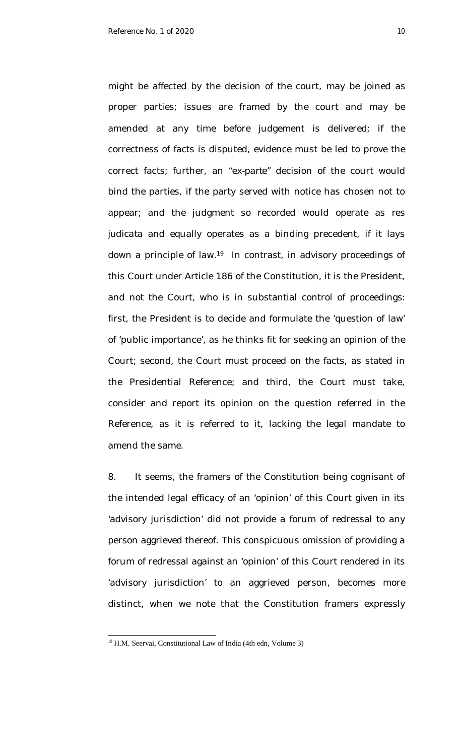might be affected by the decision of the court, may be joined as proper parties; issues are framed by the court and may be amended at any time before judgement is delivered; if the correctness of facts is disputed, evidence must be led to prove the correct facts; further, an "ex-parte" decision of the court would bind the parties, if the party served with notice has chosen not to appear; and the judgment so recorded would operate as res judicata and equally operates as a binding precedent, if it lays down a principle of law.[19] In contrast, in advisory proceedings of this Court under Article 186 of the Constitution, it is the President, and not the Court, who is in substantial control of proceedings: first, the President is to decide and formulate the 'question of law' of 'public importance', as he thinks fit for seeking an opinion of the Court; second, the Court must proceed on the facts, as stated in the Presidential Reference; and third, the Court must take, consider and report its opinion on the question referred in the Reference, as it is referred to it, lacking the legal mandate to amend the same.

8. It seems, the framers of the Constitution being cognisant of the intended legal efficacy of an 'opinion' of this Court given in its 'advisory jurisdiction' did not provide a forum of redressal to any person aggrieved thereof. This conspicuous omission of providing a forum of redressal against an 'opinion' of this Court rendered in its 'advisory jurisdiction' to an aggrieved person, becomes more distinct, when we note that the Constitution framers expressly

---

[19] H.M. Seervai, Constitutional Law of India (4th edn, Volume 3)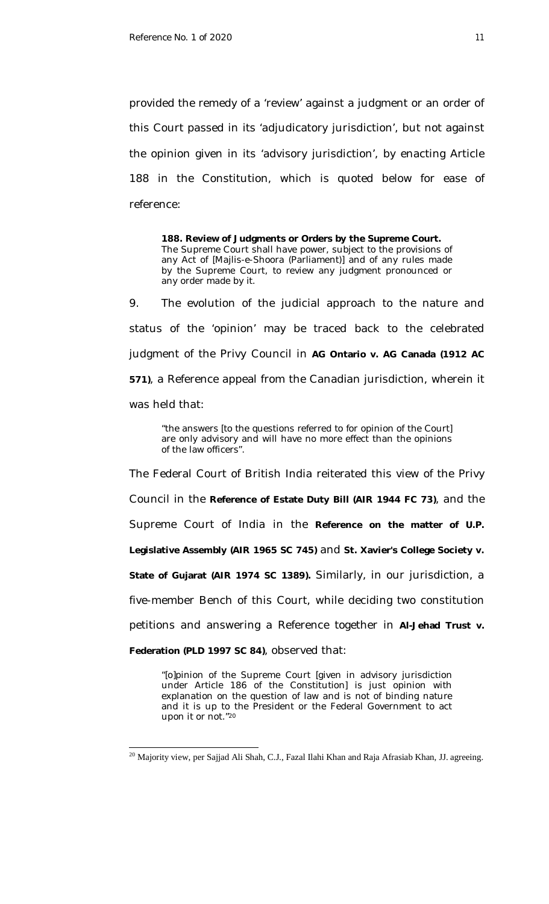provided the remedy of a 'review' against a judgment or an order of this Court passed in its 'adjudicatory jurisdiction', but not against the opinion given in its 'advisory jurisdiction', by enacting Article 188 in the Constitution, which is quoted below for ease of reference:

> **188. Review of Judgments or Orders by the Supreme Court.**
> The Supreme Court shall have power, subject to the provisions of any Act of [Majlis-e-Shoora (Parliament)] and of any rules made by the Supreme Court, to review any judgment pronounced or any order made by it.

9. The evolution of the judicial approach to the nature and status of the 'opinion' may be traced back to the celebrated judgment of the Privy Council in **AG Ontario v. AG Canada (1912 AC 571)**, a Reference appeal from the Canadian jurisdiction, wherein it was held that:

> "the answers [to the questions referred to for opinion of the Court] are only advisory and will have no more effect than the opinions of the law officers".

The Federal Court of British India reiterated this view of the Privy Council in the **Reference of Estate Duty Bill (AIR 1944 FC 73)**, and the Supreme Court of India in the **Reference on the matter of U.P. Legislative Assembly (AIR 1965 SC 745)** and **St. Xavier's College Society v. State of Gujarat (AIR 1974 SC 1389).** Similarly, in our jurisdiction, a five-member Bench of this Court, while deciding two constitution petitions and answering a Reference together in **Al-Jehad Trust v. Federation (PLD 1997 SC 84)**, observed that:

> "[o]pinion of the Supreme Court [given in advisory jurisdiction under Article 186 of the Constitution] is just opinion with explanation on the question of law and is not of binding nature and it is up to the President or the Federal Government to act upon it or not."[20]

---

[20] Majority view, per Sajjad Ali Shah, C.J., Fazal Ilahi Khan and Raja Afrasiab Khan, JJ. agreeing.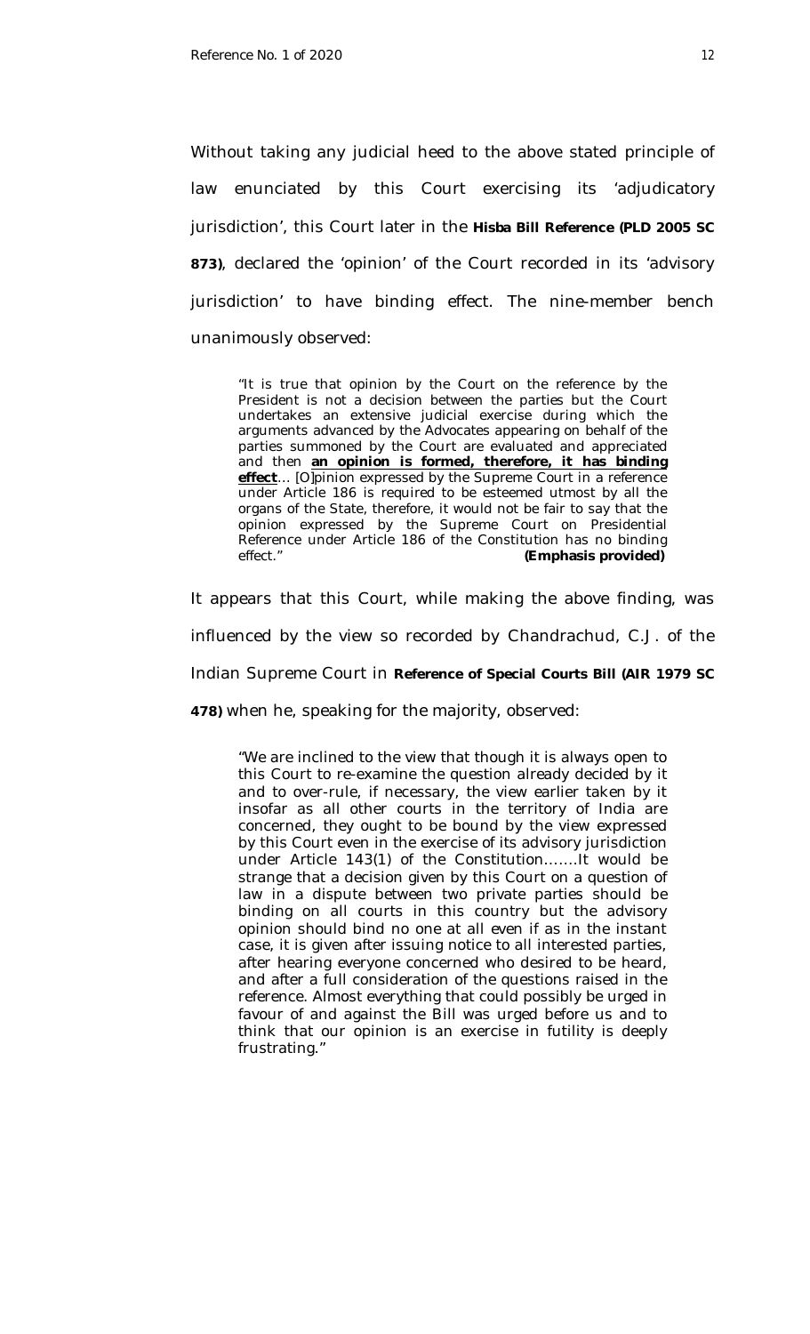Without taking any judicial heed to the above stated principle of law enunciated by this Court exercising its 'adjudicatory jurisdiction', this Court later in the **Hisba Bill Reference (PLD 2005 SC 873)**, declared the 'opinion' of the Court recorded in its 'advisory jurisdiction' to have binding effect. The nine-member bench unanimously observed:

> "It is true that opinion by the Court on the reference by the President is not a decision between the parties but the Court undertakes an extensive judicial exercise during which the arguments advanced by the Advocates appearing on behalf of the parties summoned by the Court are evaluated and appreciated and then **<u>an opinion is formed, therefore, it has binding effect</u>**... [O]pinion expressed by the Supreme Court in a reference under Article 186 is required to be esteemed utmost by all the organs of the State, therefore, it would not be fair to say that the opinion expressed by the Supreme Court on Presidential Reference under Article 186 of the Constitution has no binding effect." **(Emphasis provided)**

It appears that this Court, while making the above finding, was influenced by the view so recorded by Chandrachud, C.J. of the Indian Supreme Court in **Reference of Special Courts Bill (AIR 1979 SC 478)** when he, speaking for the majority, observed:

> "We are inclined to the view that though it is always open to this Court to re-examine the question already decided by it and to over-rule, if necessary, the view earlier taken by it insofar as all other courts in the territory of India are concerned, they ought to be bound by the view expressed by this Court even in the exercise of its advisory jurisdiction under Article 143(1) of the Constitution…….It would be strange that a decision given by this Court on a question of law in a dispute between two private parties should be binding on all courts in this country but the advisory opinion should bind no one at all even if as in the instant case, it is given after issuing notice to all interested parties, after hearing everyone concerned who desired to be heard, and after a full consideration of the questions raised in the reference. Almost everything that could possibly be urged in favour of and against the Bill was urged before us and to think that our opinion is an exercise in futility is deeply frustrating."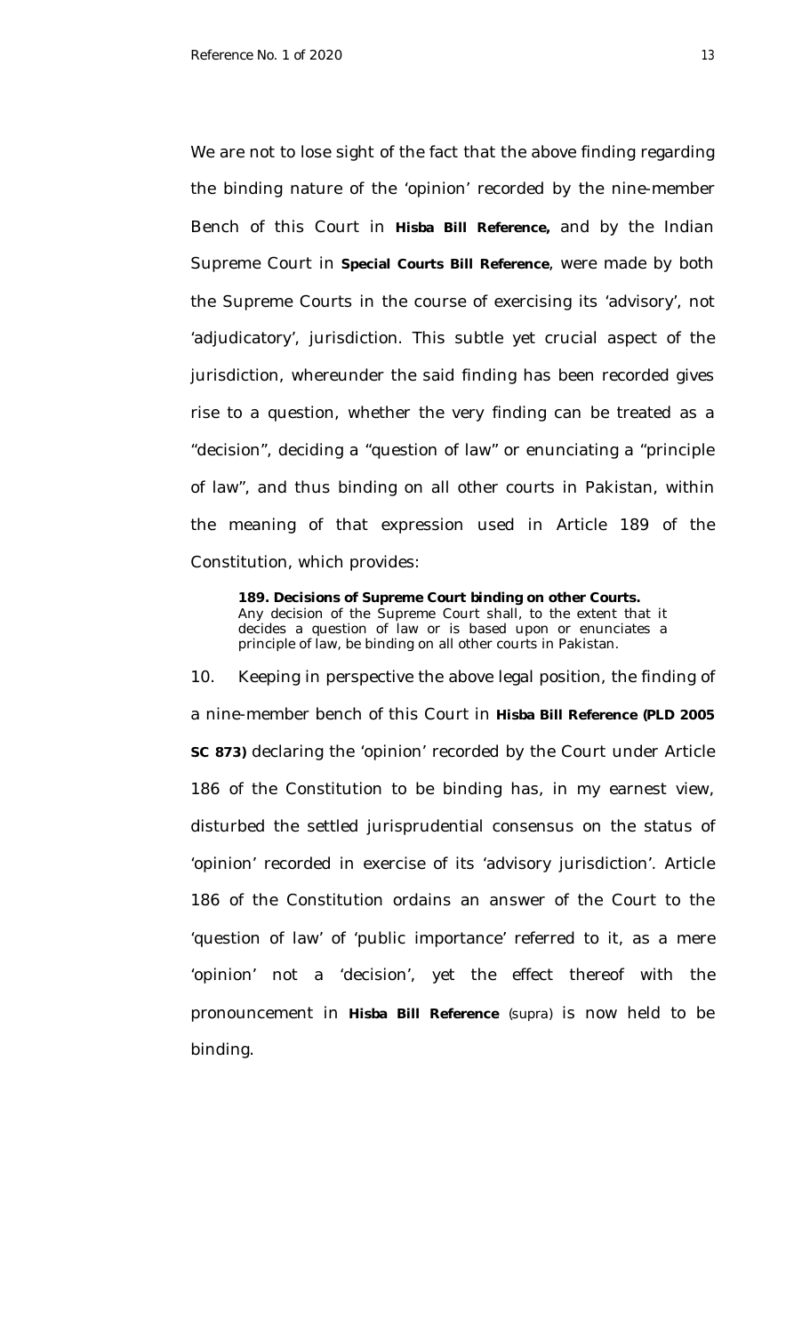We are not to lose sight of the fact that the above finding regarding the binding nature of the 'opinion' recorded by the nine-member Bench of this Court in **Hisba Bill Reference,** and by the Indian Supreme Court in **Special Courts Bill Reference**, were made by both the Supreme Courts in the course of exercising its 'advisory', not 'adjudicatory', jurisdiction. This subtle yet crucial aspect of the jurisdiction, whereunder the said finding has been recorded gives rise to a question, whether the very finding can be treated as a "decision", deciding a "question of law" or enunciating a "principle of law", and thus binding on all other courts in Pakistan, within the meaning of that expression used in Article 189 of the Constitution, which provides:

> **189. Decisions of Supreme Court binding on other Courts.**
> Any decision of the Supreme Court shall, to the extent that it decides a question of law or is based upon or enunciates a principle of law, be binding on all other courts in Pakistan.

10. Keeping in perspective the above legal position, the finding of a nine-member bench of this Court in **Hisba Bill Reference (PLD 2005 SC 873)** declaring the 'opinion' recorded by the Court under Article 186 of the Constitution to be binding has, in my earnest view, disturbed the settled jurisprudential consensus on the status of 'opinion' recorded in exercise of its 'advisory jurisdiction'. Article 186 of the Constitution ordains an answer of the Court to the 'question of law' of 'public importance' referred to it, as a mere 'opinion' not a 'decision', yet the effect thereof with the pronouncement in **Hisba Bill Reference** *(supra)* is now held to be binding.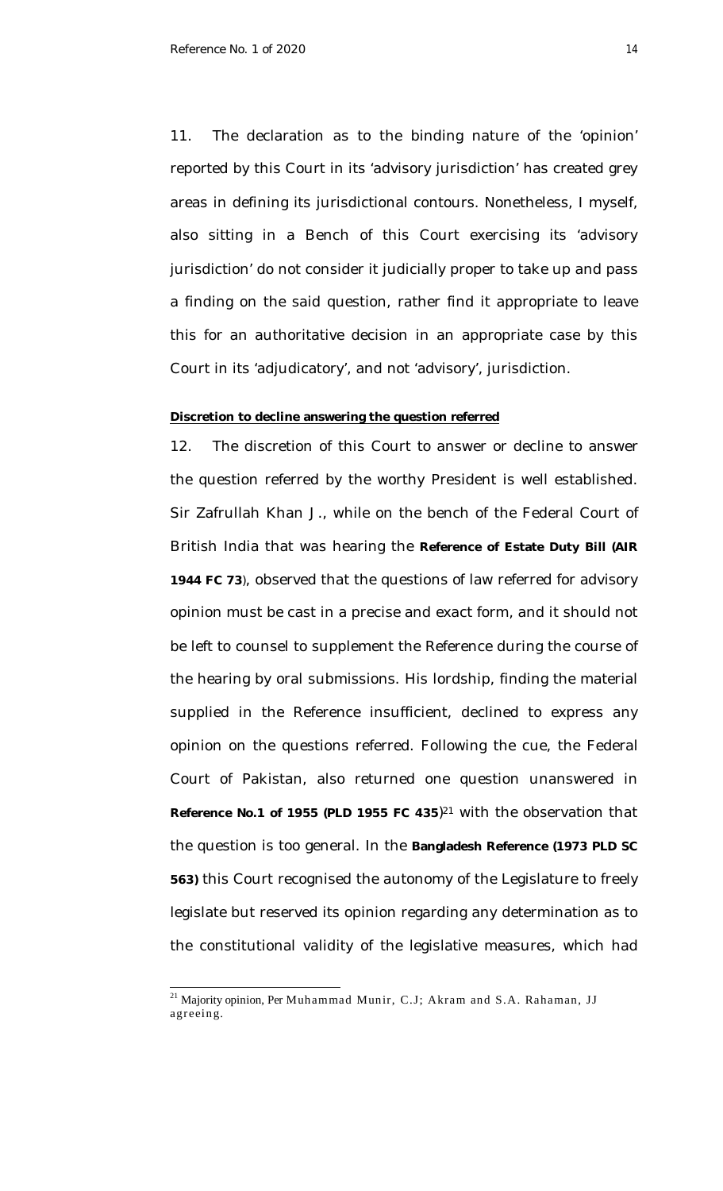11. The declaration as to the binding nature of the 'opinion' reported by this Court in its 'advisory jurisdiction' has created grey areas in defining its jurisdictional contours. Nonetheless, I myself, also sitting in a Bench of this Court exercising its 'advisory jurisdiction' do not consider it judicially proper to take up and pass a finding on the said question, rather find it appropriate to leave this for an authoritative decision in an appropriate case by this Court in its 'adjudicatory', and not 'advisory', jurisdiction.

**Discretion to decline answering the question referred**

12. The discretion of this Court to answer or decline to answer the question referred by the worthy President is well established. Sir Zafrullah Khan J., while on the bench of the Federal Court of British India that was hearing the **Reference of Estate Duty Bill (AIR 1944 FC 73**), observed that the questions of law referred for advisory opinion must be cast in a precise and exact form, and it should not be left to counsel to supplement the Reference during the course of the hearing by oral submissions. His lordship, finding the material supplied in the Reference insufficient, declined to express any opinion on the questions referred. Following the cue, the Federal Court of Pakistan, also returned one question unanswered in **Reference No.1 of 1955 (PLD 1955 FC 435**)[21] with the observation that the question is too general. In the **Bangladesh Reference (1973 PLD SC 563)** this Court recognised the autonomy of the Legislature to freely legislate but reserved its opinion regarding any determination as to the constitutional validity of the legislative measures, which had

[21] Majority opinion, Per Muhammad Munir, C.J; Akram and S.A. Rahaman, JJ agreeing.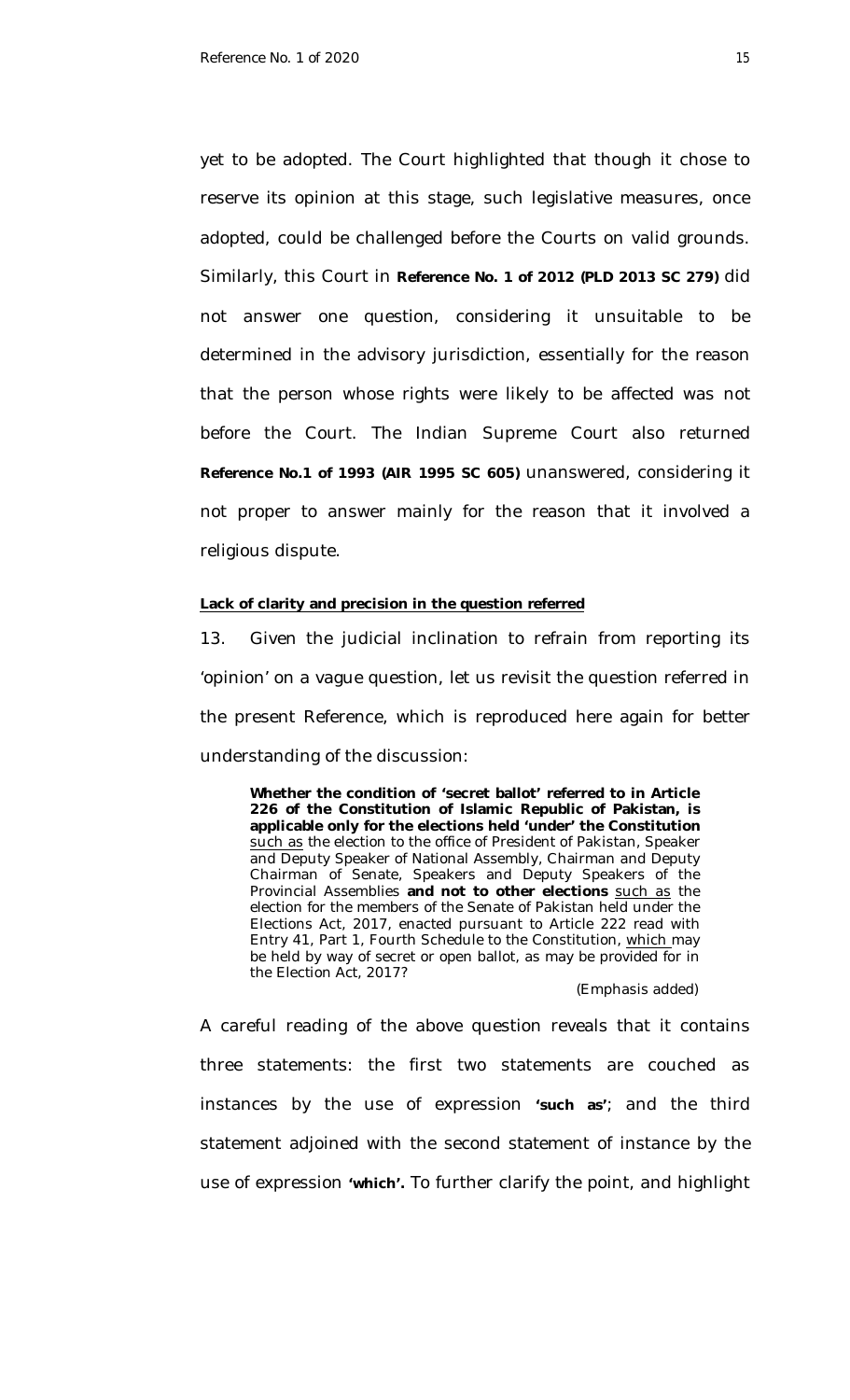yet to be adopted. The Court highlighted that though it chose to reserve its opinion at this stage, such legislative measures, once adopted, could be challenged before the Courts on valid grounds. Similarly, this Court in **Reference No. 1 of 2012 (PLD 2013 SC 279)** did not answer one question, considering it unsuitable to be determined in the advisory jurisdiction, essentially for the reason that the person whose rights were likely to be affected was not before the Court. The Indian Supreme Court also returned **Reference No.1 of 1993 (AIR 1995 SC 605)** unanswered, considering it not proper to answer mainly for the reason that it involved a religious dispute.

**Lack of clarity and precision in the question referred**

13. Given the judicial inclination to refrain from reporting its 'opinion' on a vague question, let us revisit the question referred in the present Reference, which is reproduced here again for better understanding of the discussion:

> **Whether the condition of 'secret ballot' referred to in Article 226 of the Constitution of Islamic Republic of Pakistan, is applicable only for the elections held 'under' the Constitution** <u>such as</u> the election to the office of President of Pakistan, Speaker and Deputy Speaker of National Assembly, Chairman and Deputy Chairman of Senate, Speakers and Deputy Speakers of the Provincial Assemblies **and not to other elections** <u>such as</u> the election for the members of the Senate of Pakistan held under the Elections Act, 2017, enacted pursuant to Article 222 read with Entry 41, Part 1, Fourth Schedule to the Constitution, <u>which</u> may be held by way of secret or open ballot, as may be provided for in the Election Act, 2017?
>
> *(Emphasis added)*

A careful reading of the above question reveals that it contains three statements: the first two statements are couched as instances by the use of expression **'such as'**; and the third statement adjoined with the second statement of instance by the use of expression **'which'.** To further clarify the point, and highlight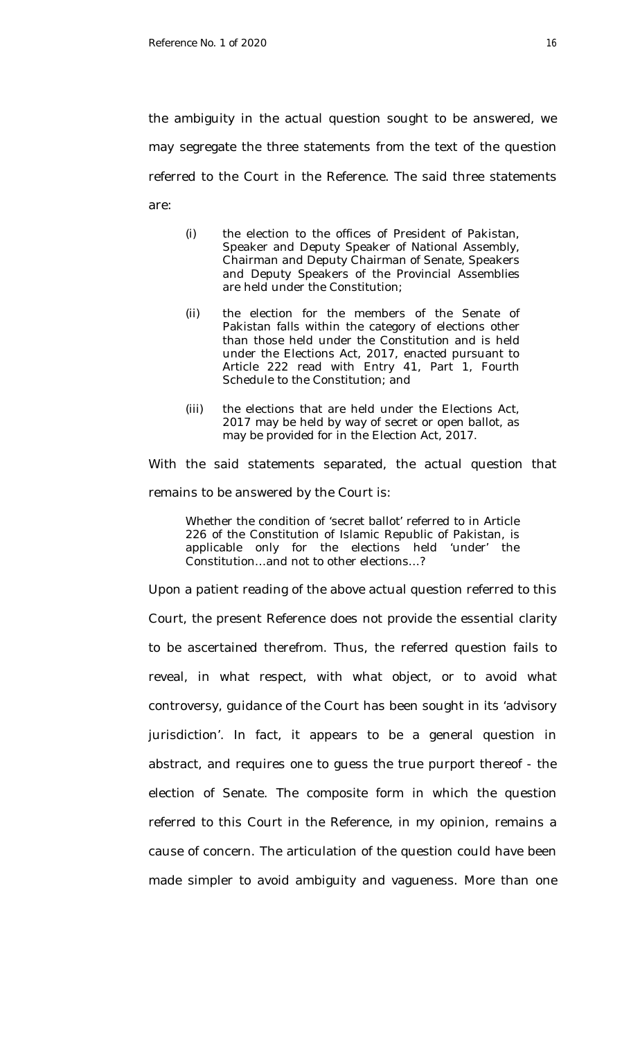the ambiguity in the actual question sought to be answered, we may segregate the three statements from the text of the question referred to the Court in the Reference. The said three statements are:

> (i) the election to the offices of President of Pakistan, Speaker and Deputy Speaker of National Assembly, Chairman and Deputy Chairman of Senate, Speakers and Deputy Speakers of the Provincial Assemblies are held under the Constitution;
>
> (ii) the election for the members of the Senate of Pakistan falls within the category of elections other than those held under the Constitution and is held under the Elections Act, 2017, enacted pursuant to Article 222 read with Entry 41, Part 1, Fourth Schedule to the Constitution; and
>
> (iii) the elections that are held under the Elections Act, 2017 may be held by way of secret or open ballot, as may be provided for in the Election Act, 2017.

With the said statements separated, the actual question that remains to be answered by the Court is:

> *Whether the condition of 'secret ballot' referred to in Article 226 of the Constitution of Islamic Republic of Pakistan, is applicable only for the elections held 'under' the Constitution…and not to other elections…?*

Upon a patient reading of the above actual question referred to this Court, the present Reference does not provide the essential clarity to be ascertained therefrom. Thus, the referred question fails to reveal, in what respect, with what object, or to avoid what controversy, guidance of the Court has been sought in its 'advisory jurisdiction'. In fact, it appears to be a general question in abstract, and requires one to guess the true purport thereof - the election of Senate. The composite form in which the question referred to this Court in the Reference, in my opinion, remains a cause of concern. The articulation of the question could have been made simpler to avoid ambiguity and vagueness. More than one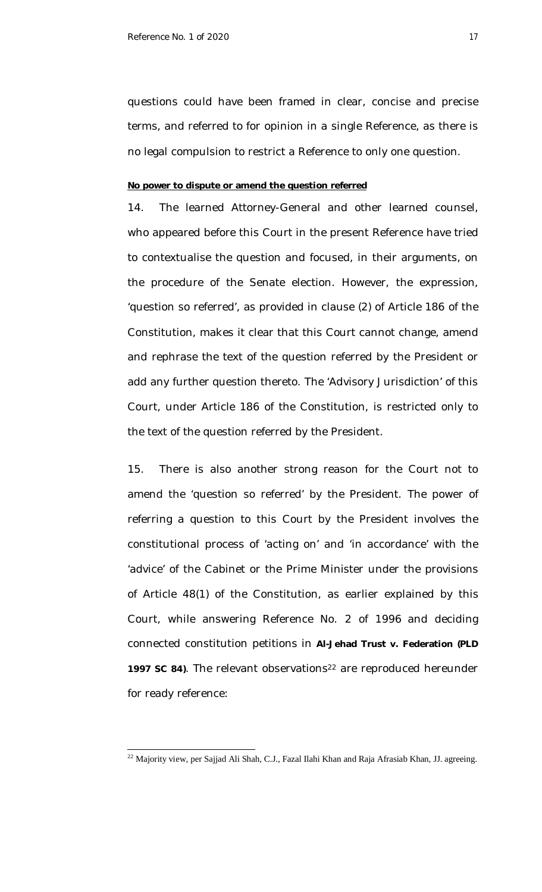questions could have been framed in clear, concise and precise terms, and referred to for opinion in a single Reference, as there is no legal compulsion to restrict a Reference to only one question.

**No power to dispute or amend the question referred**

14. The learned Attorney-General and other learned counsel, who appeared before this Court in the present Reference have tried to contextualise the question and focused, in their arguments, on the procedure of the Senate election. However, the expression, 'question so referred', as provided in clause (2) of Article 186 of the Constitution, makes it clear that this Court cannot change, amend and rephrase the text of the question referred by the President or add any further question thereto. The 'Advisory Jurisdiction' of this Court, under Article 186 of the Constitution, is restricted only to the text of the question referred by the President.

15. There is also another strong reason for the Court not to amend the 'question so referred' by the President. The power of referring a question to this Court by the President involves the constitutional process of 'acting on' and 'in accordance' with the 'advice' of the Cabinet or the Prime Minister under the provisions of Article 48(1) of the Constitution, as earlier explained by this Court, while answering Reference No. 2 of 1996 and deciding connected constitution petitions in **Al-Jehad Trust v. Federation (PLD 1997 SC 84)**. The relevant observations[22] are reproduced hereunder for ready reference:

---

[22] Majority view, per Sajjad Ali Shah, C.J., Fazal Ilahi Khan and Raja Afrasiab Khan, JJ. agreeing.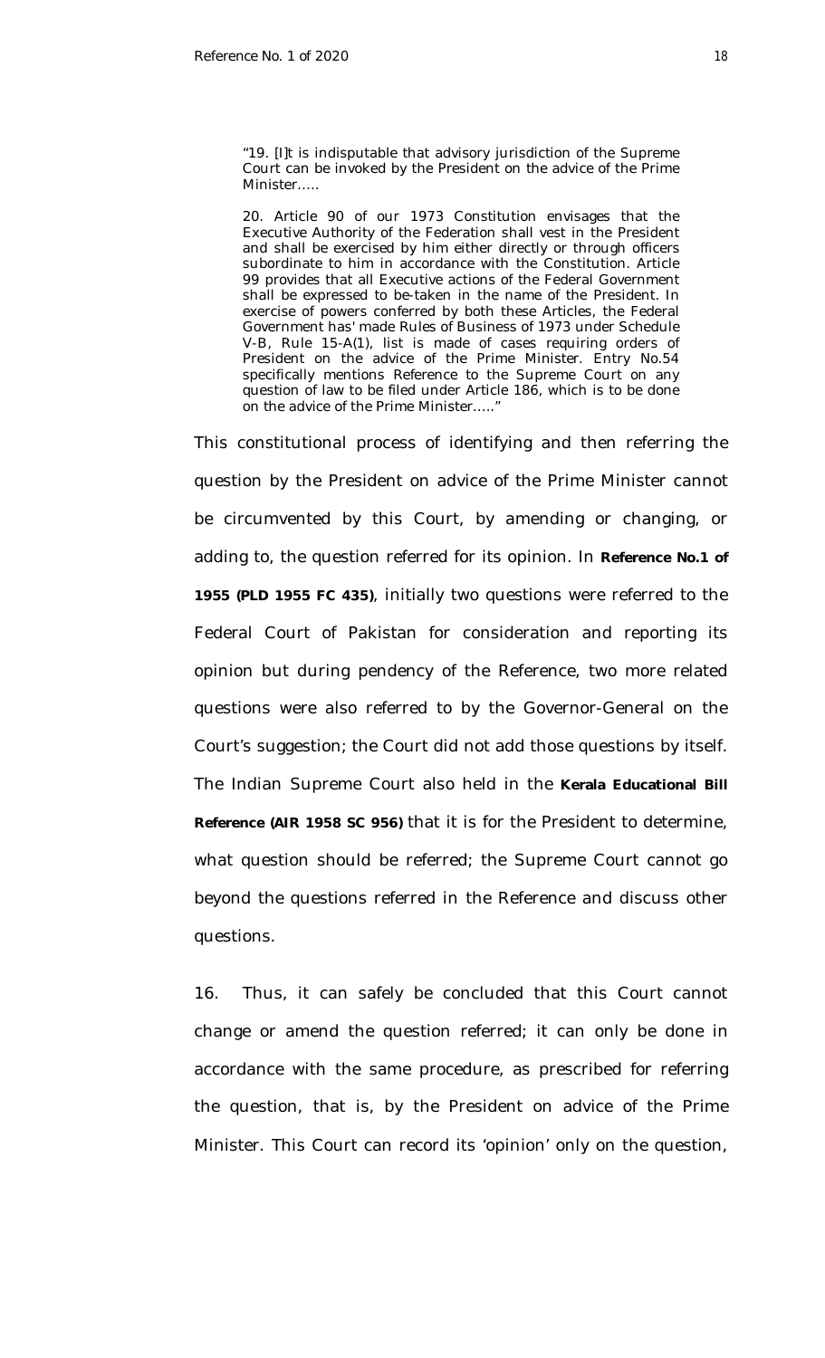> "19. [I]t is indisputable that advisory jurisdiction of the Supreme Court can be invoked by the President on the advice of the Prime Minister.....
>
> 20. Article 90 of our 1973 Constitution envisages that the Executive Authority of the Federation shall vest in the President and shall be exercised by him either directly or through officers subordinate to him in accordance with the Constitution. Article 99 provides that all Executive actions of the Federal Government shall be expressed to be-taken in the name of the President. In exercise of powers conferred by both these Articles, the Federal Government has' made Rules of Business of 1973 under Schedule V-B, Rule 15-A(1), list is made of cases requiring orders of President on the advice of the Prime Minister. Entry No.54 specifically mentions Reference to the Supreme Court on any question of law to be filed under Article 186, which is to be done on the advice of the Prime Minister....."

This constitutional process of identifying and then referring the question by the President on advice of the Prime Minister cannot be circumvented by this Court, by amending or changing, or adding to, the question referred for its opinion. In **Reference No.1 of 1955 (PLD 1955 FC 435)**, initially two questions were referred to the Federal Court of Pakistan for consideration and reporting its opinion but during pendency of the Reference, two more related questions were also referred to by the Governor-General on the Court's suggestion; the Court did not add those questions by itself. The Indian Supreme Court also held in the **Kerala Educational Bill Reference (AIR 1958 SC 956)** that it is for the President to determine, what question should be referred; the Supreme Court cannot go beyond the questions referred in the Reference and discuss other questions.

16. Thus, it can safely be concluded that this Court cannot change or amend the question referred; it can only be done in accordance with the same procedure, as prescribed for referring the question, that is, by the President on advice of the Prime Minister. This Court can record its 'opinion' only on the question,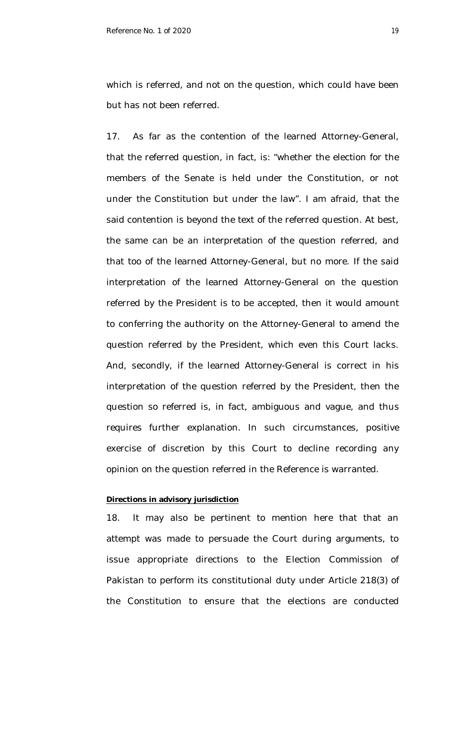which is referred, and not on the question, which could have been but has not been referred.

17. As far as the contention of the learned Attorney-General, that the referred question, in fact, is: "whether the election for the members of the Senate is held under the Constitution, or not under the Constitution but under the law". I am afraid, that the said contention is beyond the text of the referred question. At best, the same can be an interpretation of the question referred, and that too of the learned Attorney-General, but no more. If the said interpretation of the learned Attorney-General on the question referred by the President is to be accepted, then it would amount to conferring the authority on the Attorney-General to amend the question referred by the President, which even this Court lacks. And, secondly, if the learned Attorney-General is correct in his interpretation of the question referred by the President, then the question so referred is, in fact, ambiguous and vague, and thus requires further explanation. In such circumstances, positive exercise of discretion by this Court to decline recording any opinion on the question referred in the Reference is warranted.

**Directions in advisory jurisdiction**

18. It may also be pertinent to mention here that that an attempt was made to persuade the Court during arguments, to issue appropriate directions to the Election Commission of Pakistan to perform its constitutional duty under Article 218(3) of the Constitution to ensure that the elections are conducted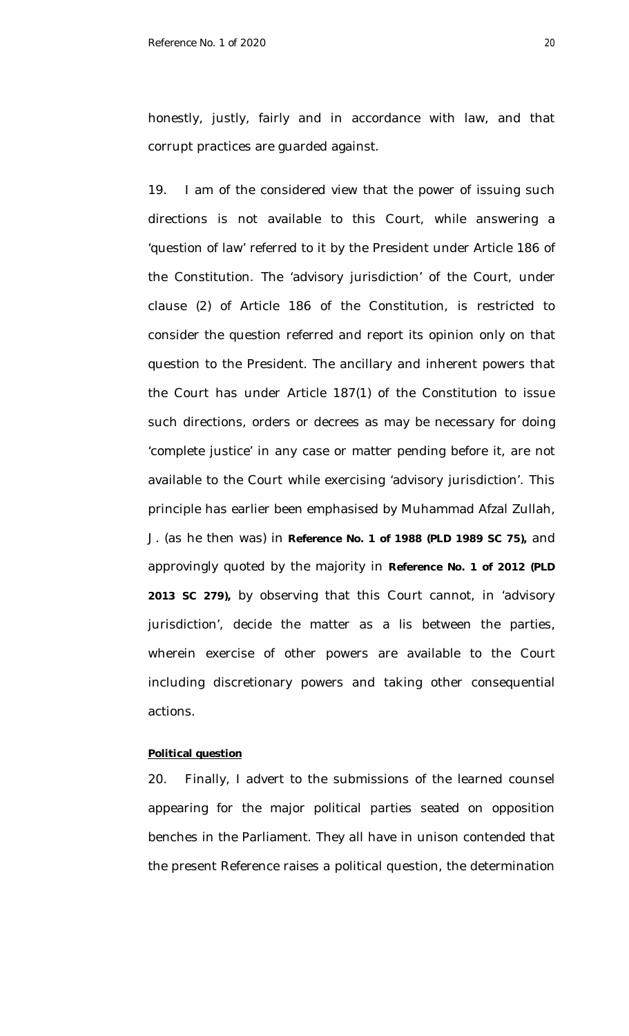honestly, justly, fairly and in accordance with law, and that corrupt practices are guarded against.

19. I am of the considered view that the power of issuing such directions is not available to this Court, while answering a 'question of law' referred to it by the President under Article 186 of the Constitution. The 'advisory jurisdiction' of the Court, under clause (2) of Article 186 of the Constitution, is restricted to consider the question referred and report its opinion only on that question to the President. The ancillary and inherent powers that the Court has under Article 187(1) of the Constitution to issue such directions, orders or decrees as may be necessary for doing 'complete justice' in any case or matter pending before it, are not available to the Court while exercising 'advisory jurisdiction'. This principle has earlier been emphasised by Muhammad Afzal Zullah, J. (as he then was) in **Reference No. 1 of 1988 (PLD 1989 SC 75),** and approvingly quoted by the majority in **Reference No. 1 of 2012 (PLD 2013 SC 279),** by observing that this Court cannot, in 'advisory jurisdiction', decide the matter as a lis between the parties, wherein exercise of other powers are available to the Court including discretionary powers and taking other consequential actions.

**Political question**

20. Finally, I advert to the submissions of the learned counsel appearing for the major political parties seated on opposition benches in the Parliament. They all have in unison contended that the present Reference raises a political question, the determination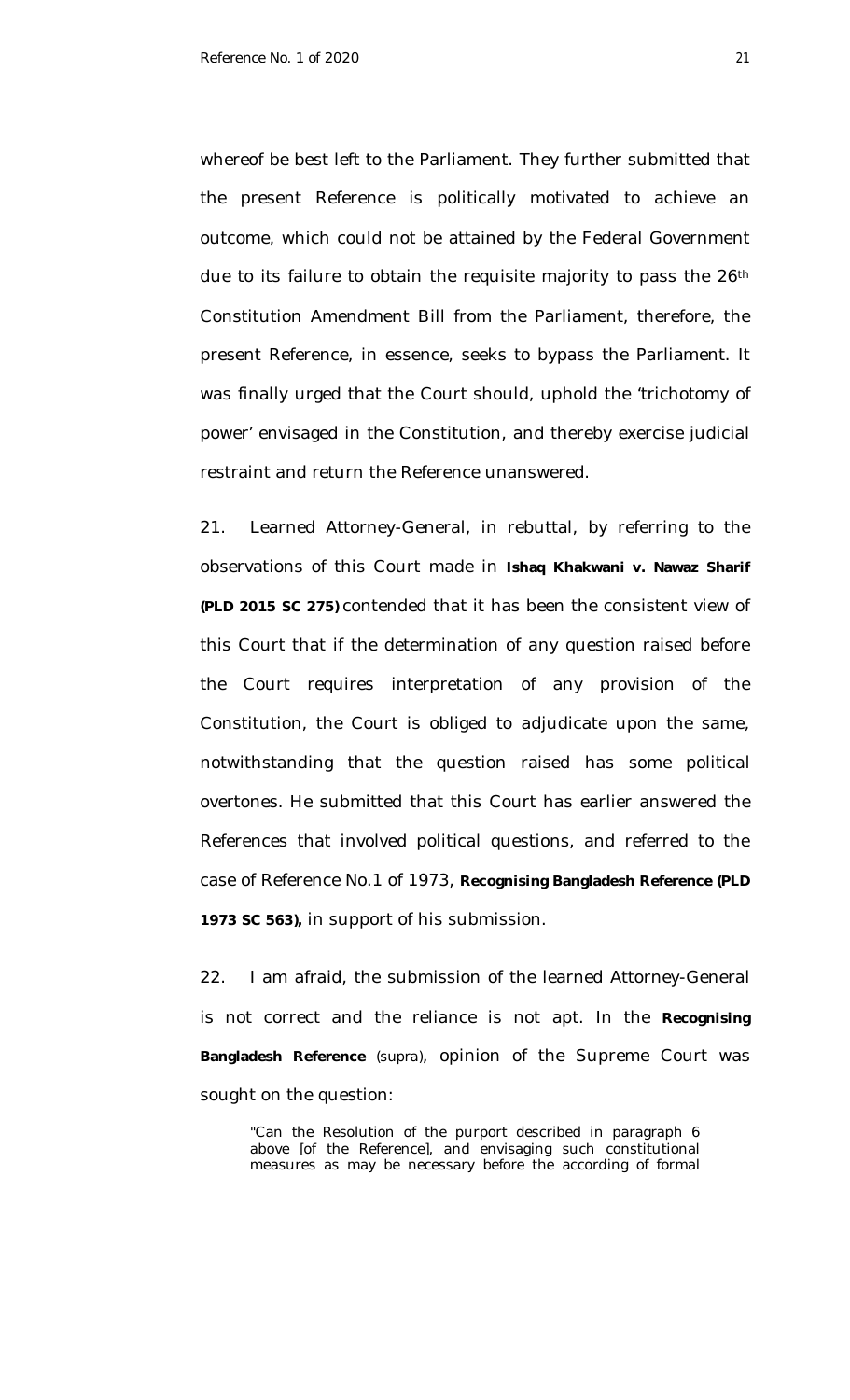whereof be best left to the Parliament. They further submitted that the present Reference is politically motivated to achieve an outcome, which could not be attained by the Federal Government due to its failure to obtain the requisite majority to pass the 26th Constitution Amendment Bill from the Parliament, therefore, the present Reference, in essence, seeks to bypass the Parliament. It was finally urged that the Court should, uphold the 'trichotomy of power' envisaged in the Constitution, and thereby exercise judicial restraint and return the Reference unanswered.

21. Learned Attorney-General, in rebuttal, by referring to the observations of this Court made in **Ishaq Khakwani v. Nawaz Sharif (PLD 2015 SC 275)** contended that it has been the consistent view of this Court that if the determination of any question raised before the Court requires interpretation of any provision of the Constitution, the Court is obliged to adjudicate upon the same, notwithstanding that the question raised has some political overtones. He submitted that this Court has earlier answered the References that involved political questions, and referred to the case of Reference No.1 of 1973, **Recognising Bangladesh Reference (PLD 1973 SC 563),** in support of his submission.

22. I am afraid, the submission of the learned Attorney-General is not correct and the reliance is not apt. In the **Recognising Bangladesh Reference** (supra), opinion of the Supreme Court was sought on the question:

> "Can the Resolution of the purport described in paragraph 6 above [of the Reference], and envisaging such constitutional measures as may be necessary before the according of formal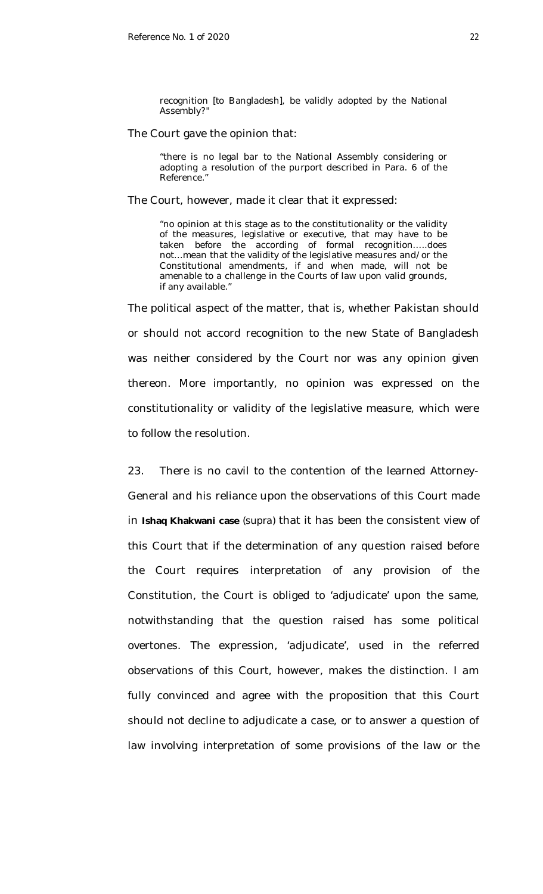> recognition [to Bangladesh], be validly adopted by the National Assembly?"

The Court gave the opinion that:

> "there is no legal bar to the National Assembly considering or adopting a resolution of the purport described in Para. 6 of the Reference."

The Court, however, made it clear that it expressed:

> "no opinion at this stage as to the constitutionality or the validity of the measures, legislative or executive, that may have to be taken before the according of formal recognition…..does not…mean that the validity of the legislative measures and/or the Constitutional amendments, if and when made, will not be amenable to a challenge in the Courts of law upon valid grounds, if any available."

The political aspect of the matter, that is, whether Pakistan should or should not accord recognition to the new State of Bangladesh was neither considered by the Court nor was any opinion given thereon. More importantly, no opinion was expressed on the constitutionality or validity of the legislative measure, which were to follow the resolution.

23. There is no cavil to the contention of the learned Attorney-General and his reliance upon the observations of this Court made in **Ishaq Khakwani case** (supra) that it has been the consistent view of this Court that if the determination of any question raised before the Court requires interpretation of any provision of the Constitution, the Court is obliged to 'adjudicate' upon the same, notwithstanding that the question raised has some political overtones. The expression, 'adjudicate', used in the referred observations of this Court, however, makes the distinction. I am fully convinced and agree with the proposition that this Court should not decline to adjudicate a case, or to answer a question of law involving interpretation of some provisions of the law or the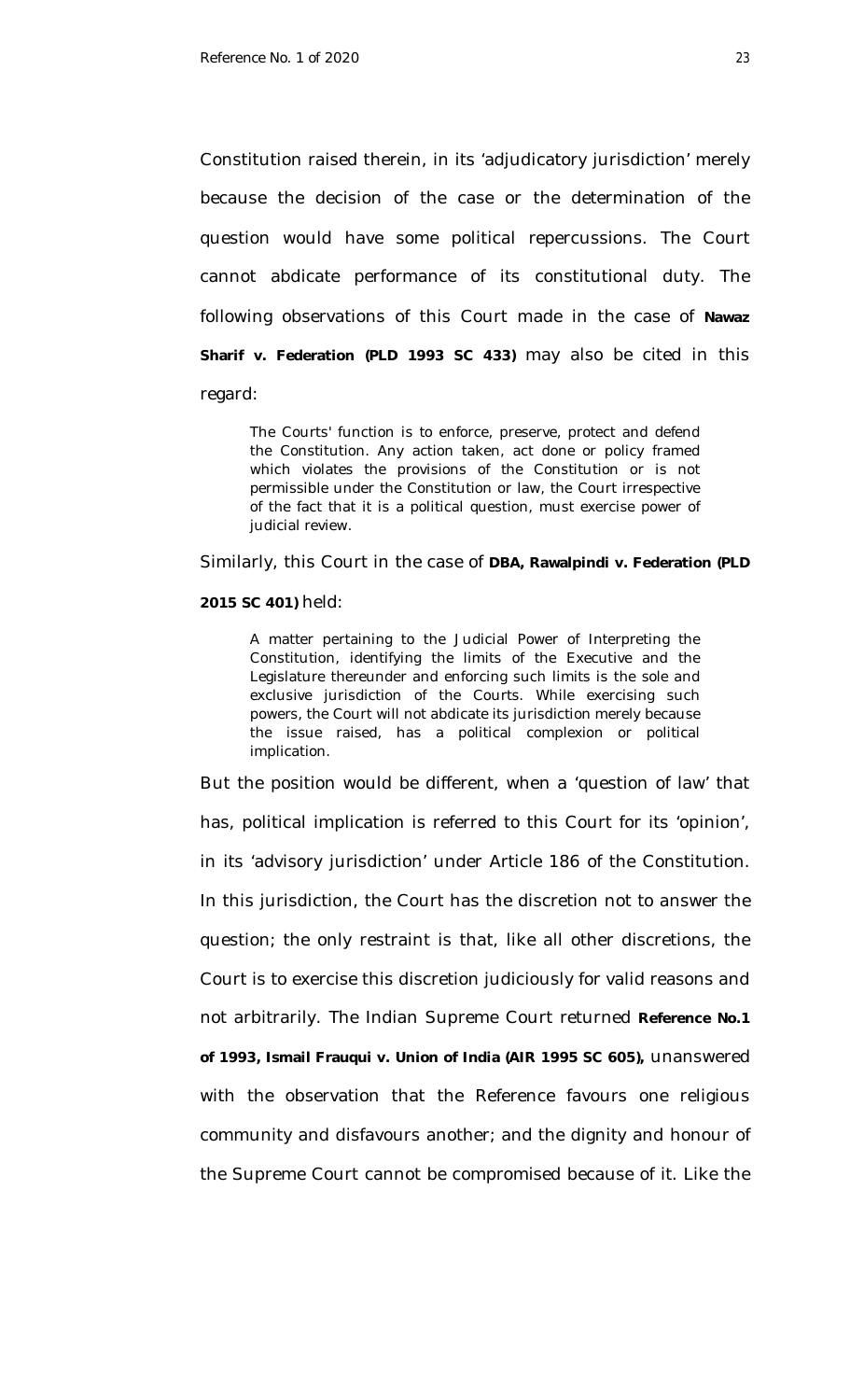Constitution raised therein, in its 'adjudicatory jurisdiction' merely because the decision of the case or the determination of the question would have some political repercussions. The Court cannot abdicate performance of its constitutional duty. The following observations of this Court made in the case of **Nawaz Sharif v. Federation (PLD 1993 SC 433)** may also be cited in this regard:

> The Courts' function is to enforce, preserve, protect and defend the Constitution. Any action taken, act done or policy framed which violates the provisions of the Constitution or is not permissible under the Constitution or law, the Court irrespective of the fact that it is a political question, must exercise power of judicial review.

Similarly, this Court in the case of **DBA, Rawalpindi v. Federation (PLD 2015 SC 401)** held:

> A matter pertaining to the Judicial Power of Interpreting the Constitution, identifying the limits of the Executive and the Legislature thereunder and enforcing such limits is the sole and exclusive jurisdiction of the Courts. While exercising such powers, the Court will not abdicate its jurisdiction merely because the issue raised, has a political complexion or political implication.

But the position would be different, when a 'question of law' that has, political implication is referred to this Court for its 'opinion', in its 'advisory jurisdiction' under Article 186 of the Constitution. In this jurisdiction, the Court has the discretion not to answer the question; the only restraint is that, like all other discretions, the Court is to exercise this discretion judiciously for valid reasons and not arbitrarily. The Indian Supreme Court returned **Reference No.1 of 1993, Ismail Frauqui v. Union of India (AIR 1995 SC 605),** unanswered with the observation that the Reference favours one religious community and disfavours another; and the dignity and honour of the Supreme Court cannot be compromised because of it. Like the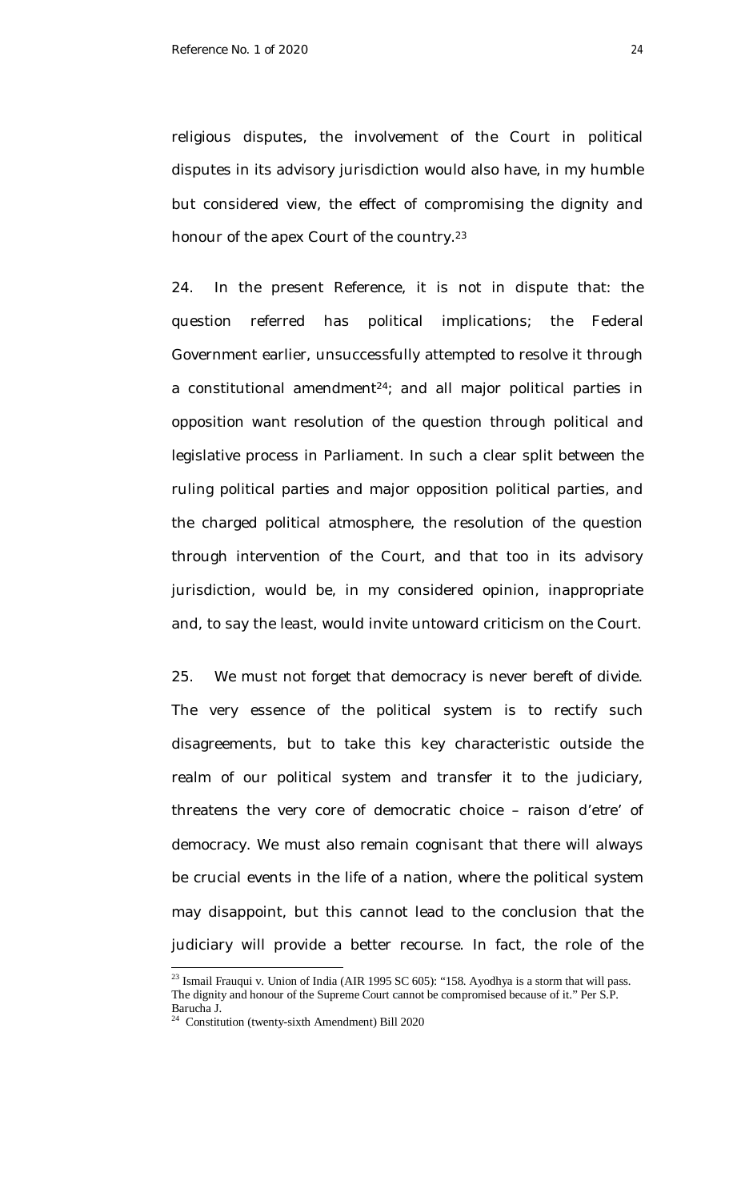religious disputes, the involvement of the Court in political disputes in its advisory jurisdiction would also have, in my humble but considered view, the effect of compromising the dignity and honour of the apex Court of the country.[23]

24. In the present Reference, it is not in dispute that: the question referred has political implications; the Federal Government earlier, unsuccessfully attempted to resolve it through a constitutional amendment[24]; and all major political parties in opposition want resolution of the question through political and legislative process in Parliament. In such a clear split between the ruling political parties and major opposition political parties, and the charged political atmosphere, the resolution of the question through intervention of the Court, and that too in its advisory jurisdiction, would be, in my considered opinion, inappropriate and, to say the least, would invite untoward criticism on the Court.

25. We must not forget that democracy is never bereft of divide. The very essence of the political system is to rectify such disagreements, but to take this key characteristic outside the realm of our political system and transfer it to the judiciary, threatens the very core of democratic choice – raison d'etre' of democracy. We must also remain cognisant that there will always be crucial events in the life of a nation, where the political system may disappoint, but this cannot lead to the conclusion that the judiciary will provide a better recourse. In fact, the role of the

---

[23] Ismail Frauqui v. Union of India (AIR 1995 SC 605): "158. Ayodhya is a storm that will pass. The dignity and honour of the Supreme Court cannot be compromised because of it." Per S.P. Barucha J.

[24] Constitution (twenty-sixth Amendment) Bill 2020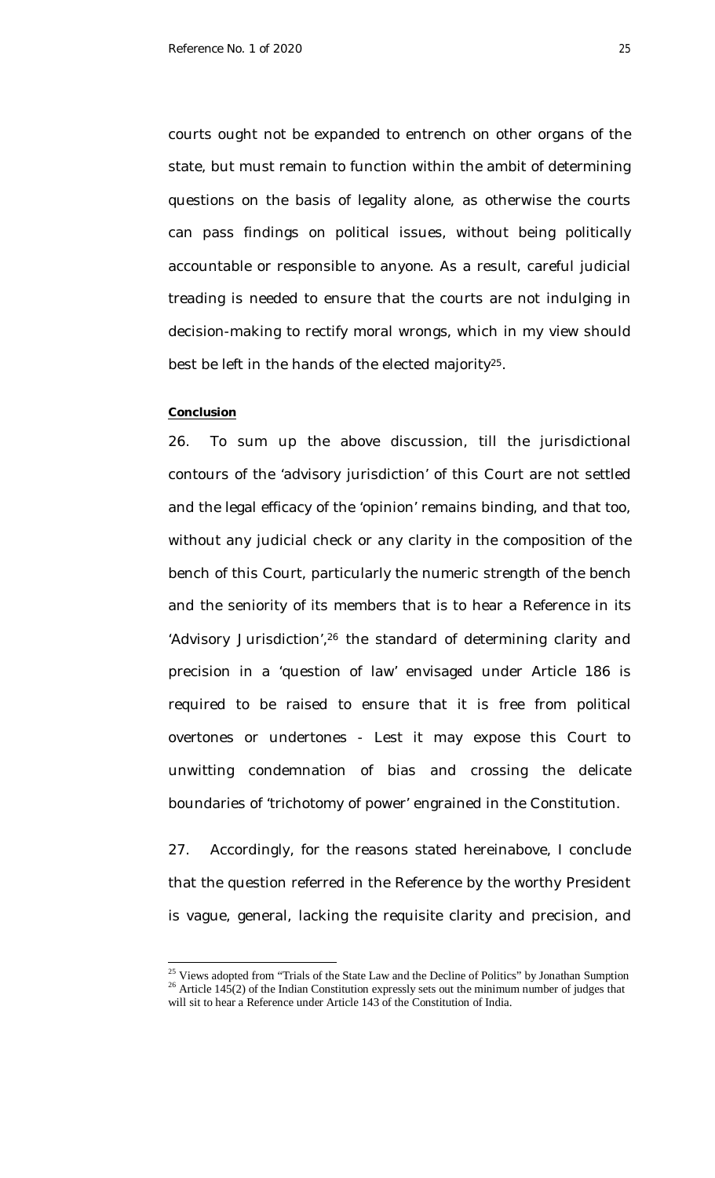courts ought not be expanded to entrench on other organs of the state, but must remain to function within the ambit of determining questions on the basis of legality alone, as otherwise the courts can pass findings on political issues, without being politically accountable or responsible to anyone. As a result, careful judicial treading is needed to ensure that the courts are not indulging in decision-making to rectify moral wrongs, which in my view should best be left in the hands of the elected majority[25].

**Conclusion**

26. To sum up the above discussion, till the jurisdictional contours of the 'advisory jurisdiction' of this Court are not settled and the legal efficacy of the 'opinion' remains binding, and that too, without any judicial check or any clarity in the composition of the bench of this Court, particularly the numeric strength of the bench and the seniority of its members that is to hear a Reference in its 'Advisory Jurisdiction',[26] the standard of determining clarity and precision in a 'question of law' envisaged under Article 186 is required to be raised to ensure that it is free from political overtones or undertones - Lest it may expose this Court to unwitting condemnation of bias and crossing the delicate boundaries of 'trichotomy of power' engrained in the Constitution.

27. Accordingly, for the reasons stated hereinabove, I conclude that the question referred in the Reference by the worthy President is vague, general, lacking the requisite clarity and precision, and

---

[25] Views adopted from "Trials of the State Law and the Decline of Politics" by Jonathan Sumption

[26] Article 145(2) of the Indian Constitution expressly sets out the minimum number of judges that will sit to hear a Reference under Article 143 of the Constitution of India.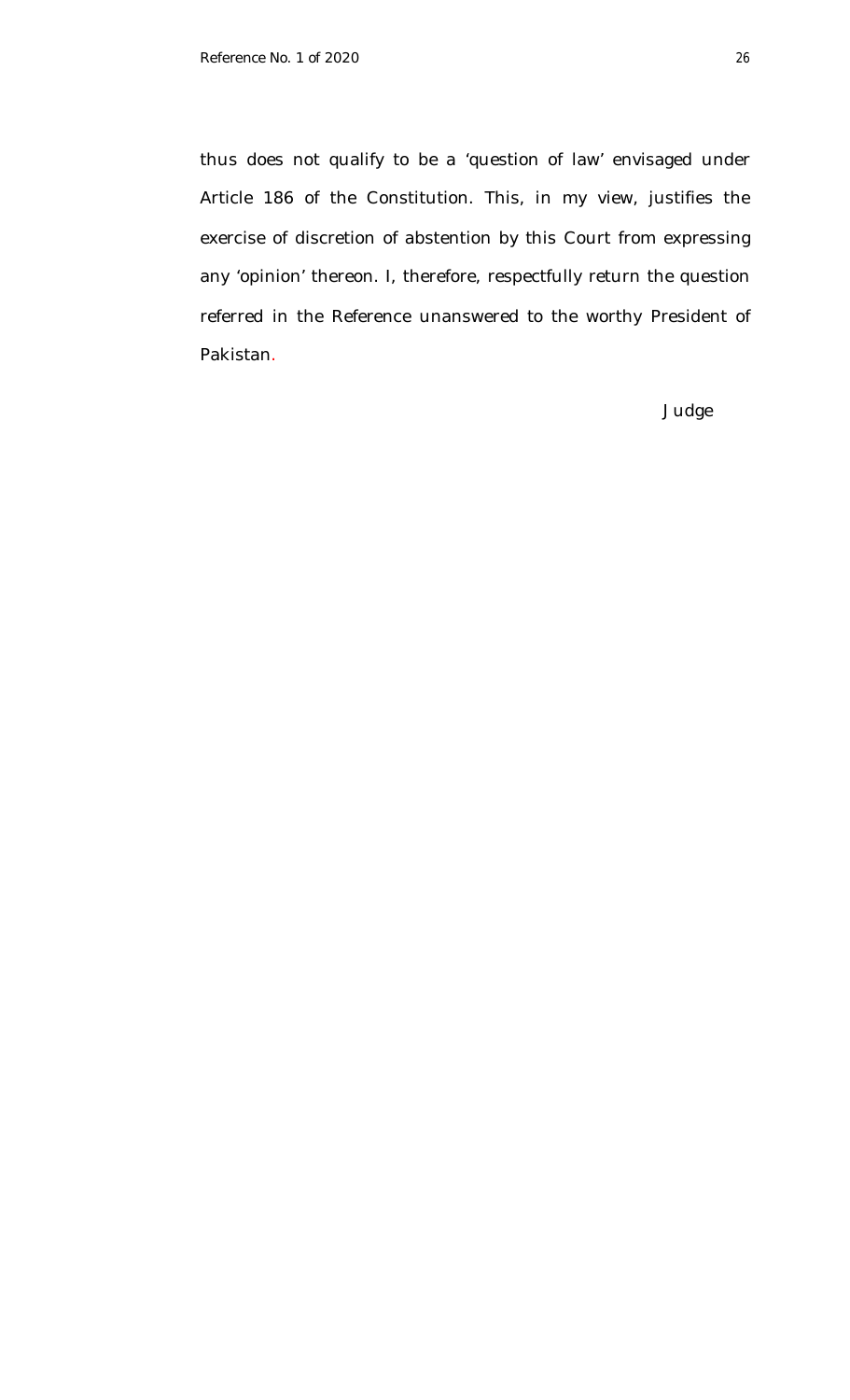thus does not qualify to be a 'question of law' envisaged under Article 186 of the Constitution. This, in my view, justifies the exercise of discretion of abstention by this Court from expressing any 'opinion' thereon. I, therefore, respectfully return the question referred in the Reference unanswered to the worthy President of Pakistan.

Judge